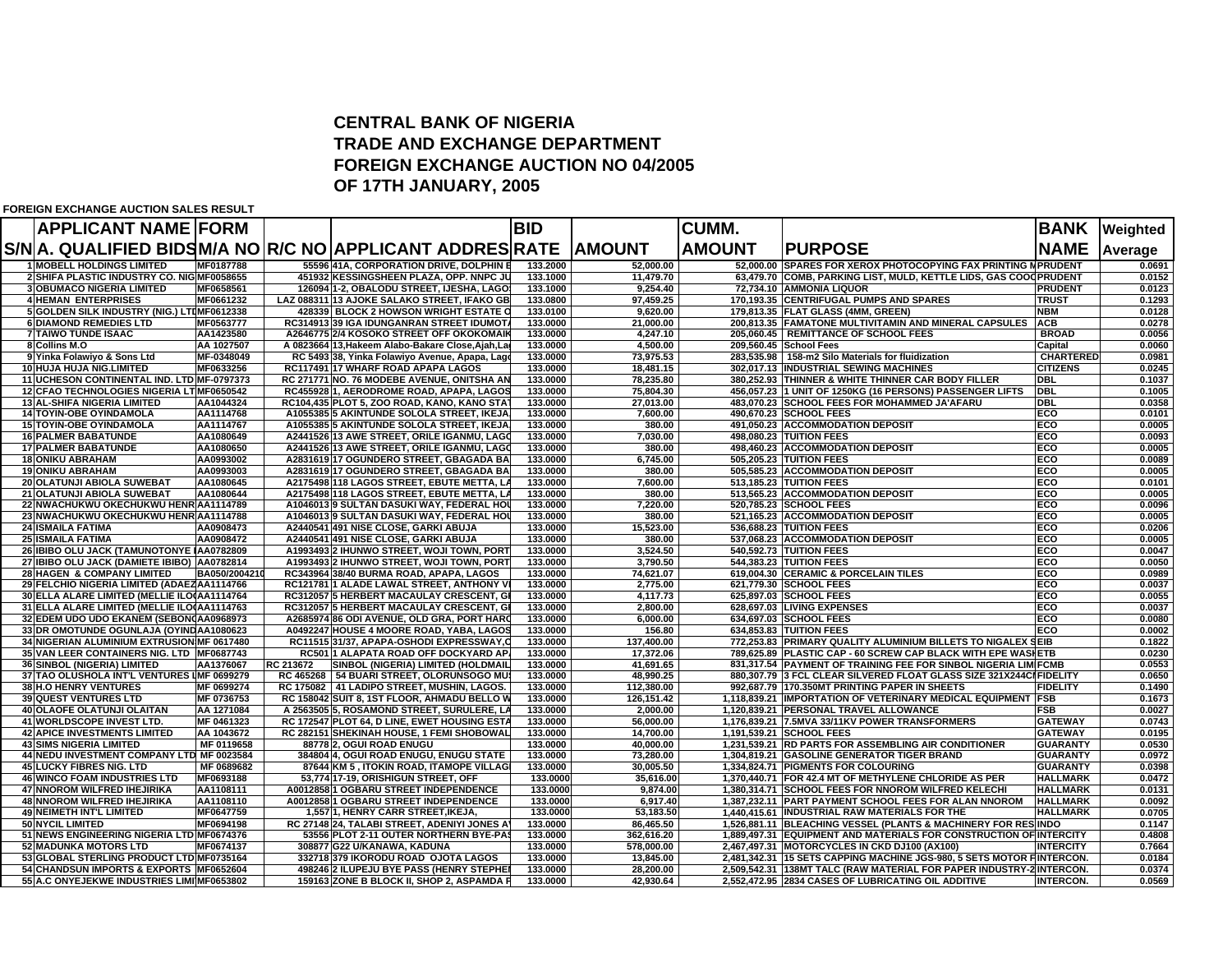# CENTRAL BANK OF NIGERIA
## TRADE AND EXCHANGE DEPARTMENT
## FOREIGN EXCHANGE AUCTION NO 04/2005
## OF 17TH JANUARY, 2005

**FOREIGN EXCHANGE AUCTION SALES RESULT**

| S/N | APPLICANT NAME A. QUALIFIED BIDS | FORM M/A NO | R/C NO | APPLICANT ADDRESS | BID RATE | AMOUNT | CUMM. AMOUNT | PURPOSE | BANK NAME | Weighted Average |
|---|---|---|---|---|---|---|---|---|---|---|
| 1 | MOBELL HOLDINGS LIMITED | MF0187788 | 55596 | 41A, CORPORATION DRIVE, DOLPHIN E | 133.2000 | 52,000.00 | 52,000.00 | SPARES FOR XEROX PHOTOCOPYING FAX PRINTING M | PRUDENT | 0.0691 |
| 2 | SHIFA PLASTIC INDUSTRY CO. NIG | MF0058655 | 451932 | KESSINGSHEEN PLAZA, OPP. NNPC JU | 133.1000 | 11,479.70 | 63,479.70 | COMB, PARKING LIST, MULD, KETTLE LIDS, GAS COOK | PRUDENT | 0.0152 |
| 3 | OBUMACO NIGERIA LIMITED | MF0658561 | 126094 | 1-2, OBALODU STREET, IJESHA, LAGOS | 133.1000 | 9,254.40 | 72,734.10 | AMMONIA LIQUOR | PRUDENT | 0.0123 |
| 4 | HEMAN ENTERPRISES | MF0661232 | LAZ 088311 | 13 AJOKE SALAKO STREET, IFAKO GB | 133.0800 | 97,459.25 | 170,193.35 | CENTRIFUGAL PUMPS AND SPARES | TRUST | 0.1293 |
| 5 | GOLDEN SILK INDUSTRY (NIG.) LTD | MF0612338 | 428339 | BLOCK 2 HOWSON WRIGHT ESTATE O | 133.0100 | 9,620.00 | 179,813.35 | FLAT GLASS (4MM, GREEN) | NBM | 0.0128 |
| 6 | DIAMOND REMEDIES LTD | MF0563777 | RC314913 | 39 IGA IDUNGANRAN STREET IDUMOTA | 133.0000 | 21,000.00 | 200,813.35 | FAMATONE MULTIVITAMIN AND MINERAL CAPSULES | ACB | 0.0278 |
| 7 | TAIWO TUNDE ISAAC | AA1423580 | A2646775 | 2/4 KOSOKO STREET OFF OKOKOMAIK | 133.0000 | 4,247.10 | 205,060.45 | REMITTANCE OF SCHOOL FEES | BROAD | 0.0056 |
| 8 | Collins M.O | AA 1027507 | A 0823664 | 13,Hakeem Alabo-Bakare Close,Ajah,La | 133.0000 | 4,500.00 | 209,560.45 | School Fees | Capital | 0.0060 |
| 9 | Yinka Folawiyo & Sons Ltd | MF-0348049 | RC 5493 | 38, Yinka Folawiyo Avenue, Apapa, Lago | 133.0000 | 73,975.53 | 283,535.98 | 158-m2 Silo Materials for fluidization | CHARTERED | 0.0981 |
| 10 | HUJA HUJA NIG.LIMITED | MF0633256 | RC117491 | 17 WHARF ROAD APAPA LAGOS | 133.0000 | 18,481.15 | 302,017.13 | INDUSTRIAL SEWING MACHINES | CITIZENS | 0.0245 |
| 11 | UCHESON CONTINENTAL IND. LTD | MF-0797373 | RC 271771 | NO. 76 MODEBE AVENUE, ONITSHA AN | 133.0000 | 78,235.80 | 380,252.93 | THINNER & WHITE THINNER CAR BODY FILLER | DBL | 0.1037 |
| 12 | CFAO TECHNOLOGIES NIGERIA LT | MF0650542 | RC455928 | 1, AERODROME ROAD, APAPA, LAGOS | 133.0000 | 75,804.30 | 456,057.23 | 1 UNIT OF 1250KG (16 PERSONS) PASSENGER LIFTS | DBL | 0.1005 |
| 13 | AL-SHIFA NIGERIA LIMITED | AA1044324 | RC104,435 | PLOT 5, ZOO ROAD, KANO, KANO STAT | 133.0000 | 27,013.00 | 483,070.23 | SCHOOL FEES FOR MOHAMMED JA'AFARU | DBL | 0.0358 |
| 14 | TOYIN-OBE OYINDAMOLA | AA1114768 | A1055385 | 5 AKINTUNDE SOLOLA STREET, IKEJA | 133.0000 | 7,600.00 | 490,670.23 | SCHOOL FEES | ECO | 0.0101 |
| 15 | TOYIN-OBE OYINDAMOLA | AA1114767 | A1055385 | 5 AKINTUNDE SOLOLA STREET, IKEJA | 133.0000 | 380.00 | 491,050.23 | ACCOMMODATION DEPOSIT | ECO | 0.0005 |
| 16 | PALMER BABATUNDE | AA1080649 | A2441526 | 13 AWE STREET, ORILE IGANMU, LAGO | 133.0000 | 7,030.00 | 498,080.23 | TUITION FEES | ECO | 0.0093 |
| 17 | PALMER BABATUNDE | AA1080650 | A2441526 | 13 AWE STREET, ORILE IGANMU, LAGO | 133.0000 | 380.00 | 498,460.23 | ACCOMMODATION DEPOSIT | ECO | 0.0005 |
| 18 | ONIKU ABRAHAM | AA0993002 | A2831619 | 17 OGUNDERO STREET, GBAGADA BA | 133.0000 | 6,745.00 | 505,205.23 | TUITION FEES | ECO | 0.0089 |
| 19 | ONIKU ABRAHAM | AA0993003 | A2831619 | 17 OGUNDERO STREET, GBAGADA BA | 133.0000 | 380.00 | 505,585.23 | ACCOMMODATION DEPOSIT | ECO | 0.0005 |
| 20 | OLATUNJI ABIOLA SUWEBAT | AA1080645 | A2175498 | 118 LAGOS STREET, EBUTE METTA, LA | 133.0000 | 7,600.00 | 513,185.23 | TUITION FEES | ECO | 0.0101 |
| 21 | OLATUNJI ABIOLA SUWEBAT | AA1080644 | A2175498 | 118 LAGOS STREET, EBUTE METTA, LA | 133.0000 | 380.00 | 513,565.23 | ACCOMMODATION DEPOSIT | ECO | 0.0005 |
| 22 | NWACHUKWU OKECHUKWU HENR | AA1114789 | A1046013 | 9 SULTAN DASUKI WAY, FEDERAL HOU | 133.0000 | 7,220.00 | 520,785.23 | SCHOOL FEES | ECO | 0.0096 |
| 23 | NWACHUKWU OKECHUKWU HENR | AA1114788 | A1046013 | 9 SULTAN DASUKI WAY, FEDERAL HOU | 133.0000 | 380.00 | 521,165.23 | ACCOMMODATION DEPOSIT | ECO | 0.0005 |
| 24 | ISMAILA FATIMA | AA0908473 | A2440541 | 491 NISE CLOSE, GARKI ABUJA | 133.0000 | 15,523.00 | 536,688.23 | TUITION FEES | ECO | 0.0206 |
| 25 | ISMAILA FATIMA | AA0908472 | A2440541 | 491 NISE CLOSE, GARKI ABUJA | 133.0000 | 380.00 | 537,068.23 | ACCOMMODATION DEPOSIT | ECO | 0.0005 |
| 26 | IBIBO OLU JACK (TAMUNOTONYE I | AA0782809 | A1993493 | 2 IHUNWO STREET, WOJI TOWN, PORT | 133.0000 | 3,524.50 | 540,592.73 | TUITION FEES | ECO | 0.0047 |
| 27 | IBIBO OLU JACK (DAMIETE IBIBO) | AA0782814 | A1993493 | 2 IHUNWO STREET, WOJI TOWN, PORT | 133.0000 | 3,790.50 | 544,383.23 | TUITION FEES | ECO | 0.0050 |
| 28 | HAGEN & COMPANY LIMITED | BA050/2004210 | RC343964 | 38/40 BURMA ROAD, APAPA, LAGOS | 133.0000 | 74,621.07 | 619,004.30 | CERAMIC & PORCELAIN TILES | ECO | 0.0989 |
| 29 | FELCHIO NIGERIA LIMITED (ADAEZ | AA1114766 | RC121781 | 1 ALADE LAWAL STREET, ANTHONY VI | 133.0000 | 2,775.00 | 621,779.30 | SCHOOL FEES | ECO | 0.0037 |
| 30 | ELLA ALARE LIMITED (MELLIE ILO | AA1114764 | RC312057 | 5 HERBERT MACAULAY CRESCENT, GI | 133.0000 | 4,117.73 | 625,897.03 | SCHOOL FEES | ECO | 0.0055 |
| 31 | ELLA ALARE LIMITED (MELLIE ILO | AA1114763 | RC312057 | 5 HERBERT MACAULAY CRESCENT, GI | 133.0000 | 2,800.00 | 628,697.03 | LIVING EXPENSES | ECO | 0.0037 |
| 32 | EDEM UDO UDO EKANEM (SEBON | AA0968973 | A2685974 | 86 ODI AVENUE, OLD GRA, PORT HARC | 133.0000 | 6,000.00 | 634,697.03 | SCHOOL FEES | ECO | 0.0080 |
| 33 | DR OMOTUNDE OGUNLAJA (OYIND | AA1080623 | A0492247 | HOUSE 4 MOORE ROAD, YABA, LAGOS | 133.0000 | 156.80 | 634,853.83 | TUITION FEES | ECO | 0.0002 |
| 34 | NIGERIAN ALUMINIUM EXTRUSION | MF 0617480 | RC11515 | 31/37, APAPA-OSHODI EXPRESSWAY,O | 133.0000 | 137,400.00 | 772,253.83 | PRIMARY QUALITY ALUMINIUM BILLETS TO NIGALEX S | EIB | 0.1822 |
| 35 | VAN LEER CONTAINERS NIG. LTD | MF0687743 | RC501 | 1 ALAPATA ROAD OFF DOCKYARD AP | 133.0000 | 17,372.06 | 789,625.89 | PLASTIC CAP - 60 SCREW CAP BLACK WITH EPE WASH | ETB | 0.0230 |
| 36 | SINBOL (NIGERIA) LIMITED | AA1376067 | RC 213672 | SINBOL (NIGERIA) LIMITED (HOLDMAIL | 133.0000 | 41,691.65 | 831,317.54 | PAYMENT OF TRAINING FEE FOR SINBOL NIGERIA LIMI | FCMB | 0.0553 |
| 37 | TAO OLUSHOLA INT'L VENTURES L | MF 0699279 | RC 465268 | 54 BUARI STREET, OLORUNSOGO MU | 133.0000 | 48,990.25 | 880,307.79 | 3 FCL CLEAR SILVERED FLOAT GLASS SIZE 321X244CM | FIDELITY | 0.0650 |
| 38 | H.O HENRY VENTURES | MF 0699274 | RC 175082 | 41 LADIPO STREET, MUSHIN, LAGOS. | 133.0000 | 112,380.00 | 992,687.79 | 170.350MT PRINTING PAPER IN SHEETS | FIDELITY | 0.1490 |
| 39 | QUEST VENTURES LTD | MF 0736753 | RC 158042 | SUIT 8, 1ST FLOOR, AHMADU BELLO W | 133.0000 | 126,151.42 | 1,118,839.21 | IMPORTATION OF VETERINARY MEDICAL EQUIPMENT | FSB | 0.1673 |
| 40 | OLAOFE OLATUNJI OLAITAN | AA 1271084 | A 2563505 | 5, ROSAMOND STREET, SURULERE, LA | 133.0000 | 2,000.00 | 1,120,839.21 | PERSONAL TRAVEL ALLOWANCE | FSB | 0.0027 |
| 41 | WORLDSCOPE INVEST LTD. | MF 0461323 | RC 172547 | PLOT 64, D LINE, EWET HOUSING ESTA | 133.0000 | 56,000.00 | 1,176,839.21 | 7.5MVA 33/11KV POWER TRANSFORMERS | GATEWAY | 0.0743 |
| 42 | APICE INVESTMENTS LIMITED | AA 1043672 | RC 282151 | SHEKINAH HOUSE, 1 FEMI SHOBOWAL | 133.0000 | 14,700.00 | 1,191,539.21 | SCHOOL FEES | GATEWAY | 0.0195 |
| 43 | SIMS NIGERIA LIMITED | MF 0119658 | 88778 | 2, OGUI ROAD ENUGU | 133.0000 | 40,000.00 | 1,231,539.21 | RD PARTS FOR ASSEMBLING AIR CONDITIONER | GUARANTY | 0.0530 |
| 44 | NEDU INVESTMENT COMPANY LTD | MF 0023584 | 384804 | 4, OGUI ROAD ENUGU, ENUGU STATE | 133.0000 | 73,280.00 | 1,304,819.21 | GASOLINE GENERATOR TIGER BRAND | GUARANTY | 0.0972 |
| 45 | LUCKY FIBRES NIG. LTD | MF 0689682 | 87644 | KM 5 , ITOKIN ROAD, ITAMOPE VILLAG | 133.0000 | 30,005.50 | 1,334,824.71 | PIGMENTS FOR COLOURING | GUARANTY | 0.0398 |
| 46 | WINCO FOAM INDUSTRIES LTD | MF0693188 | 53,774 | 17-19, ORISHIGUN STREET, OFF | 133.0000 | 35,616.00 | 1,370,440.71 | FOR 42.4 MT OF METHYLENE CHLORIDE AS PER | HALLMARK | 0.0472 |
| 47 | NNOROM WILFRED IHEJIRIKA | AA1108111 | A0012858 | 1 OGBARU STREET INDEPENDENCE | 133.0000 | 9,874.00 | 1,380,314.71 | SCHOOL FEES FOR NNOROM WILFRED KELECHI | HALLMARK | 0.0131 |
| 48 | NNOROM WILFRED IHEJIRIKA | AA1108110 | A0012858 | 1 OGBARU STREET INDEPENDENCE | 133.0000 | 6,917.40 | 1,387,232.11 | PART PAYMENT SCHOOL FEES FOR ALAN NNOROM | HALLMARK | 0.0092 |
| 49 | NEIMETH INT'L LIMITED | MF0647759 | 1,557 | 1, HENRY CARR STREET,IKEJA, | 133.0000 | 53,183.50 | 1,440,415.61 | INDUSTRIAL RAW MATERIALS FOR THE | HALLMARK | 0.0705 |
| 50 | NYCIL LIMITED | MF0694198 | RC 27148 | 24, TALABI STREET, ADENIYI JONES AV | 133.0000 | 86,465.50 | 1,526,881.11 | BLEACHING VESSEL (PLANTS & MACHINERY FOR RES | INDO | 0.1147 |
| 51 | NEWS ENGINEERING NIGERIA LTD | MF0674376 | 53556 | PLOT 2-11 OUTER NORTHERN BYE-PAS | 133.0000 | 362,616.20 | 1,889,497.31 | EQUIPMENT AND MATERIALS FOR CONSTRUCTION OF | INTERCITY | 0.4808 |
| 52 | MADUNKA MOTORS LTD | MF0674137 | 308877 | G22 U/KANAWA, KADUNA | 133.0000 | 578,000.00 | 2,467,497.31 | MOTORCYCLES IN CKD DJ100 (AX100) | INTERCITY | 0.7664 |
| 53 | GLOBAL STERLING PRODUCT LTD | MF0735164 | 332718 | 379 IKORODU ROAD OJOTA LAGOS | 133.0000 | 13,845.00 | 2,481,342.31 | 15 SETS CAPPING MACHINE JGS-980, 5 SETS MOTOR F | INTERCON. | 0.0184 |
| 54 | CHANDSUN IMPORTS & EXPORTS | MF0652604 | 498246 | 2 ILUPEJU BYE PASS (HENRY STEPHE | 133.0000 | 28,200.00 | 2,509,542.31 | 138MT TALC (RAW MATERIAL FOR PAPER INDUSTRY-2 | INTERCON. | 0.0374 |
| 55 | A.C ONYEJEKWE INDUSTRIES LIMI | MF0653802 | 159163 | ZONE B BLOCK II, SHOP 2, ASPAMDA F | 133.0000 | 42,930.64 | 2,552,472.95 | 2834 CASES OF LUBRICATING OIL ADDITIVE | INTERCON. | 0.0569 |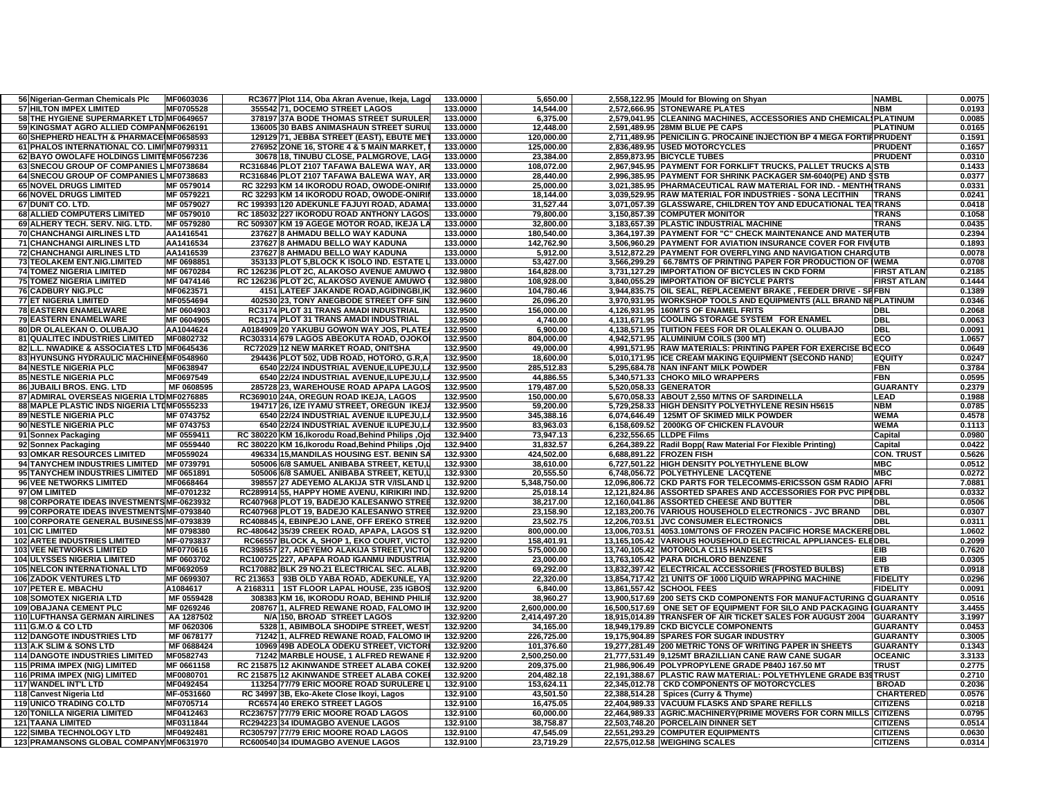| | | | | | | | | | |
|---|---|---|---|---|---|---|---|---|---|
| 56 | Nigerian-German Chemicals Plc | MF0603036 | RC3677 | Plot 114, Oba Akran Avenue, Ikeja, Lago | 133.0000 | 5,650.00 | 2,558,122.95 | Mould for Blowing on Shyan | NAMBL | 0.0075 |
| 57 | HILTON IMPEX LIMITED | MF0705528 | 355542 | 71, DOCEMO STREET LAGOS | 133.0000 | 14,544.00 | 2,572,666.95 | STONEWARE PLATES | NBM | 0.0193 |
| 58 | THE HYGIENE SUPERMARKET LTD | MF0649657 | 378197 | 37A BODE THOMAS STREET SURULER | 133.0000 | 6,375.00 | 2,579,041.95 | CLEANING MACHINES, ACCESSORIES AND CHEMICALS | PLATINUM | 0.0085 |
| 59 | KINGSMAT AGRO ALLIED COMPAN | MF0626191 | 136005 | 30 BABS ANIMASHAUN STREET SURUL | 133.0000 | 12,448.00 | 2,591,489.95 | 28MM BLUE PE CAPS | PLATINUM | 0.0165 |
| 60 | SHEPHERD HEALTH & PHARMACE | MF0658593 | 129129 | 71, JEBBA STREET (EAST), EBUTE MET | 133.0000 | 120,000.00 | 2,711,489.95 | PENICILIN G. PROCAINE INJECTION BP 4 MEGA FORTIF | PRUDENT | 0.1591 |
| 61 | PHALOS INTERNATIONAL CO. LIMI | MF0799311 | 276952 | ZONE 16, STORE 4 & 5 MAIN MARKET, | 133.0000 | 125,000.00 | 2,836,489.95 | USED MOTORCYCLES | PRUDENT | 0.1657 |
| 62 | BAYO OWOLAFE HOLDINGS LIMITE | MF0567236 | 30678 | 18, TINUBU CLOSE, PALMGROVE, LAG | 133.0000 | 23,384.00 | 2,859,873.95 | BICYCLE TUBES | PRUDENT | 0.0310 |
| 63 | SNECOU GROUP OF COMPANIES L | MF0738684 | RC316846 | PLOT 2107 TAFAWA BALEWA WAY, AR | 133.0000 | 108,072.00 | 2,967,945.95 | PAYMENT FOR FORKLIFT TRUCKS, PALLET TRUCKS A | STB | 0.1433 |
| 64 | SNECOU GROUP OF COMPANIES L | MF0738683 | RC316846 | PLOT 2107 TAFAWA BALEWA WAY, AR | 133.0000 | 28,440.00 | 2,996,385.95 | PAYMENT FOR SHRINK PACKAGER SM-6040(PE) AND S | STB | 0.0377 |
| 65 | NOVEL DRUGS LIMITED | MF 0579014 | RC 32293 | KM 14 IKORODU ROAD, OWODE-ONIRI | 133.0000 | 25,000.00 | 3,021,385.95 | PHARMACEUTICAL RAW MATERIAL FOR IND. - MENTH | TRANS | 0.0331 |
| 66 | NOVEL DRUGS LIMITED | MF 0579221 | RC 32293 | KM 14 IKORODU ROAD, OWODE-ONIRI | 133.0000 | 18,144.00 | 3,039,529.95 | RAW MATERIAL FOR INDUSTRIES - SONA LECITHIN | TRANS | 0.0241 |
| 67 | DUNIT CO. LTD. | MF 0579027 | RC 199393 | 120 ADEKUNLE FAJUYI ROAD, ADAMA | 133.0000 | 31,527.44 | 3,071,057.39 | GLASSWARE, CHILDREN TOY AND EDUCATIONAL TEA | TRANS | 0.0418 |
| 68 | ALLIED COMPUTERS LIMITED | MF 0579010 | RC 185032 | 227 IKORODU ROAD ANTHONY LAGOS | 133.0000 | 79,800.00 | 3,150,857.39 | COMPUTER MONITOR | TRANS | 0.1058 |
| 69 | ALHERY TECH. SERV. NIG. LTD. | MF 0579280 | RC 509307 | KM 19 AGEGE MOTOR ROAD, IKEJA LA | 133.0000 | 32,800.00 | 3,183,657.39 | PLASTIC INDUSTRIAL MACHINE | TRANS | 0.0435 |
| 70 | CHANCHANGI AIRLINES LTD | AA1416541 | 237627 | 8 AHMADU BELLO WAY KADUNA | 133.0000 | 180,540.00 | 3,364,197.39 | PAYMENT FOR "C" CHECK MAINTENANCE AND MATER | UTB | 0.2394 |
| 71 | CHANCHANGI AIRLINES LTD | AA1416534 | 237627 | 8 AHMADU BELLO WAY KADUNA | 133.0000 | 142,762.90 | 3,506,960.29 | PAYMENT FOR AVIATION INSURANCE COVER FOR FIVE | UTB | 0.1893 |
| 72 | CHANCHANGI AIRLINES LTD | AA1416539 | 237627 | 8 AHMADU BELLO WAY KADUNA | 133.0000 | 5,912.00 | 3,512,872.29 | PAYMENT FOR OVERFLYING AND NAVIGATION CHARG | UTB | 0.0078 |
| 73 | TEOLAKEM ENT.NIG.LIMITED | MF 0698851 | 353133 | PLOT 5,BLOCK K ISOLO IND. ESTATE L | 133.0000 | 53,427.00 | 3,566,299.29 | 66.78MTS OF PRINTING PAPER FOR PRODUCTION OF | WEMA | 0.0708 |
| 74 | TOMEZ NIGERIA LIMITED | MF 0670284 | RC 126236 | PLOT 2C, ALAKOSO AVENUE AMUWO | 132.9800 | 164,828.00 | 3,731,127.29 | IMPORTATION OF BICYCLES IN CKD FORM | FIRST ATLAN | 0.2185 |
| 75 | TOMEZ NIGERIA LIMITED | MF 0474146 | RC 126236 | PLOT 2C, ALAKOSO AVENUE AMUWO | 132.9800 | 108,928.00 | 3,840,055.29 | IMPORTATION OF BICYCLE PARTS | FIRST ATLAN | 0.1444 |
| 76 | CADBURY NIG.PLC | MF0623571 | 4151 | LATEEF JAKANDE ROAD,AGIDINGBI,IK | 132.9600 | 104,780.46 | 3,944,835.75 | OIL SEAL, REPLACEMENT BRAKE , FEEDER DRIVE - SP | FBN | 0.1389 |
| 77 | ET NIGERIA LIMITED | MF0554694 | 402530 | 23, TONY ANEGBODE STREET OFF SIN | 132.9600 | 26,096.20 | 3,970,931.95 | WORKSHOP TOOLS AND EQUIPMENTS (ALL BRAND NE | PLATINUM | 0.0346 |
| 78 | EASTERN ENAMELWARE | MF 0604903 | RC3174 | PLOT 31 TRANS AMADI INDUSTRIAL | 132.9500 | 156,000.00 | 4,126,931.95 | 160MTS OF ENAMEL FRITS | DBL | 0.2068 |
| 79 | EASTERN ENAMELWARE | MF 0604905 | RC3174 | PLOT 31 TRANS AMADI INDUSTRIAL | 132.9500 | 4,740.00 | 4,131,671.95 | COOLING STORAGE SYSTEM FOR ENAMEL | DBL | 0.0063 |
| 80 | DR OLALEKAN O. OLUBAJO | AA1044624 | A0184909 | 20 YAKUBU GOWON WAY JOS, PLATE | 132.9500 | 6,900.00 | 4,138,571.95 | TUITION FEES FOR DR OLALEKAN O. OLUBAJO | DBL | 0.0091 |
| 81 | QUALITEC INDUSTRIES LIMITED | MF0802732 | RC303314 | 679 LAGOS ABEOKUTA ROAD, OJOKO | 132.9500 | 804,000.00 | 4,942,571.95 | ALUMINIUM COILS (300 MT) | ECO | 1.0657 |
| 82 | L.L. NWADIKE & ASSOCIATES LTD | MF0645436 | RC72029 | 12 NEW MARKET ROAD, ONITSHA | 132.9500 | 49,000.00 | 4,991,571.95 | RAW MATERIALS: PRINTING PAPER FOR EXERCISE BO | ECO | 0.0649 |
| 83 | HYUNSUNG HYDRAULIC MACHINE | MF0548960 | 294436 | PLOT 502, UDB ROAD, HOTORO, G.R.A | 132.9500 | 18,600.00 | 5,010,171.95 | ICE CREAM MAKING EQUIPMENT (SECOND HAND) | EQUITY | 0.0247 |
| 84 | NESTLE NIGERIA PLC | MF0638947 | 6540 | 22/24 INDUSTRIAL AVENUE,ILUPEJU,L | 132.9500 | 285,512.83 | 5,295,684.78 | NAN INFANT MILK POWDER | FBN | 0.3784 |
| 85 | NESTLE NIGERIA PLC | MF0697549 | 6540 | 22/24 INDUSTRIAL AVENUE,ILUPEJU,L | 132.9500 | 44,886.55 | 5,340,571.33 | CHOKO MILO WRAPPERS | FBN | 0.0595 |
| 86 | JUBAILI BROS. ENG. LTD | MF 0608595 | 285728 | 23, WAREHOUSE ROAD APAPA LAGOS | 132.9500 | 179,487.00 | 5,520,058.33 | GENERATOR | GUARANTY | 0.2379 |
| 87 | ADMIRAL OVERSEAS NIGERIA LTD | MF0276885 | RC369010 | 24A, OREGUN ROAD IKEJA, LAGOS | 132.9500 | 150,000.00 | 5,670,058.33 | ABOUT 2,550 M/TNS OF SARDINELLA | LEAD | 0.1988 |
| 88 | MAPLE PLASTIC INDS NIGERIA LTD | MF0555233 | 194717 | 26, IZE IYAMU STREET, OREGUN IKEJ | 132.9500 | 59,200.00 | 5,729,258.33 | HIGH DENSITY POLYETHYLENE RESIN H5615 | NBM | 0.0785 |
| 89 | NESTLE NIGERIA PLC | MF 0743752 | 6540 | 22/24 INDUSTRIAL AVENUE ILUPEJU,L | 132.9500 | 345,388.16 | 6,074,646.49 | 125MT OF SKIMED MILK POWDER | WEMA | 0.4578 |
| 90 | NESTLE NIGERIA PLC | MF 0743753 | 6540 | 22/24 INDUSTRIAL AVENUE ILUPEJU,L | 132.9500 | 83,963.03 | 6,158,609.52 | 2000KG OF CHICKEN FLAVOUR | WEMA | 0.1113 |
| 91 | Sonnex Packaging | MF 0559411 | RC 380220 | KM 16,Ikorodu Road,Behind Philips ,Ojo | 132.9400 | 73,947.13 | 6,232,556.65 | LLDPE Films | Capital | 0.0980 |
| 92 | Sonnex Packaging | MF 0559440 | RC 380220 | KM 16,Ikorodu Road,Behind Philips ,Ojo | 132.9400 | 31,832.57 | 6,264,389.22 | Radil Bopp( Raw Material For Flexible Printing) | Capital | 0.0422 |
| 93 | OMKAR RESOURCES LIMITED | MF0559024 | 496334 | 15,MANDILAS HOUSING EST. BENIN SA | 132.9300 | 424,502.00 | 6,688,891.22 | FROZEN FISH | CON. TRUST | 0.5626 |
| 94 | TANYCHEM INDUSTRIES LIMITED | MF 0739791 | 505006 | 6/8 SAMUEL ANIBABA STREET, KETU,L | 132.9300 | 38,610.00 | 6,727,501.22 | HIGH DENSITY POLYETHYLENE BLOW | MBC | 0.0512 |
| 95 | TANYCHEM INDUSTRIES LIMITED | MF 0651891 | 505006 | 6/8 SAMUEL ANIBABA STREET, KETU,L | 132.9300 | 20,555.50 | 6,748,056.72 | POLYETHYLENE LACQTENE | MBC | 0.0272 |
| 96 | VEE NETWORKS LIMITED | MF0668464 | 398557 | 27 ADEYEMO ALAKIJA STR V/ISLAND L | 132.9200 | 5,348,750.00 | 12,096,806.72 | CKD PARTS FOR TELECOMMS-ERICSSON GSM RADIO | AFRI | 7.0881 |
| 97 | OM LIMITED | MF-0701232 | RC289914 | 55, HAPPY HOME AVENU, KIRIKIRI IND. | 132.9200 | 25,018.14 | 12,121,824.86 | ASSORTED SPARES AND ACCESSORIES FOR PVC PIPE | DBL | 0.0332 |
| 98 | CORPORATE IDEAS INVESTMENTS | MF-0623932 | RC407968 | PLOT 19, BADEJO KALESANWO STREE | 132.9200 | 38,217.00 | 12,160,041.86 | ASSORTED CHEESE AND BUTTER | DBL | 0.0506 |
| 99 | CORPORATE IDEAS INVESTMENTS | MF-0793840 | RC407968 | PLOT 19, BADEJO KALESANWO STREE | 132.9200 | 23,158.90 | 12,183,200.76 | VARIOUS HOUSEHOLD ELECTRONICS - JVC BRAND | DBL | 0.0307 |
| 100 | CORPORATE GENERAL BUSINESS | MF-0793839 | RC408845 | 4, EBINPEJO LANE, OFF EREKO STREE | 132.9200 | 23,502.75 | 12,206,703.51 | JVC CONSUMER ELECTRONICS | DBL | 0.0311 |
| 101 | CIC LIMITED | MF 0798380 | RC-480642 | 35/39 CREEK ROAD, APAPA, LAGOS S | 132.9200 | 800,000.00 | 13,006,703.51 | 4053.10M/TONS OF FROZEN PACIFIC HORSE MACKERE | DBL | 1.0602 |
| 102 | ARTEE INDUSTRIES LIMITED | MF-0793837 | RC66557 | BLOCK A, SHOP 1, EKO COURT, VICTO | 132.9200 | 158,401.91 | 13,165,105.42 | VARIOUS HOUSEHOLD ELECTRICAL APPLIANCES- ELE | DBL | 0.2099 |
| 103 | VEE NETWORKS LIMITED | MF0770616 | RC398557 | 27, ADEYEMO ALAKIJA STREET,VICTO | 132.9200 | 575,000.00 | 13,740,105.42 | MOTOROLA C115 HANDSETS | EIB | 0.7620 |
| 104 | ULYSSES NIGERIA LIMITED | MF 0603702 | RC100725 | 227, APAPA ROAD IGANMU INDUSTRIA | 132.9200 | 23,000.00 | 13,763,105.42 | PARA DICHLORO BENZENE | EIB | 0.0305 |
| 105 | NELCON INTERNATIONAL LTD | MF0692059 | RC170882 | BLK 29 NO.21 ELECTRICAL SEC. ALAB | 132.9200 | 69,292.00 | 13,832,397.42 | ELECTRICAL ACCESSORIES (FROSTED BULBS) | ETB | 0.0918 |
| 106 | ZADOK VENTURES LTD | MF 0699307 | RC 213653 | 93B OLD YABA ROAD, ADEKUNLE, YA | 132.9200 | 22,320.00 | 13,854,717.42 | 21 UNITS OF 1000 LIQUID WRAPPING MACHINE | FIDELITY | 0.0296 |
| 107 | PETER E. MBACHU | A1084617 | A 2168311 | 1ST FLOOR LAPAL HOUSE, 235 IGBOS | 132.9200 | 6,840.00 | 13,861,557.42 | SCHOOL FEES | FIDELITY | 0.0091 |
| 108 | SOMOTEX NIGERIA LTD | MF 0559428 | 308383 | KM 16, IKORODU ROAD, BEHIND PHILIP | 132.9200 | 38,960.27 | 13,900,517.69 | 200 SETS CKD COMPONENTS FOR MANUFACTURING O | GUARANTY | 0.0516 |
| 109 | OBAJANA CEMENT PLC | MF 0269246 | 208767 | 1, ALFRED REWANE ROAD, FALOMO IK | 132.9200 | 2,600,000.00 | 16,500,517.69 | ONE SET OF EQUIPMENT FOR SILO AND PACKAGING | GUARANTY | 3.4455 |
| 110 | LUFTHANSA GERMAN AIRLINES | AA 1287502 | N/A | 150, BROAD STREET LAGOS | 132.9200 | 2,414,497.20 | 18,915,014.89 | TRANSFER OF AIR TICKET SALES FOR AUGUST 2004 | GUARANTY | 3.1997 |
| 111 | G.M.O & CO LTD | MF 0620306 | 5328 | 1, ABIMBOLA SHODIPE STREET, WEST | 132.9200 | 34,165.00 | 18,949,179.89 | CKD BICYCLE COMPONENTS | GUARANTY | 0.0453 |
| 112 | DANGOTE INDUSTRIES LTD | MF 0678177 | 71242 | 1, ALFRED REWANE ROAD, FALOMO IK | 132.9200 | 226,725.00 | 19,175,904.89 | SPARES FOR SUGAR INDUSTRY | GUARANTY | 0.3005 |
| 113 | A.K SLIM & SONS LTD | MF 0688424 | 10969 | 49B ADEOLA ODEKU STREET, VICTORI | 132.9200 | 101,376.60 | 19,277,281.49 | 200 METRIC TONS OF WRITING PAPER IN SHEETS | GUARANTY | 0.1343 |
| 114 | DANGOTE INDUSTRIES LIMITED | MF0582743 | 71242 | MARBLE HOUSE, 1 ALFRED REWANE F | 132.9200 | 2,500,250.00 | 21,777,531.49 | 9,125MT BRAZILLIAN CANE RAW CANE SUGAR | OCEANIC | 3.3133 |
| 115 | PRIMA IMPEX (NIG) LIMITED | MF 0661158 | RC 215875 | 12 AKINWANDE STREET ALABA COKE | 132.9200 | 209,375.00 | 21,986,906.49 | POLYPROPYLENE GRADE P840J 167.50 MT | TRUST | 0.2775 |
| 116 | PRIMA IMPEX (NIG) LIMITED | MF0080701 | RC 215875 | 12 AKINWANDE STREET ALABA COKE | 132.9200 | 204,482.18 | 22,191,388.67 | PLASTIC RAW MATERIAL: POLYETHYLENE GRADE B39 | TRUST | 0.2710 |
| 117 | WANDEL INT'L LTD | MF0492454 | 113254 | 77/79 ERIC MOORE ROAD SURULERE L | 132.9100 | 153,624.11 | 22,345,012.78 | CKD COMPONENTS OF MOTORCYCLES | BROAD | 0.2036 |
| 118 | Canvest Nigeria Ltd | MF-0531660 | RC 34997 | 3B, Eko-Akete Close Ikoyi, Lagos | 132.9100 | 43,501.50 | 22,388,514.28 | Spices (Curry & Thyme) | CHARTERED | 0.0576 |
| 119 | UNICO TRADING CO.LTD | MF0705714 | RC6574 | 40 EREKO STREET LAGOS | 132.9100 | 16,475.05 | 22,404,989.33 | VACUUM FLASKS AND SPARE REFILLS | CITIZENS | 0.0218 |
| 120 | TONILLA NIGERIA LIMITED | MF0412463 | RC236757 | 77/79 ERIC MOORE ROAD LAGOS | 132.9100 | 60,000.00 | 22,464,989.33 | AGRIC.MACHINERY(PRIME MOVERS FOR CORN MILLS | CITIZENS | 0.0795 |
| 121 | TAANA LIMITED | MF0311844 | RC294223 | 34 IDUMAGBO AVENUE LAGOS | 132.9100 | 38,758.87 | 22,503,748.20 | PORCELAIN DINNER SET | CITIZENS | 0.0514 |
| 122 | SIMBA TECHNOLOGY LTD | MF0492481 | RC305797 | 77/79 ERIC MOORE ROAD LAGOS | 132.9100 | 47,545.09 | 22,551,293.29 | COMPUTER EQUIPMENTS | CITIZENS | 0.0630 |
| 123 | PRAMANSONS GLOBAL COMPANY | MF0631970 | RC600540 | 34 IDUMAGBO AVENUE LAGOS | 132.9100 | 23,719.29 | 22,575,012.58 | WEIGHING SCALES | CITIZENS | 0.0314 |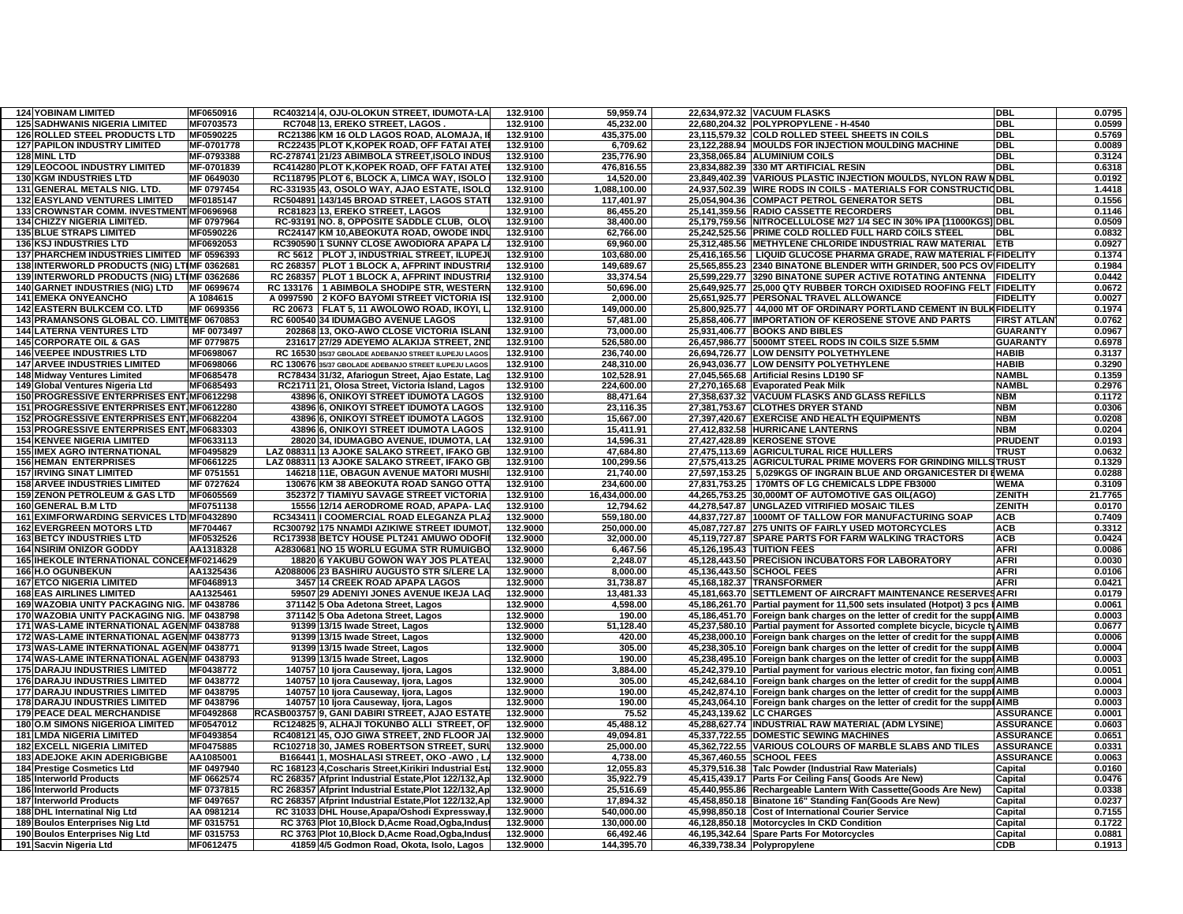| | | | | | | | | | |
|---|---|---|---|---|---|---|---|---|---|
| 124 | YOBINAM LIMITED | MF0650916 | RC403214 4, OJU-OLOKUN STREET, IDUMOTA-LA | 132.9100 | 59,959.74 | 22,634,972.32 | VACUUM FLASKS | DBL | 0.0795 |
| 125 | SADHWANIS NIGERIA LIMITED | MF0703573 | RC7048 13, EREKO STREET, LAGOS . | 132.9100 | 45,232.00 | 22,680,204.32 | POLYPROPYLENE - H-4540 | DBL | 0.0599 |
| 126 | ROLLED STEEL PRODUCTS LTD | MF0590225 | RC21386 KM 16 OLD LAGOS ROAD, ALOMAJA, IE | 132.9100 | 435,375.00 | 23,115,579.32 | COLD ROLLED STEEL SHEETS IN COILS | DBL | 0.5769 |
| 127 | PAPILON INDUSTRY LIMITED | MF-0701778 | RC22435 PLOT K,KOPEK ROAD, OFF FATAI ATEI | 132.9100 | 6,709.62 | 23,122,288.94 | MOULDS FOR INJECTION MOULDING MACHINE | DBL | 0.0089 |
| 128 | MINL LTD | MF-0793388 | RC-278741 21/23 ABIMBOLA STREET,ISOLO INDUS | 132.9100 | 235,776.90 | 23,358,065.84 | ALUMINIUM COILS | DBL | 0.3124 |
| 129 | LEOCOOL INDUSTRY LIMITED | MF-0701839 | RC414280 PLOT K,KOPEK ROAD, OFF FATAI ATEI | 132.9100 | 476,816.55 | 23,834,882.39 | 330 MT ARTIFICIAL RESIN | DBL | 0.6318 |
| 130 | KGM INDUSTRIES LTD | MF 0649030 | RC118795 PLOT 6, BLOCK A, LIMCA WAY, ISOLO | 132.9100 | 14,520.00 | 23,849,402.39 | VARIOUS PLASTIC INJECTION MOULDS, NYLON RAW M | DBL | 0.0192 |
| 131 | GENERAL METALS NIG. LTD. | MF 0797454 | RC-331935 43, OSOLO WAY, AJAO ESTATE, ISOLO | 132.9100 | 1,088,100.00 | 24,937,502.39 | WIRE RODS IN COILS - MATERIALS FOR CONSTRUCTIO | DBL | 1.4418 |
| 132 | EASYLAND VENTURES LIMITED | MF0185147 | RC504891 143/145 BROAD STREET, LAGOS STATI | 132.9100 | 117,401.97 | 25,054,904.36 | COMPACT PETROL GENERATOR SETS | DBL | 0.1556 |
| 133 | CROWNSTAR COMM. INVESTMENT | MF0696968 | RC81823 13, EREKO STREET, LAGOS | 132.9100 | 86,455.20 | 25,141,359.56 | RADIO CASSETTE RECORDERS | DBL | 0.1146 |
| 134 | CHIZZY NIGERIA LIMITED. | MF 0797964 | RC-93191 NO. 8, OPPOSITE SADDLE CLUB, OLO | 132.9100 | 38,400.00 | 25,179,759.56 | NITROCELLULOSE M27 1/4 SEC IN 30% IPA [11000KGS] | DBL | 0.0509 |
| 135 | BLUE STRAPS LIMITED | MF0590226 | RC24147 KM 10,ABEOKUTA ROAD, OWODE INDU | 132.9100 | 62,766.00 | 25,242,525.56 | PRIME COLD ROLLED FULL HARD COILS STEEL | DBL | 0.0832 |
| 136 | KSJ INDUSTRIES LTD | MF0692053 | RC390590 1 SUNNY CLOSE AWODIORA APAPA L | 132.9100 | 69,960.00 | 25,312,485.56 | METHYLENE CHLORIDE INDUSTRIAL RAW MATERIAL | ETB | 0.0927 |
| 137 | PHARCHEM INDUSTRIES LIMITED | MF 0596393 | RC 5612 PLOT J, INDUSTRIAL STREET, ILUPEJU | 132.9100 | 103,680.00 | 25,416,165.56 | LIQUID GLUCOSE PHARMA GRADE, RAW MATERIAL F | FIDELITY | 0.1374 |
| 138 | INTERWORLD PRODUCTS (NIG) LTD | MF 0362681 | RC 268357 PLOT 1 BLOCK A, AFPRINT INDUSTRIA | 132.9100 | 149,689.67 | 25,565,855.23 | 2340 BINATONE BLENDER WITH GRINDER, 500 PCS OV | FIDELITY | 0.1984 |
| 139 | INTERWORLD PRODUCTS (NIG) LTD | MF 0362686 | RC 268357 PLOT 1 BLOCK A, AFPRINT INDUSTRIA | 132.9100 | 33,374.54 | 25,599,229.77 | 3290 BINATONE SUPER ACTIVE ROTATING ANTENNA | FIDELITY | 0.0442 |
| 140 | GARNET INDUSTRIES (NIG) LTD | MF 0699674 | RC 133176 1 ABIMBOLA SHODIPE STR, WESTERN | 132.9100 | 50,696.00 | 25,649,925.77 | 25,000 QTY RUBBER TORCH OXIDISED ROOFING FELT | FIDELITY | 0.0672 |
| 141 | EMEKA ONYEANCHO | A 1084615 | A 0997590 2 KOFO BAYOMI STREET VICTORIA IS | 132.9100 | 2,000.00 | 25,651,925.77 | PERSONAL TRAVEL ALLOWANCE | FIDELITY | 0.0027 |
| 142 | EASTERN BULKCEM CO. LTD | MF 0699356 | RC 20673 FLAT 5, 11 AWOLOWO ROAD, IKOYI, L | 132.9100 | 149,000.00 | 25,800,925.77 | 44,000 MT OF ORDINARY PORTLAND CEMENT IN BULK | FIDELITY | 0.1974 |
| 143 | PRAMANSONS GLOBAL CO. LIMITED | MF 0670853 | RC 600540 34 IDUMAGBO AVENUE LAGOS | 132.9100 | 57,481.00 | 25,858,406.77 | IMPORTATION OF KEROSENE STOVE AND PARTS | FIRST ATLAN | 0.0762 |
| 144 | LATERNA VENTURES LTD | MF 0073497 | 202868 13, OKO-AWO CLOSE VICTORIA ISLANI | 132.9100 | 73,000.00 | 25,931,406.77 | BOOKS AND BIBLES | GUARANTY | 0.0967 |
| 145 | CORPORATE OIL & GAS | MF 0779875 | 231617 27/29 ADEYEMO ALAKIJA STREET, 2ND | 132.9100 | 526,580.00 | 26,457,986.77 | 5000MT STEEL RODS IN COILS SIZE 5.5MM | GUARANTY | 0.6978 |
| 146 | VEEPEE INDUSTRIES LTD | MF0698067 | RC 16530 35/37 GBOLADE ADEBANJO STREET ILUPEJU LAGOS | 132.9100 | 236,740.00 | 26,694,726.77 | LOW DENSITY POLYETHYLENE | HABIB | 0.3137 |
| 147 | ARVEE INDUSTRIES LIMITED | MF0698066 | RC 130676 35/37 GBOLADE ADEBANJO STREET ILUPEJU LAGOS | 132.9100 | 248,310.00 | 26,943,036.77 | LOW DENSITY POLYETHYLENE | HABIB | 0.3290 |
| 148 | Midway Ventures Limited | MF0685478 | RC78434 31/32, Afariogun Street, Ajao Estate, Lag | 132.9100 | 102,528.91 | 27,045,565.68 | Artificial Resins LD190 SF | NAMBL | 0.1359 |
| 149 | Global Ventures Nigeria Ltd | MF0685493 | RC21711 21, Olosa Street, Victoria Island, Lagos | 132.9100 | 224,600.00 | 27,270,165.68 | Evaporated Peak Milk | NAMBL | 0.2976 |
| 150 | PROGRESSIVE ENTERPRISES ENT. | MF0612298 | 43896 6, ONIKOYI STREET IDUMOTA LAGOS | 132.9100 | 88,471.64 | 27,358,637.32 | VACUUM FLASKS AND GLASS REFILLS | NBM | 0.1172 |
| 151 | PROGRESSIVE ENTERPRISES ENT. | MF0612280 | 43896 6, ONIKOYI STREET IDUMOTA LAGOS | 132.9100 | 23,116.35 | 27,381,753.67 | CLOTHES DRYER STAND | NBM | 0.0306 |
| 152 | PROGRESSIVE ENTERPRISES ENT. | MF0682204 | 43896 6, ONIKOYI STREET IDUMOTA LAGOS | 132.9100 | 15,667.00 | 27,397,420.67 | EXERCISE AND HEALTH EQUIPMENTS | NBM | 0.0208 |
| 153 | PROGRESSIVE ENTERPRISES ENT. | MF0683303 | 43896 6, ONIKOYI STREET IDUMOTA LAGOS | 132.9100 | 15,411.91 | 27,412,832.58 | HURRICANE LANTERNS | NBM | 0.0204 |
| 154 | KENVEE NIGERIA LIMITED | MF0633113 | 28020 34, IDUMAGBO AVENUE, IDUMOTA, LA | 132.9100 | 14,596.31 | 27,427,428.89 | KEROSENE STOVE | PRUDENT | 0.0193 |
| 155 | IMEX AGRO INTERNATIONAL | MF0495829 | LAZ 088311 13 AJOKE SALAKO STREET, IFAKO GB | 132.9100 | 47,684.80 | 27,475,113.69 | AGRICULTURAL RICE HULLERS | TRUST | 0.0632 |
| 156 | HEMAN ENTERPRISES | MF0661225 | LAZ 088311 13 AJOKE SALAKO STREET, IFAKO GB | 132.9100 | 100,299.56 | 27,575,413.25 | AGRICULTURAL PRIME MOVERS FOR GRINDING MILLS | TRUST | 0.1329 |
| 157 | IRVING SINAT LIMITED | MF 0751551 | 146218 11E, OBAGUN AVENUE MATORI MUSHI | 132.9100 | 21,740.00 | 27,597,153.25 | 5,029KGS OF INGRAIN BLUE AND ORGANICESTER DI | WEMA | 0.0288 |
| 158 | ARVEE INDUSTRIES LIMITED | MF 0727624 | 130676 KM 38 ABEOKUTA ROAD SANGO OTTA | 132.9100 | 234,600.00 | 27,831,753.25 | 170MTS OF LG CHEMICALS LDPE FB3000 | WEMA | 0.3109 |
| 159 | ZENON PETROLEUM & GAS LTD | MF0605569 | 352372 7 TIAMIYU SAVAGE STREET VICTORIA | 132.9100 | 16,434,000.00 | 44,265,753.25 | 30,000MT OF AUTOMOTIVE GAS OIL(AGO) | ZENITH | 21.7765 |
| 160 | GENERAL B.M LTD | MF0751138 | 15556 12/14 AERODROME ROAD, APAPA- LA | 132.9100 | 12,794.62 | 44,278,547.87 | UNGLAZED VITRIFIED MOSAIC TILES | ZENITH | 0.0170 |
| 161 | EXIMFORWARDING SERVICES LTD | MF0432890 | RC343411 I COOMERCIAL ROAD ELEGANZA PLAZ | 132.9000 | 559,180.00 | 44,837,727.87 | 1000MT OF TALLOW FOR MANUFACTURING SOAP | ACB | 0.7409 |
| 162 | EVERGREEN MOTORS LTD | MF704467 | RC300792 175 NNAMDI AZIKIWE STREET IDUMOT | 132.9000 | 250,000.00 | 45,087,727.87 | 275 UNITS OF FAIRLY USED MOTORCYCLES | ACB | 0.3312 |
| 163 | BETCY INDUSTRIES LTD | MF0532526 | RC173938 BETCY HOUSE PLT241 AMUWO ODOFI | 132.9000 | 32,000.00 | 45,119,727.87 | SPARE PARTS FOR FARM WALKING TRACTORS | ACB | 0.0424 |
| 164 | NSIRIM ONIZOR GODDY | AA1318328 | A2830681 NO 15 WORLU EGUMA STR RUMUIGBO | 132.9000 | 6,467.56 | 45,126,195.43 | TUITION FEES | AFRI | 0.0086 |
| 165 | IHEKOLE INTERNATIONAL CONCER | MF0214629 | 18820 6 YAKUBU GOWON WAY JOS PLATEAU | 132.9000 | 2,248.07 | 45,128,443.50 | PRECISION INCUBATORS FOR LABORATORY | AFRI | 0.0030 |
| 166 | H.O OGUNBEKUN | AA1325436 | A2088006 23 BASHIRU AUGUSTO STR S/LERE LA | 132.9000 | 8,000.00 | 45,136,443.50 | SCHOOL FEES | AFRI | 0.0106 |
| 167 | ETCO NIGERIA LIMITED | MF0468913 | 3457 14 CREEK ROAD APAPA LAGOS | 132.9000 | 31,738.87 | 45,168,182.37 | TRANSFORMER | AFRI | 0.0421 |
| 168 | EAS AIRLINES LIMITED | AA1325461 | 59507 29 ADENIYI JONES AVENUE IKEJA LAG | 132.9000 | 13,481.33 | 45,181,663.70 | SETTLEMENT OF AIRCRAFT MAINTENANCE RESERVES | AFRI | 0.0179 |
| 169 | WAZOBIA UNITY PACKAGING NIG. | MF 0438786 | 371142 5 Oba Adetona Street, Lagos | 132.9000 | 4,598.00 | 45,186,261.70 | Partial payment for 11,500 sets insulated (Hotpot) 3 pcs | AIMB | 0.0061 |
| 170 | WAZOBIA UNITY PACKAGING NIG. | MF 0438798 | 371142 5 Oba Adetona Street, Lagos | 132.9000 | 190.00 | 45,186,451.70 | Foreign bank charges on the letter of credit for the suppl | AIMB | 0.0003 |
| 171 | WAS-LAME INTERNATIONAL AGEN | MF 0438788 | 91399 13/15 Iwade Street, Lagos | 132.9000 | 51,128.40 | 45,237,580.10 | Partial payment for Assorted complete bicycle, bicycle ty | AIMB | 0.0677 |
| 172 | WAS-LAME INTERNATIONAL AGEN | MF 0438773 | 91399 13/15 Iwade Street, Lagos | 132.9000 | 420.00 | 45,238,000.10 | Foreign bank charges on the letter of credit for the suppl | AIMB | 0.0006 |
| 173 | WAS-LAME INTERNATIONAL AGEN | MF 0438771 | 91399 13/15 Iwade Street, Lagos | 132.9000 | 305.00 | 45,238,305.10 | Foreign bank charges on the letter of credit for the suppl | AIMB | 0.0004 |
| 174 | WAS-LAME INTERNATIONAL AGEN | MF 0438793 | 91399 13/15 Iwade Street, Lagos | 132.9000 | 190.00 | 45,238,495.10 | Foreign bank charges on the letter of credit for the suppl | AIMB | 0.0003 |
| 175 | DARAJU INDUSTRIES LIMITED | MF0438772 | 140757 10 Ijora Causeway, Ijora, Lagos | 132.9000 | 3,884.00 | 45,242,379.10 | Partial payment for various electric motor, fan fixing com | AIMB | 0.0051 |
| 176 | DARAJU INDUSTRIES LIMITED | MF 0438772 | 140757 10 Ijora Causeway, Ijora, Lagos | 132.9000 | 305.00 | 45,242,684.10 | Foreign bank charges on the letter of credit for the suppl | AIMB | 0.0004 |
| 177 | DARAJU INDUSTRIES LIMITED | MF 0438795 | 140757 10 Ijora Causeway, Ijora, Lagos | 132.9000 | 190.00 | 45,242,874.10 | Foreign bank charges on the letter of credit for the suppl | AIMB | 0.0003 |
| 178 | DARAJU INDUSTRIES LIMITED | MF 0438796 | 140757 10 Ijora Causeway, Ijora, Lagos | 132.9000 | 190.00 | 45,243,064.10 | Foreign bank charges on the letter of credit for the suppl | AIMB | 0.0003 |
| 179 | PEACE DEAL MERCHANDISE | MF0492868 | RCASB003757 9, GANI DABIRI STREET, AJAO ESTATE | 132.9000 | 75.52 | 45,243,139.62 | LC CHARGES | ASSURANCE | 0.0001 |
| 180 | O.M SIMONS NIGERIOA LIMITED | MF0547012 | RC124825 9, ALHAJI TOKUNBO ALLI STREET, OF | 132.9000 | 45,488.12 | 45,288,627.74 | INDUSTRIAL RAW MATERIAL (ADM LYSINE) | ASSURANCE | 0.0603 |
| 181 | LMDA NIGERIA LIMITED | MF0493854 | RC408121 45, OJO GIWA STREET, 2ND FLOOR JA | 132.9000 | 49,094.81 | 45,337,722.55 | DOMESTIC SEWING MACHINES | ASSURANCE | 0.0651 |
| 182 | EXCELL NIGERIA LIMITED | MF0475885 | RC102718 30, JAMES ROBERTSON STREET, SURU | 132.9000 | 25,000.00 | 45,362,722.55 | VARIOUS COLOURS OF MARBLE SLABS AND TILES | ASSURANCE | 0.0331 |
| 183 | ADEJOKE AKIN ADERIGBIGBE | AA1085001 | B166441 1, MOSHALASI STREET, OKO -AWO , L | 132.9000 | 4,738.00 | 45,367,460.55 | SCHOOL FEES | ASSURANCE | 0.0063 |
| 184 | Prestige Cosmetics Ltd | MF 0497940 | RC 168123 4,Coscharis Street,Kirikiri Industrial Est | 132.9000 | 12,055.83 | 45,379,516.38 | Talc Powder (Industrial Raw Materials) | Capital | 0.0160 |
| 185 | Interworld Products | MF 0662574 | RC 268357 Afprint Industrial Estate,Plot 122/132,Ap | 132.9000 | 35,922.79 | 45,415,439.17 | Parts For Ceiling Fans( Goods Are New) | Capital | 0.0476 |
| 186 | Interworld Products | MF 0737815 | RC 268357 Afprint Industrial Estate,Plot 122/132,Ap | 132.9000 | 25,516.69 | 45,440,955.86 | Rechargeable Lantern With Cassette(Goods Are New) | Capital | 0.0338 |
| 187 | Interworld Products | MF 0497657 | RC 268357 Afprint Industrial Estate,Plot 122/132,Ap | 132.9000 | 17,894.32 | 45,458,850.18 | Binatone 16" Standing Fan(Goods Are New) | Capital | 0.0237 |
| 188 | DHL Internatinal Nig Ltd | AA 0981214 | RC 31033 DHL House,Apapa/Oshodi Expressway, | 132.9000 | 540,000.00 | 45,998,850.18 | Cost of International Courier Service | Capital | 0.7155 |
| 189 | Boulos Enterprises Nig Ltd | MF 0315751 | RC 3763 Plot 10,Block D,Acme Road,Ogba,Indus | 132.9000 | 130,000.00 | 46,128,850.18 | Motorcycles In CKD Condition | Capital | 0.1722 |
| 190 | Boulos Enterprises Nig Ltd | MF 0315753 | RC 3763 Plot 10,Block D,Acme Road,Ogba,Indus | 132.9000 | 66,492.46 | 46,195,342.64 | Spare Parts For Motorcycles | Capital | 0.0881 |
| 191 | Sacvin Nigeria Ltd | MF0612475 | 41859 4/5 Godmon Road, Okota, Isolo, Lagos | 132.9000 | 144,395.70 | 46,339,738.34 | Polypropylene | CDB | 0.1913 |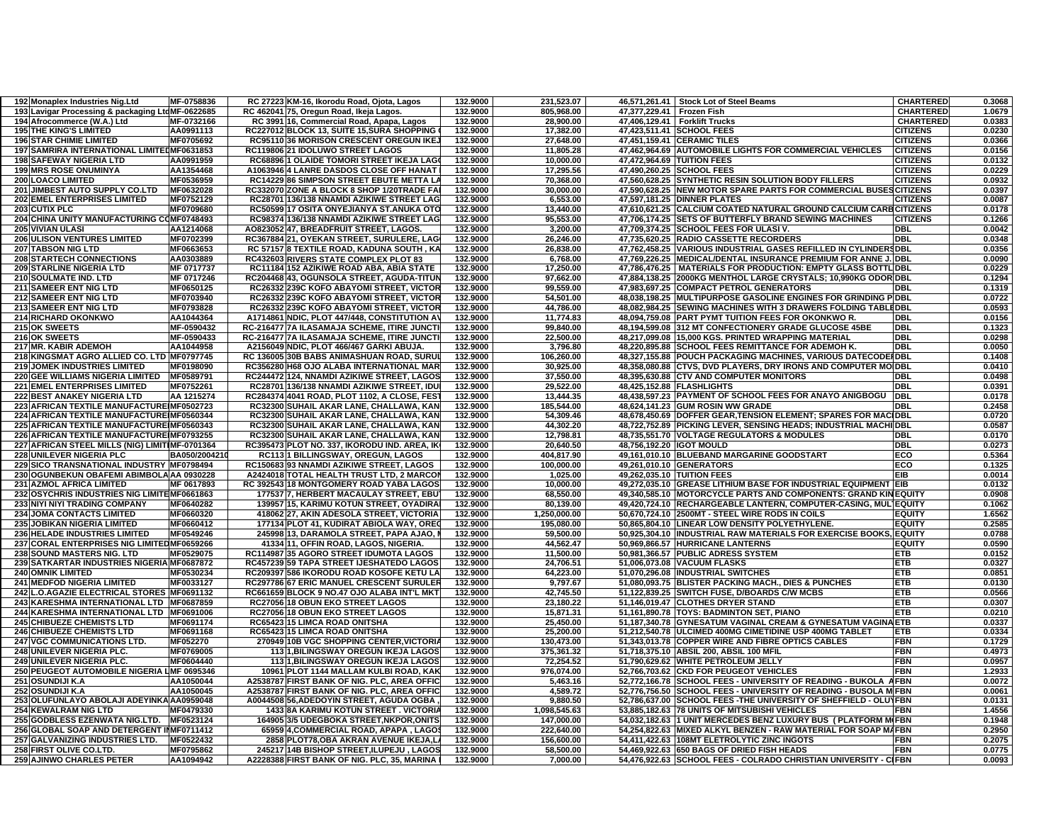| | | | | | | | | | | |
|---|---|---|---|---|---|---|---|---|---|---|
| 192 | Monaplex Industries Nig.Ltd | MF-0758836 | RC 27223 | KM-16, Ikorodu Road, Ojota, Lagos | 132.9000 | 231,523.07 | 46,571,261.41 | Stock Lot of Steel Beams | CHARTERED | 0.3068 |
| 193 | Lavigar Processing & packaging Ltd | MF-0622685 | RC 462041 | 75, Oregun Road, Ikeja Lagos. | 132.9000 | 805,968.00 | 47,377,229.41 | Frozen Fish | CHARTERED | 1.0679 |
| 194 | Afrocommerce (W.A.) Ltd | MF-0732166 | RC 3991 | 16, Commercial Road, Apapa, Lagos | 132.9000 | 28,900.00 | 47,406,129.41 | Forklift Trucks | CHARTERED | 0.0383 |
| 195 | THE KING'S LIMITED | AA0991113 | RC227012 | BLOCK 13, SUITE 15,SURA SHOPPING | 132.9000 | 17,382.00 | 47,423,511.41 | SCHOOL FEES | CITIZENS | 0.0230 |
| 196 | STAR CHIMIE LIMITED | MF0705692 | RC95110 | 36 MORISON CRESCENT OREGUN IKEJ | 132.9000 | 27,648.00 | 47,451,159.41 | CERAMIC TILES | CITIZENS | 0.0366 |
| 197 | SAMRIRA INTERNATIONAL LIMITED | MF0631853 | RC119806 | 21 IDOLUWO STREET LAGOS | 132.9000 | 11,805.28 | 47,462,964.69 | AUTOMOBILE LIGHTS FOR COMMERCIAL VEHICLES | CITIZENS | 0.0156 |
| 198 | SAFEWAY NIGERIA LTD | AA0991959 | RC68896 | 1 OLAIDE TOMORI STREET IKEJA LAG | 132.9000 | 10,000.00 | 47,472,964.69 | TUITION FEES | CITIZENS | 0.0132 |
| 199 | MRS ROSE ONUMINYA | AA1354468 | A1063946 | 4 LANRE DASDOS CLOSE OFF HANAT | 132.9000 | 17,295.56 | 47,490,260.25 | SCHOOL FEES | CITIZENS | 0.0229 |
| 200 | LOACO LIMITED | MF0536959 | RC14229 | 86 SIMPSON STREET EBUTE METTA LA | 132.9000 | 70,368.00 | 47,560,628.25 | SYNTHETIC RESIN SOLUTION BODY FILLERS | CITIZENS | 0.0932 |
| 201 | JIMBEST AUTO SUPPLY CO.LTD | MF0632028 | RC332070 | ZONE A BLOCK 8 SHOP 1/20TRADE FA | 132.9000 | 30,000.00 | 47,590,628.25 | NEW MOTOR SPARE PARTS FOR COMMERCIAL BUSES | CITIZENS | 0.0397 |
| 202 | EMEL ENTERPRISES LIMITED | MF0752129 | RC28701 | 136/138 NNAMDI AZIKIWE STREET LAG | 132.9000 | 6,553.00 | 47,597,181.25 | DINNER PLATES | CITIZENS | 0.0087 |
| 203 | CUTIX PLC | MF0709680 | RC50599 | 17 OSITA ONYEJIANYA ST.ANUKA OTO | 132.9000 | 13,440.00 | 47,610,621.25 | CALCIUM COATED NATURAL GROUND CALCIUM CARB | CITIZENS | 0.0178 |
| 204 | CHINA UNITY MANUFACTURING C | MF0748493 | RC98374 | 136/138 NNAMDI AZIKIWE STREET LAG | 132.9000 | 95,553.00 | 47,706,174.25 | SETS OF BUTTERFLY BRAND SEWING MACHINES | CITIZENS | 0.1266 |
| 205 | VIVIAN ULASI | AA1214068 | AO823052 | 47, BREADFRUIT STREET, LAGOS. | 132.9000 | 3,200.00 | 47,709,374.25 | SCHOOL FEES FOR ULASI V. | DBL | 0.0042 |
| 206 | ULISON VENTURES LIMITED | MF0702399 | RC367884 | 21, OYEKAN STREET, SURULERE, LAG | 132.9000 | 26,246.00 | 47,735,620.25 | RADIO CASSETTE RECORDERS | DBL | 0.0348 |
| 207 | TABSON NIG LTD | MF0663653 | RC 57157 | 8 TEXTILE ROAD, KADUNA SOUTH , KA | 132.9000 | 26,838.00 | 47,762,458.25 | VARIOUS INDUSTRIAL GASES REFILLED IN CYLINDERS | DBL | 0.0356 |
| 208 | STARTECH CONNECTIONS | AA0303889 | RC432603 | RIVERS STATE COMPLEX PLOT 83 | 132.9000 | 6,768.00 | 47,769,226.25 | MEDICAL/DENTAL INSURANCE PREMIUM FOR ANNE J. | DBL | 0.0090 |
| 209 | STARLINE NIGERIA LTD | MF 0717737 | RC11184 | 152 AZIKIWE ROAD ABA, ABIA STATE | 132.9000 | 17,250.00 | 47,786,476.25 | MATERIALS FOR PRODUCTION: EMPTY GLASS BOTTL | DBL | 0.0229 |
| 210 | SOULMATE IND. LTD | MF 0717246 | RC204468 | 43, OGUNSOLA STREET, AGUDA-TITUN | 132.9000 | 97,662.00 | 47,884,138.25 | 2000KG MENTHOL LARGE CRYSTALS; 10,990KG ODOR | DBL | 0.1294 |
| 211 | SAMEER ENT NIG LTD | MF0650125 | RC26332 | 239C KOFO ABAYOMI STREET, VICTOR | 132.9000 | 99,559.00 | 47,983,697.25 | COMPACT PETROL GENERATORS | DBL | 0.1319 |
| 212 | SAMEER ENT NIG LTD | MF0703940 | RC26332 | 239C KOFO ABAYOMI STREET, VICTOR | 132.9000 | 54,501.00 | 48,038,198.25 | MULTIPURPOSE GASOLINE ENGINES FOR GRINDING P | DBL | 0.0722 |
| 213 | SAMEER ENT NIG LTD | MF0793828 | RC26332 | 239C KOFO ABAYOMI STREET, VICTOR | 132.9000 | 44,786.00 | 48,082,984.25 | SEWING MACHINES WITH 3 DRAWERS FOLDING TABLE | DBL | 0.0593 |
| 214 | RICHARD OKONKWO | AA1044364 | A1714861 | NDIC, PLOT 447/448, CONSTITUTION A | 132.9000 | 11,774.83 | 48,094,759.08 | PART PYMT TUITION FEES FOR OKONKWO R. | DBL | 0.0156 |
| 215 | OK SWEETS | MF-0590432 | RC-216477 | 7A ILASAMAJA SCHEME, ITIRE JUNCTI | 132.9000 | 99,840.00 | 48,194,599.08 | 312 MT CONFECTIONERY GRADE GLUCOSE 45BE | DBL | 0.1323 |
| 216 | OK SWEETS | MF-0590433 | RC-216477 | 7A ILASAMAJA SCHEME, ITIRE JUNCTI | 132.9000 | 22,500.00 | 48,217,099.08 | 15,000 KGS. PRINTED WRAPPING MATERIAL | DBL | 0.0298 |
| 217 | MR. KABIR ADEMOH | AA1044958 | A2156049 | NDIC, PLOT 466/467 GARKI ABUJA. | 132.9000 | 3,796.80 | 48,220,895.88 | SCHOOL FEES REMITTANCE FOR ADEMOH K. | DBL | 0.0050 |
| 218 | KINGSMAT AGRO ALLIED CO. LTD | MF0797745 | RC 136005 | 30B BABS ANIMASHUAN ROAD, SURUL | 132.9000 | 106,260.00 | 48,327,155.88 | POUCH PACKAGING MACHINES, VARIOUS DATECODEI | DBL | 0.1408 |
| 219 | JOMEK INDUSTRIES LIMITED | MF0198090 | RC356280 | H68 OJO ALABA INTERNATIONAL MAR | 132.9000 | 30,925.00 | 48,358,080.88 | CTVS, DVD PLAYERS, DRY IRONS AND COMPUTER MO | DBL | 0.0410 |
| 220 | GEE WILLIAMS NIGERIA LIMITED | MF0589791 | RC244472 | 124, NNAMDI AZIKIWE STREET, LAGOS | 132.9000 | 37,550.00 | 48,395,630.88 | CTV AND COMPUTER MONITORS | DBL | 0.0498 |
| 221 | EMEL ENTERPRISES LIMITED | MF0752261 | RC28701 | 136/138 NNAMDI AZIKIWE STREET, IDU | 132.9000 | 29,522.00 | 48,425,152.88 | FLASHLIGHTS | DBL | 0.0391 |
| 222 | BEST ANAKEY NIGERIA LTD | AA 1215274 | RC284374 | 4041 ROAD, PLOT 1102, A CLOSE, FES | 132.9000 | 13,444.35 | 48,438,597.23 | PAYMENT OF SCHOOL FEES FOR ANAYO ANIGBOGU | DBL | 0.0178 |
| 223 | AFRICAN TEXTILE MANUFACTURE | MF0502723 | RC32300 | SUHAIL AKAR LANE, CHALLAWA, KAN | 132.9000 | 185,544.00 | 48,624,141.23 | GUM ROSIN WW GRADE | DBL | 0.2458 |
| 224 | AFRICAN TEXTILE MANUFACTURE | MF0560344 | RC32300 | SUHAIL AKAR LANE, CHALLAWA, KAN | 132.9000 | 54,309.46 | 48,678,450.69 | DOFFER GEAR,TENSION ELEMENT; SPARES FOR MAC | DBL | 0.0720 |
| 225 | AFRICAN TEXTILE MANUFACTURE | MF0560343 | RC32300 | SUHAIL AKAR LANE, CHALLAWA, KAN | 132.9000 | 44,302.20 | 48,722,752.89 | PICKING LEVER, SENSING HEADS; INDUSTRIAL MACHI | DBL | 0.0587 |
| 226 | AFRICAN TEXTILE MANUFACTURE | MF0793255 | RC32300 | SUHAIL AKAR LANE, CHALLAWA, KAN | 132.9000 | 12,798.81 | 48,735,551.70 | VOLTAGE REGULATORS & MODULES | DBL | 0.0170 |
| 227 | AFRICAN STEEL MILLS (NIG) LIMIT | MF-0701364 | RC395473 | PLOT NO. 337, IKORODU IND. AREA, IK | 132.9000 | 20,640.50 | 48,756,192.20 | IGOT MOULD | DBL | 0.0273 |
| 228 | UNILEVER NIGERIA PLC | BA050/2004210 | RC113 | 1 BILLINGSWAY, OREGUN, LAGOS | 132.9000 | 404,817.90 | 49,161,010.10 | BLUEBAND MARGARINE GOODSTART | ECO | 0.5364 |
| 229 | SICO TRANSNATIONAL INDUSTRY | MF0798494 | RC150683 | 93 NNAMDI AZIKIWE STREET, LAGOS | 132.9000 | 100,000.00 | 49,261,010.10 | GENERATORS | ECO | 0.1325 |
| 230 | OGUNBEKUN OBAFEMI ABIMBOLA | AA 0930228 | A2424018 | TOTAL HEALTH TRUST LTD, 2 MARCO | 132.9000 | 1,025.00 | 49,262,035.10 | TUITION FEES | EIB | 0.0014 |
| 231 | AZMOL AFRICA LIMITED | MF 0617893 | RC 392543 | 18 MONTGOMERY ROAD YABA LAGOS | 132.9000 | 10,000.00 | 49,272,035.10 | GREASE LITHIUM BASE FOR INDUSTRIAL EQUIPMENT | EIB | 0.0132 |
| 232 | OSYCHRIS INDUSTRIES NIG LIMITE | MF0661863 | 177537 | 7, HERBERT MACAULAY STREET, EBU | 132.9000 | 68,550.00 | 49,340,585.10 | MOTORCYCLE PARTS AND COMPONENTS: GRAND KIN | EQUITY | 0.0908 |
| 233 | NIYI NIYI TRADING COMPANY | MF0640282 | 139957 | 15, KARIMU KOTUN STREET, OYADIRA | 132.9000 | 80,139.00 | 49,420,724.10 | RECHARGEABLE LANTERN, COMPUTER-CASING, MUL | EQUITY | 0.1062 |
| 234 | JOMA CONTACTS LIMITED | MF0660320 | 418062 | 27, AKIN ADESOLA STREET, VICTORIA | 132.9000 | 1,250,000.00 | 50,670,724.10 | 2500MT - STEEL WIRE RODS IN COILS | EQUITY | 1.6562 |
| 235 | JOBIKAN NIGERIA LIMITED | MF0660412 | 177134 | PLOT 41, KUDIRAT ABIOLA WAY, ORE | 132.9000 | 195,080.00 | 50,865,804.10 | LINEAR LOW DENSITY POLYETHYLENE. | EQUITY | 0.2585 |
| 236 | HELADE INDUSTRIES LIMITED | MF0549246 | 245998 | 13, DARAMOLA STREET, PAPA AJAO, | 132.9000 | 59,500.00 | 50,925,304.10 | INDUSTRIAL RAW MATERIALS FOR EXERCISE BOOKS, | EQUITY | 0.0788 |
| 237 | CORAL ENTERPRISES NIG LIMITED | MF0659266 | 41334 | 11, OFFIN ROAD, LAGOS, NIGERIA. | 132.9000 | 44,562.47 | 50,969,866.57 | HURRICANE LANTERNS | EQUITY | 0.0590 |
| 238 | SOUND MASTERS NIG. LTD | MF0529075 | RC114987 | 35 AGORO STREET IDUMOTA LAGOS | 132.9000 | 11,500.00 | 50,981,366.57 | PUBLIC ADRESS SYSTEM | ETB | 0.0152 |
| 239 | SATKARTAR INDUSTRIES NIGERIA | MF0687872 | RC457239 | 59 TAPA STREET IJESHATEDO LAGOS | 132.9000 | 24,706.51 | 51,006,073.08 | VACUUM FLASKS | ETB | 0.0327 |
| 240 | OMNIK LIMITED | MF0530234 | RC209397 | 586 IKORODU ROAD KOSOFE KETU LA | 132.9000 | 64,223.00 | 51,070,296.08 | INDUSTRIAL SWITCHES | ETB | 0.0851 |
| 241 | MEDFOD NIGERIA LIMITED | MF0033127 | RC297786 | 67 ERIC MANUEL CRESCENT SURULER | 132.9000 | 9,797.67 | 51,080,093.75 | BLISTER PACKING MACH., DIES & PUNCHES | ETB | 0.0130 |
| 242 | L.O.AGAZIE ELECTRICAL STORES | MF0691132 | RC661659 | BLOCK 9 NO.47 OJO ALABA INT'L MKT | 132.9000 | 42,745.50 | 51,122,839.25 | SWITCH FUSE, D/BOARDS C/W MCBS | ETB | 0.0566 |
| 243 | KARESHMA INTERNATIONAL LTD | MF0687859 | RC27056 | 18 OBUN EKO STREET LAGOS | 132.9000 | 23,180.22 | 51,146,019.47 | CLOTHES DRYER STAND | ETB | 0.0307 |
| 244 | KARESHMA INTERNATIONAL LTD | MF0691006 | RC27056 | 18 OBUN EKO STREET LAGOS | 132.9000 | 15,871.31 | 51,161,890.78 | TOYS: BADMINTON SET, PIANO | ETB | 0.0210 |
| 245 | CHIBUEZE CHEMISTS LTD | MF0691174 | RC65423 | 15 LIMCA ROAD ONITSHA | 132.9000 | 25,450.00 | 51,187,340.78 | GYNESATUM VAGINAL CREAM & GYNESATUM VAGINA | ETB | 0.0337 |
| 246 | CHIBUEZE CHEMISTS LTD | MF0691168 | RC65423 | 15 LIMCA ROAD ONITSHA | 132.9000 | 25,200.00 | 51,212,540.78 | ULCIMED 400MG CIMETIDINE USP 400MG TABLET | ETB | 0.0334 |
| 247 | VGC COMMUNICATIONS LTD. | MF052270 | 270949 | 10B VGC SHOPPING CENTER,VICTORIA | 132.9000 | 130,473.00 | 51,343,013.78 | COPPER WIRE AND FIBRE OPTICS CABLES | FBN | 0.1729 |
| 248 | UNILEVER NIGERIA PLC. | MF0769005 | 113 | 1,BILINGSWAY OREGUN IKEJA LAGOS | 132.9000 | 375,361.32 | 51,718,375.10 | ABSIL 200, ABSIL 100 MFIL | FBN | 0.4973 |
| 249 | UNILEVER NIGERIA PLC. | MF0604440 | 113 | 1,BILINGSWAY OREGUN IKEJA LAGOS | 132.9000 | 72,254.52 | 51,790,629.62 | WHITE PETROLEUM JELLY | FBN | 0.0957 |
| 250 | PEUGEOT AUTOMOBILE NIGERIA L | MF 0695346 | 10961 | PLOT 1144 MALLAM KULBI ROAD, KAK | 132.9000 | 976,074.00 | 52,766,703.62 | CKD FOR PEUGEOT VEHICLES | FBN | 1.2933 |
| 251 | OSUNDIJI K.A | AA1050044 | A2538787 | FIRST BANK OF NIG. PLC, AREA OFFIC | 132.9000 | 5,463.16 | 52,772,166.78 | SCHOOL FEES - UNIVERSITY OF READING - BUKOLA A | FBN | 0.0072 |
| 252 | OSUNDIJI K.A | AA1050045 | A2538787 | FIRST BANK OF NIG. PLC, AREA OFFIC | 132.9000 | 4,589.72 | 52,776,756.50 | SCHOOL FEES - UNIVERSITY OF READING - BUSOLA M | FBN | 0.0061 |
| 253 | OLUFUNLAYO ABOLAJI ADEYINKA | AA0959048 | A0044508 | 56,ADEDOYIN STREET, AGUDA OGBA , | 132.9000 | 9,880.50 | 52,786,637.00 | SCHOOL FEES -THE UNIVERSITY OF SHEFFIELD - OLU | FBN | 0.0131 |
| 254 | KEWALRAM NIG LTD | MF0479330 | 1433 | 8A KARIMU KOTUN STREET . VICTORIA | 132.9000 | 1,098,545.63 | 53,885,182.63 | 78 UNITS OF MITSUBISHI VEHICLES | FBN | 1.4556 |
| 255 | GODBLESS EZENWATA NIG.LTD. | MF0523124 | 164905 | 3/5 UDEGBOKA STREET,NKPOR,ONITS | 132.9000 | 147,000.00 | 54,032,182.63 | 1 UNIT MERCEDES BENZ LUXURY BUS ( PLATFORM M | FBN | 0.1948 |
| 256 | GLOBAL SOAP AND DETERGENT I | MF0711412 | 65959 | 4,COMMERCIAL ROAD, APAPA , LAGOS | 132.9000 | 222,640.00 | 54,254,822.63 | MIXED ALKYL BENZEN - RAW MATERIAL FOR SOAP M | FBN | 0.2950 |
| 257 | GALVANIZING INDUSTRIES LTD. | MF0522432 | 2858 | PLOT78,OBA AKRAN AVENUE IKEJA,L | 132.9000 | 156,600.00 | 54,411,422.63 | 108MT ELETROLYTIC ZINC INGOTS | FBN | 0.2075 |
| 258 | FIRST OLIVE CO.LTD. | MF0795862 | 245217 | 14B BISHOP STREET,ILUPEJU , LAGOS | 132.9000 | 58,500.00 | 54,469,922.63 | 650 BAGS OF DRIED FISH HEADS | FBN | 0.0775 |
| 259 | AJINWO CHARLES PETER | AA1094942 | A2228388 | FIRST BANK OF NIG. PLC, 35, MARINA | 132.9000 | 7,000.00 | 54,476,922.63 | SCHOOL FEES - COLRADO CHRISTIAN UNIVERSITY - C | FBN | 0.0093 |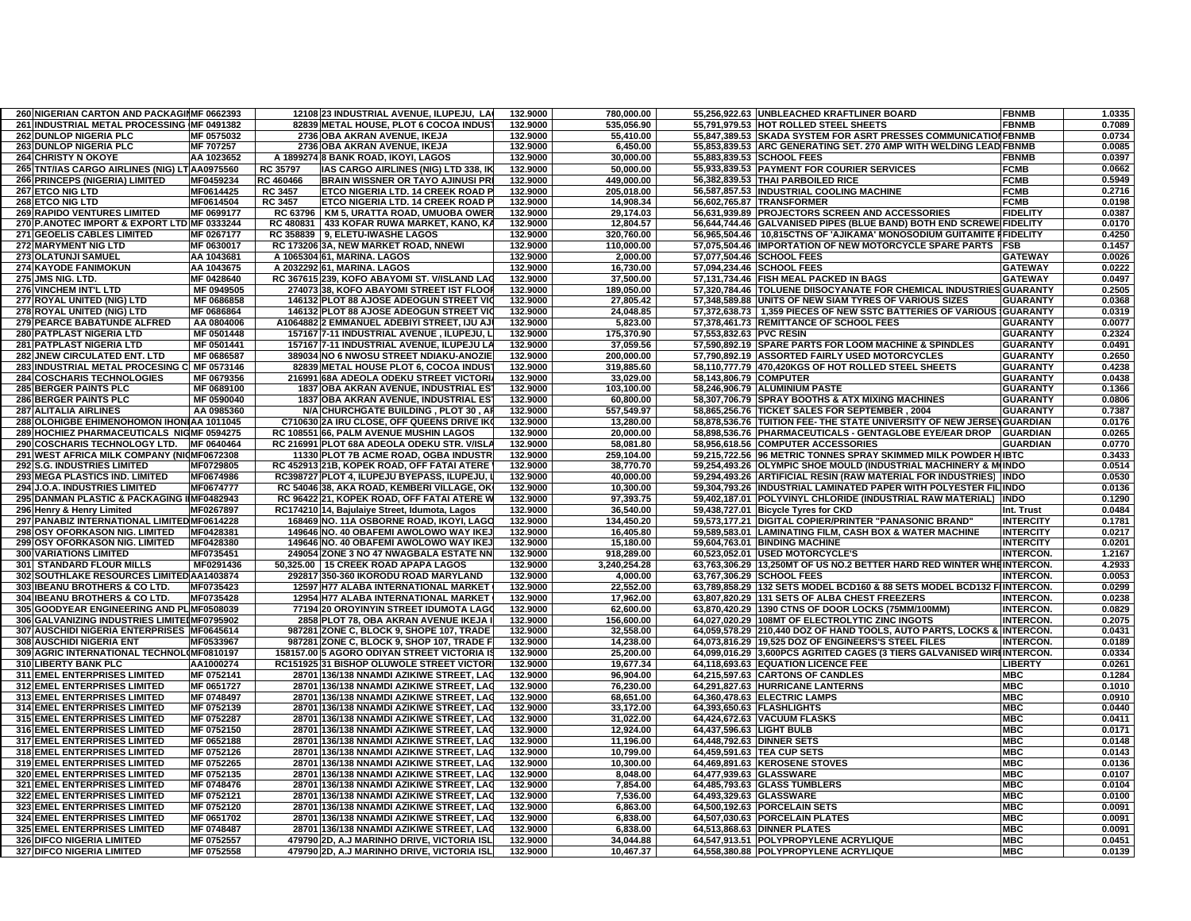| | | | | | | | | | |
|---|---|---|---|---|---|---|---|---|---|
| 260 | NIGERIAN CARTON AND PACKAGI | MF 0662393 | 12108 | 23 INDUSTRIAL AVENUE, ILUPEJU, LA | 132.9000 | 780,000.00 | 55,256,922.63 | UNBLEACHED KRAFTLINER BOARD | FBNMB | 1.0335 |
| 261 | INDUSTRIAL METAL PROCESSING | MF 0491382 | 82839 | METAL HOUSE, PLOT 6 COCOA INDUS | 132.9000 | 535,056.90 | 55,791,979.53 | HOT ROLLED STEEL SHEETS | FBNMB | 0.7089 |
| 262 | DUNLOP NIGERIA PLC | MF 0575032 | 2736 | OBA AKRAN AVENUE, IKEJA | 132.9000 | 55,410.00 | 55,847,389.53 | SKADA SYSTEM FOR ASRT PRESSES COMMUNICATIO | FBNMB | 0.0734 |
| 263 | DUNLOP NIGERIA PLC | MF 707257 | 2736 | OBA AKRAN AVENUE, IKEJA | 132.9000 | 6,450.00 | 55,853,839.53 | ARC GENERATING SET. 270 AMP WITH WELDING LEAD | FBNMB | 0.0085 |
| 264 | CHRISTY N OKOYE | AA 1023652 | A 1899274 | 8 BANK ROAD, IKOYI, LAGOS | 132.9000 | 30,000.00 | 55,883,839.53 | SCHOOL FEES | FBNMB | 0.0397 |
| 265 | TNT/IAS CARGO AIRLINES (NIG) LT | AA0975560 | RC 35797 | IAS CARGO AIRLINES (NIG) LTD 338, IK | 132.9000 | 50,000.00 | 55,933,839.53 | PAYMENT FOR COURIER SERVICES | FCMB | 0.0662 |
| 266 | PRINCEPS (NIGERIA) LIMITED | MF0459234 | RC 460466 | BRAIN WISSNER OR TAYO AJINUSI PR | 132.9000 | 449,000.00 | 56,382,839.53 | THAI PARBOILED RICE | FCMB | 0.5949 |
| 267 | ETCO NIG LTD | MF0614425 | RC 3457 | ETCO NIGERIA LTD. 14 CREEK ROAD P | 132.9000 | 205,018.00 | 56,587,857.53 | INDUSTRIAL COOLING MACHINE | FCMB | 0.2716 |
| 268 | ETCO NIG LTD | MF0614504 | RC 3457 | ETCO NIGERIA LTD. 14 CREEK ROAD P | 132.9000 | 14,908.34 | 56,602,765.87 | TRANSFORMER | FCMB | 0.0198 |
| 269 | RAPIDO VENTURES LIMITED | MF 0699177 | RC 63796 | KM 5, URATTA ROAD, UMUOBA OWER | 132.9000 | 29,174.03 | 56,631,939.89 | PROJECTORS SCREEN AND ACCESSORIES | FIDELITY | 0.0387 |
| 270 | P.ANOTEC IMPORT & EXPORT LTD | MF 0333244 | RC 480831 | 433 KOFAR RUWA MARKET, KANO, KA | 132.9000 | 12,804.57 | 56,644,744.46 | GALVANISED PIPES (BLUE BAND) BOTH END SCREWE | FIDELITY | 0.0170 |
| 271 | GEOELIS CABLES LIMITED | MF 0267177 | RC 358839 | 9, ELETU-IWASHE LAGOS | 132.9000 | 320,760.00 | 56,965,504.46 | 10,815CTNS OF 'AJIKAMA' MONOSODIUM GUITAMITE F | FIDELITY | 0.4250 |
| 272 | MARYMENT NIG LTD | MF 0630017 | RC 173206 | 3A, NEW MARKET ROAD, NNEWI | 132.9000 | 110,000.00 | 57,075,504.46 | IMPORTATION OF NEW MOTORCYCLE SPARE PARTS | FSB | 0.1457 |
| 273 | OLATUNJI SAMUEL | AA 1043681 | A 1065304 | 61, MARINA. LAGOS | 132.9000 | 2,000.00 | 57,077,504.46 | SCHOOL FEES | GATEWAY | 0.0026 |
| 274 | KAYODE FANIMOKUN | AA 1043675 | A 2032292 | 61, MARINA. LAGOS | 132.9000 | 16,730.00 | 57,094,234.46 | SCHOOL FEES | GATEWAY | 0.0222 |
| 275 | JMS NIG. LTD. | MF 0428640 | RC 367615 | 239, KOFO ABAYOMI ST. V/ISLAND LA | 132.9000 | 37,500.00 | 57,131,734.46 | FISH MEAL PACKED IN BAGS | GATEWAY | 0.0497 |
| 276 | VINCHEM INT'L LTD | MF 0949505 | 274073 | 38, KOFO ABAYOMI STREET IST FLOO | 132.9000 | 189,050.00 | 57,320,784.46 | TOLUENE DIISOCYANATE FOR CHEMICAL INDUSTRIES | GUARANTY | 0.2505 |
| 277 | ROYAL UNITED (NIG) LTD | MF 0686858 | 146132 | PLOT 88 AJOSE ADEOGUN STREET VI | 132.9000 | 27,805.42 | 57,348,589.88 | UNITS OF NEW SIAM TYRES OF VARIOUS SIZES | GUARANTY | 0.0368 |
| 278 | ROYAL UNITED (NIG) LTD | MF 0686864 | 146132 | PLOT 88 AJOSE ADEOGUN STREET VI | 132.9000 | 24,048.85 | 57,372,638.73 | 1,359 PIECES OF NEW SSTC BATTERIES OF VARIOUS | GUARANTY | 0.0319 |
| 279 | PEARCE BABATUNDE ALFRED | AA 0804006 | A1064882 | 2 EMMANUEL ADEBIYI STREET, IJU AJ | 132.9000 | 5,823.00 | 57,378,461.73 | REMITTANCE OF SCHOOL FEES | GUARANTY | 0.0077 |
| 280 | PATPLAST NIGERIA LTD | MF 0501448 | 157167 | 7-11 INDUSTRIAL AVENUE , ILUPEJU, L | 132.9000 | 175,370.90 | 57,553,832.63 | PVC RESIN | GUARANTY | 0.2324 |
| 281 | PATPLAST NIGERIA LTD | MF 0501441 | 157167 | 7-11 INDUSTRIAL AVENUE, ILUPEJU LA | 132.9000 | 37,059.56 | 57,590,892.19 | SPARE PARTS FOR LOOM MACHINE & SPINDLES | GUARANTY | 0.0491 |
| 282 | JNEW CIRCULATED ENT. LTD | MF 0686587 | 389034 | NO 6 NWOSU STREET NDIAKU-ANOZIE | 132.9000 | 200,000.00 | 57,790,892.19 | ASSORTED FAIRLY USED MOTORCYCLES | GUARANTY | 0.2650 |
| 283 | INDUSTRIAL METAL PROCESING C | MF 0573146 | 82839 | METAL HOUSE PLOT 6, COCOA INDUS | 132.9000 | 319,885.60 | 58,110,777.79 | 470,420KGS OF HOT ROLLED STEEL SHEETS | GUARANTY | 0.4238 |
| 284 | COSCHARIS TECHNOLOGIES | MF 0679356 | 216991 | 68A ADEOLA ODEKU STREET VICTORI | 132.9000 | 33,029.00 | 58,143,806.79 | COMPUTER | GUARANTY | 0.0438 |
| 285 | BERGER PAINTS PLC | MF 0689100 | 1837 | OBA AKRAN AVENUE, INDUSTRIAL ES | 132.9000 | 103,100.00 | 58,246,906.79 | ALUMINIUM PASTE | GUARANTY | 0.1366 |
| 286 | BERGER PAINTS PLC | MF 0590040 | 1837 | OBA AKRAN AVENUE, INDUSTRIAL ES | 132.9000 | 60,800.00 | 58,307,706.79 | SPRAY BOOTHS & ATX MIXING MACHINES | GUARANTY | 0.0806 |
| 287 | ALITALIA AIRLINES | AA 0985360 | N/A | CHURCHGATE BUILDING , PLOT 30 , A | 132.9000 | 557,549.97 | 58,865,256.76 | TICKET SALES FOR SEPTEMBER , 2004 | GUARANTY | 0.7387 |
| 288 | OLOHIGBE EHIMENOHOMON IHON | AA 1011045 | C710630 | 2A IRU CLOSE, OFF QUEENS DRIVE IK | 132.9000 | 13,280.00 | 58,878,536.76 | TUITION FEE- THE STATE UNIVERSITY OF NEW JERSEY | GUARDIAN | 0.0176 |
| 289 | HOCHIEZ PHARMACEUTICALS NIG | MF 0594275 | RC 108551 | 66, PALM AVENUE MUSHIN LAGOS | 132.9000 | 20,000.00 | 58,898,536.76 | PHARMACEUTICALS - GENTAGLOBE EYE/EAR DROP | GUARDIAN | 0.0265 |
| 290 | COSCHARIS TECHNOLOGY LTD. | MF 0640464 | RC 216991 | PLOT 68A ADEOLA ODEKU STR. V/ISLA | 132.9000 | 58,081.80 | 58,956,618.56 | COMPUTER ACCESSORIES | GUARDIAN | 0.0770 |
| 291 | WEST AFRICA MILK COMPANY (NI | MF0672308 | 11330 | PLOT 7B ACME ROAD, OGBA INDUSTR | 132.9000 | 259,104.00 | 59,215,722.56 | 96 METRIC TONNES SPRAY SKIMMED MILK POWDER H | IBTC | 0.3433 |
| 292 | S.G. INDUSTRIES LIMITED | MF0729805 | RC 452913 | 21B, KOPEK ROAD, OFF FATAI ATERE | 132.9000 | 38,770.70 | 59,254,493.26 | OLYMPIC SHOE MOULD (INDUSTRIAL MACHINERY & M | INDO | 0.0514 |
| 293 | MEGA PLASTICS IND. LIMITED | MF0674986 | RC398727 | PLOT 4, ILUPEJU BYEPASS, ILUPEJU, | 132.9000 | 40,000.00 | 59,294,493.26 | ARTIFICIAL RESIN (RAW MATERIAL FOR INDUSTRIES) | INDO | 0.0530 |
| 294 | J.O.A. INDUSTRIES LIMITED | MF0674777 | RC 54046 | 38, AKA ROAD, KEMBERI VILLAGE, OK | 132.9000 | 10,300.00 | 59,304,793.26 | INDUSTRIAL LAMINATED PAPER WITH POLYESTER FIL | INDO | 0.0136 |
| 295 | DANMAN PLASTIC & PACKAGING I | MF0482943 | RC 96422 | 21, KOPEK ROAD, OFF FATAI ATERE W | 132.9000 | 97,393.75 | 59,402,187.01 | POLYVINYL CHLORIDE (INDUSTRIAL RAW MATERIAL) | INDO | 0.1290 |
| 296 | Henry & Henry Limited | MF0267897 | RC174210 | 14, Bajulaiye Street, Idumota, Lagos | 132.9000 | 36,540.00 | 59,438,727.01 | Bicycle Tyres for CKD | Int. Trust | 0.0484 |
| 297 | PANABIZ INTERNATIONAL LIMITED | MF0614228 | 168469 | NO. 11A OSBORNE ROAD, IKOYI, LAG | 132.9000 | 134,450.20 | 59,573,177.21 | DIGITAL COPIER/PRINTER "PANASONIC BRAND" | INTERCITY | 0.1781 |
| 298 | OSY OFORKASON NIG. LIMITED | MF0428381 | 149646 | NO. 40 OBAFEMI AWOLOWO WAY IKEJ | 132.9000 | 16,405.80 | 59,589,583.01 | LAMINATING FILM, CASH BOX & WATER MACHINE | INTERCITY | 0.0217 |
| 299 | OSY OFORKASON NIG. LIMITED | MF0428380 | 149646 | NO. 40 OBAFEMI AWOLOWO WAY IKEJ | 132.9000 | 15,180.00 | 59,604,763.01 | BINDING MACHINE | INTERCITY | 0.0201 |
| 300 | VARIATIONS LIMITED | MF0735451 | 249054 | ZONE 3 NO 47 NWAGBALA ESTATE NN | 132.9000 | 918,289.00 | 60,523,052.01 | USED MOTORCYCLE'S | INTERCON. | 1.2167 |
| 301 | STANDARD FLOUR MILLS | MF0291436 | 50,325.00 | 15 CREEK ROAD APAPA LAGOS | 132.9000 | 3,240,254.28 | 63,763,306.29 | 13,250MT OF US NO.2 BETTER HARD RED WINTER WHE | INTERCON. | 4.2933 |
| 302 | SOUTHLAKE RESOURCES LIMITED | AA1403874 | 292817 | 350-360 IKORODU ROAD MARYLAND | 132.9000 | 4,000.00 | 63,767,306.29 | SCHOOL FEES | INTERCON. | 0.0053 |
| 303 | IBEANU BROTHERS & CO LTD. | MF0735423 | 12597 | H77 ALABA INTERNATIONAL MARKET | 132.9000 | 22,552.00 | 63,789,858.29 | 132 SETS MODEL BCD160 & 88 SETS MODEL BCD132 F | INTERCON. | 0.0299 |
| 304 | IBEANU BROTHERS & CO LTD. | MF0735428 | 12954 | H77 ALABA INTERNATIONAL MARKET | 132.9000 | 17,962.00 | 63,807,820.29 | 131 SETS OF ALBA CHEST FREEZERS | INTERCON. | 0.0238 |
| 305 | GOODYEAR ENGINEERING AND PL | MF0508039 | 77194 | 20 OROYINYIN STREET IDUMOTA LAG | 132.9000 | 62,600.00 | 63,870,420.29 | 1390 CTNS OF DOOR LOCKS (75MM/100MM) | INTERCON. | 0.0829 |
| 306 | GALVANIZING INDUSTRIES LIMITE | MF0795902 | 2858 | PLOT 78, OBA AKRAN AVENUE IKEJA | 132.9000 | 156,600.00 | 64,027,020.29 | 108MT OF ELECTROLYTIC ZINC INGOTS | INTERCON. | 0.2075 |
| 307 | AUSCHIDI NIGERIA ENTERPRISES | MF0645614 | 987281 | ZONE C, BLOCK 9, SHOPE 107, TRADE | 132.9000 | 32,558.00 | 64,059,578.29 | 210,440 DOZ OF HAND TOOLS, AUTO PARTS, LOCKS & | INTERCON. | 0.0431 |
| 308 | AUSCHIDI NIGERIA ENT | MF0533967 | 987281 | ZONE C, BLOCK 9, SHOP 107, TRADE F | 132.9000 | 14,238.00 | 64,073,816.29 | 19,525 DOZ OF ENGINEERS'S STEEL FILES | INTERCON. | 0.0189 |
| 309 | AGRIC INTERNATIONAL TECHNOL | MF0810197 | 158157.00 | 5 AGORO ODIYAN STREET VICTORIA IS | 132.9000 | 25,200.00 | 64,099,016.29 | 3,600PCS AGRITED CAGES (3 TIERS GALVANISED WIR | INTERCON. | 0.0334 |
| 310 | LIBERTY BANK PLC | AA1000274 | RC151925 | 31 BISHOP OLUWOLE STREET VICTOR | 132.9000 | 19,677.34 | 64,118,693.63 | EQUATION LICENCE FEE | LIBERTY | 0.0261 |
| 311 | EMEL ENTERPRISES LIMITED | MF 0752141 | 28701 | 136/138 NNAMDI AZIKIWE STREET, LA | 132.9000 | 96,904.00 | 64,215,597.63 | CARTONS OF CANDLES | MBC | 0.1284 |
| 312 | EMEL ENTERPRISES LIMITED | MF 0651727 | 28701 | 136/138 NNAMDI AZIKIWE STREET, LA | 132.9000 | 76,230.00 | 64,291,827.63 | HURRICANE LANTERNS | MBC | 0.1010 |
| 313 | EMEL ENTERPRISES LIMITED | MF 0748497 | 28701 | 136/138 NNAMDI AZIKIWE STREET, LA | 132.9000 | 68,651.00 | 64,360,478.63 | ELECTRIC LAMPS | MBC | 0.0910 |
| 314 | EMEL ENTERPRISES LIMITED | MF 0752139 | 28701 | 136/138 NNAMDI AZIKIWE STREET, LA | 132.9000 | 33,172.00 | 64,393,650.63 | FLASHLIGHTS | MBC | 0.0440 |
| 315 | EMEL ENTERPRISES LIMITED | MF 0752287 | 28701 | 136/138 NNAMDI AZIKIWE STREET, LA | 132.9000 | 31,022.00 | 64,424,672.63 | VACUUM FLASKS | MBC | 0.0411 |
| 316 | EMEL ENTERPRISES LIMITED | MF 0752150 | 28701 | 136/138 NNAMDI AZIKIWE STREET, LA | 132.9000 | 12,924.00 | 64,437,596.63 | LIGHT BULB | MBC | 0.0171 |
| 317 | EMEL ENTERPRISES LIMITED | MF 0652188 | 28701 | 136/138 NNAMDI AZIKIWE STREET, LA | 132.9000 | 11,196.00 | 64,448,792.63 | DINNER SETS | MBC | 0.0148 |
| 318 | EMEL ENTERPRISES LIMITED | MF 0752126 | 28701 | 136/138 NNAMDI AZIKIWE STREET, LA | 132.9000 | 10,799.00 | 64,459,591.63 | TEA CUP SETS | MBC | 0.0143 |
| 319 | EMEL ENTERPRISES LIMITED | MF 0752265 | 28701 | 136/138 NNAMDI AZIKIWE STREET, LA | 132.9000 | 10,300.00 | 64,469,891.63 | KEROSENE STOVES | MBC | 0.0136 |
| 320 | EMEL ENTERPRISES LIMITED | MF 0752135 | 28701 | 136/138 NNAMDI AZIKIWE STREET, LA | 132.9000 | 8,048.00 | 64,477,939.63 | GLASSWARE | MBC | 0.0107 |
| 321 | EMEL ENTERPRISES LIMITED | MF 0748476 | 28701 | 136/138 NNAMDI AZIKIWE STREET, LA | 132.9000 | 7,854.00 | 64,485,793.63 | GLASS TUMBLERS | MBC | 0.0104 |
| 322 | EMEL ENTERPRISES LIMITED | MF 0752121 | 28701 | 136/138 NNAMDI AZIKIWE STREET, LA | 132.9000 | 7,536.00 | 64,493,329.63 | GLASSWARE | MBC | 0.0100 |
| 323 | EMEL ENTERPRISES LIMITED | MF 0752120 | 28701 | 136/138 NNAMDI AZIKIWE STREET, LA | 132.9000 | 6,863.00 | 64,500,192.63 | PORCELAIN SETS | MBC | 0.0091 |
| 324 | EMEL ENTERPRISES LIMITED | MF 0651702 | 28701 | 136/138 NNAMDI AZIKIWE STREET, LA | 132.9000 | 6,838.00 | 64,507,030.63 | PORCELAIN PLATES | MBC | 0.0091 |
| 325 | EMEL ENTERPRISES LIMITED | MF 0748487 | 28701 | 136/138 NNAMDI AZIKIWE STREET, LA | 132.9000 | 6,838.00 | 64,513,868.63 | DINNER PLATES | MBC | 0.0091 |
| 326 | DIFCO NIGERIA LIMITED | MF 0752557 | 479790 | 2D, A.J MARINHO DRIVE, VICTORIA ISL | 132.9000 | 34,044.88 | 64,547,913.51 | POLYPROPYLENE ACRYLIQUE | MBC | 0.0451 |
| 327 | DIFCO NIGERIA LIMITED | MF 0752558 | 479790 | 2D, A.J MARINHO DRIVE, VICTORIA ISL | 132.9000 | 10,467.37 | 64,558,380.88 | POLYPROPYLENE ACRYLIQUE | MBC | 0.0139 |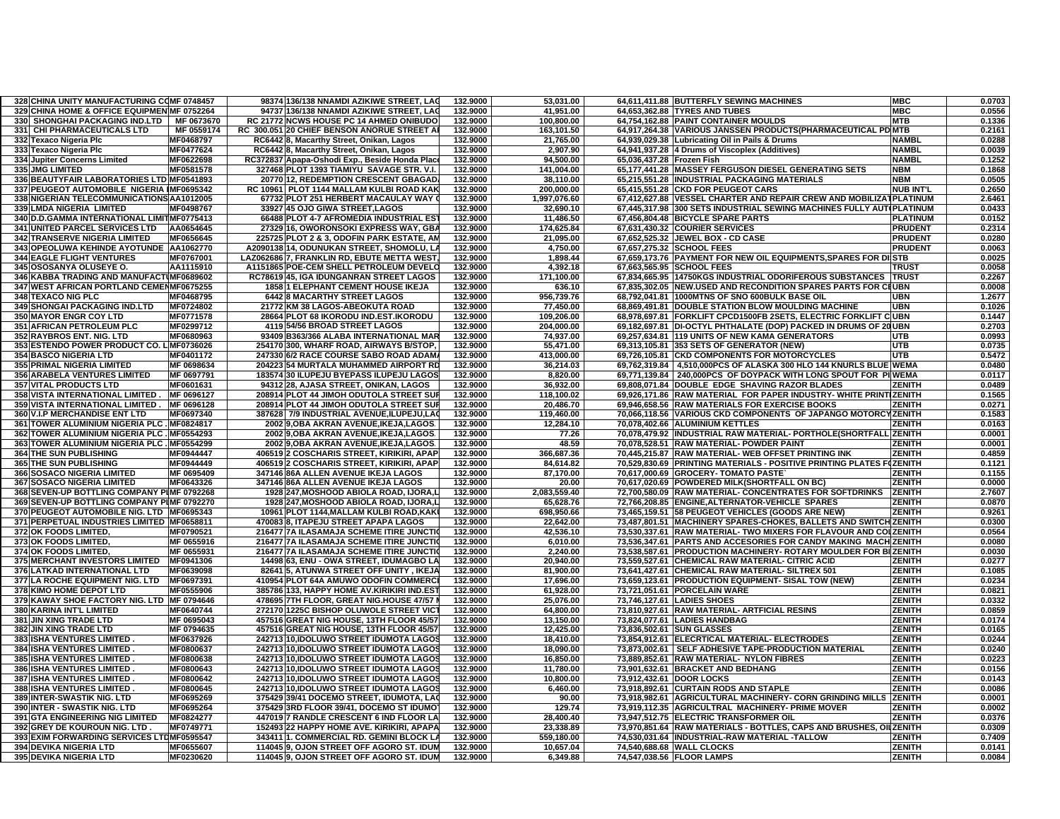| | | | | | | | | | |
|---|---|---|---|---|---|---|---|---|---|
| 328 | CHINA UNITY MANUFACTURING CO | MF 0748457 | 98374 136/138 NNAMDI AZIKIWE STREET, LAG | 132.9000 | 53,031.00 | 64,611,411.88 | BUTTERFLY SEWING MACHINES | MBC | 0.0703 |
| 329 | CHINA HOME & OFFICE EQUIPMEN | MF 0752264 | 94737 136/138 NNAMDI AZIKIWE STREET, LAG | 132.9000 | 41,951.00 | 64,653,362.88 | TYRES AND TUBES | MBC | 0.0556 |
| 330 | SHONGHAI PACKAGING IND.LTD | MF 0673670 | RC 21772 NCWS HOUSE PC 14 AHMED ONIBUDO | 132.9000 | 100,800.00 | 64,754,162.88 | PAINT CONTAINER MOULDS | MTB | 0.1336 |
| 331 | CHI PHARMACEUTICALS LTD | MF 0559174 | RC 300.051 20 CHIEF BENSON ANORUE STREET A | 132.9000 | 163,101.50 | 64,917,264.38 | VARIOUS JANSSEN PRODUCTS(PHARMACEUTICAL PD | MTB | 0.2161 |
| 332 | Texaco Nigeria Plc | MF0468797 | RC6442 8, Macarthy Street, Onikan, Lagos | 132.9000 | 21,765.00 | 64,939,029.38 | Lubricating Oil in Pails & Drums | NAMBL | 0.0288 |
| 333 | Texaco Nigeria Plc | MF0477624 | RC6442 8, Macarthy Street, Onikan, Lagos | 132.9000 | 2,907.90 | 64,941,937.28 | 4 Drums of Viscoplex (Additives) | NAMBL | 0.0039 |
| 334 | Jupiter Concerns Limited | MF0622698 | RC372837 Apapa-Oshodi Exp., Beside Honda Place | 132.9000 | 94,500.00 | 65,036,437.28 | Frozen Fish | NAMBL | 0.1252 |
| 335 | JMG LIMITED | MF0581578 | 327468 PLOT 1393 TIAMIYU SAVAGE STR. V.I. | 132.9000 | 141,004.00 | 65,177,441.28 | MASSEY FERGUSON DIESEL GENERATING SETS | NBM | 0.1868 |
| 336 | BEAUTYFAIR LABORATORIES LTD | MF0541893 | 20770 12, REDEMPTION CRESCENT GBAGAD | 132.9000 | 38,110.00 | 65,215,551.28 | INDUSTRIAL PACKAGING MATERIALS | NBM | 0.0505 |
| 337 | PEUGEOT AUTOMOBILE NIGERIA L | MF0695342 | RC 10961 PLOT 1144 MALLAM KULBI ROAD KAK | 132.9000 | 200,000.00 | 65,415,551.28 | CKD FOR PEUGEOT CARS | NUB INT'L | 0.2650 |
| 338 | NIGERIAN TELECOMMUNICATIONS | AA1012005 | 67732 PLOT 251 HERBERT MACAULAY WAY | 132.9000 | 1,997,076.60 | 67,412,627.88 | VESSEL CHARTER AND REPAIR CREW AND MOBILIZAT | PLATINUM | 2.6461 |
| 339 | LMDA NIGERIA LIMITED | MF0498767 | 33927 45 OJO GIWA STREET,LAGOS | 132.9000 | 32,690.10 | 67,445,317.98 | 300 SETS INDUSTRIAL SEWING MACHINES FULLY AUT | PLATINUM | 0.0433 |
| 340 | D.D.GAMMA INTERNATIONAL LIMIT | MF0775413 | 66488 PLOT 4-7 AFROMEDIA INDUSTRIAL EST | 132.9000 | 11,486.50 | 67,456,804.48 | BICYCLE SPARE PARTS | PLATINUM | 0.0152 |
| 341 | UNITED PARCEL SERVICES LTD | AA0654645 | 27329 16, OWORONSOKI EXPRESS WAY, GBA | 132.9000 | 174,625.84 | 67,631,430.32 | COURIER SERVICES | PRUDENT | 0.2314 |
| 342 | TRANSERVE NIGERIA LIMITED | MF0656645 | 225725 PLOT 2 & 3, ODOFIN PARK ESTATE, AM | 132.9000 | 21,095.00 | 67,652,525.32 | JEWEL BOX - CD CASE | PRUDENT | 0.0280 |
| 343 | OPEOLUWA KEHINDE AYOTUNDE | AA1062770 | A2090138 14, ODUNUKAN STREET, SHOMOLU, L | 132.9000 | 4,750.00 | 67,657,275.32 | SCHOOL FEES | PRUDENT | 0.0063 |
| 344 | EAGLE FLIGHT VENTURES | MF0767001 | LAZ062686 7, FRANKLIN RD, EBUTE METTA WEST | 132.9000 | 1,898.44 | 67,659,173.76 | PAYMENT FOR NEW OIL EQUIPMENTS,SPARES FOR DI | STB | 0.0025 |
| 345 | OSOSANYA OLUSEYE O. | AA1115910 | A1151865 POE-CEM SHELL PETROLEUM DEVELO | 132.9000 | 4,392.18 | 67,663,565.95 | SCHOOL FEES | TRUST | 0.0058 |
| 346 | KABBA TRADING AND MANUFACTU | MF0689602 | RC78619 45, IGA IDUNGANRAN STREET LAGOS | 132.9000 | 171,100.00 | 67,834,665.95 | 14750KGS INDUSTRIAL ODORIFEROUS SUBSTANCES | TRUST | 0.2267 |
| 347 | WEST AFRICAN PORTLAND CEMEN | MF0675255 | 1858 1 ELEPHANT CEMENT HOUSE IKEJA | 132.9000 | 636.10 | 67,835,302.05 | NEW.USED AND RECONDITION SPARES PARTS FOR C | UBN | 0.0008 |
| 348 | TEXACO NIG PLC | MF0468795 | 6442 8 MACARTHY STREET LAGOS | 132.9000 | 956,739.76 | 68,792,041.81 | 1000MTNS OF SNO 600BULK BASE OIL | UBN | 1.2677 |
| 349 | SHONGAI PACKAGING IND.LTD | MF0724802 | 21772 KM 38 LAGOS-ABEOKUTA ROAD | 132.9000 | 77,450.00 | 68,869,491.81 | DOUBLE STATION BLOW MOULDING MACHINE | UBN | 0.1026 |
| 350 | MAYOR ENGR COY LTD | MF0771578 | 28664 PLOT 68 IKORODU IND.EST.IKORODU | 132.9000 | 109,206.00 | 68,978,697.81 | FORKLIFT CPCD1500FB 2SETS, ELECTRIC FORKLIFT C | UBN | 0.1447 |
| 351 | AFRICAN PETROLEUM PLC | MF0299712 | 4119 54/56 BROAD STREET LAGOS | 132.9000 | 204,000.00 | 69,182,697.81 | DI-OCTYL PHTHALATE (DOP) PACKED IN DRUMS OF 20 | UBN | 0.2703 |
| 352 | RAYBROS ENT. NIG. LTD | MF0680963 | 93409 B363/366 ALABA INTERNATIONAL MAR | 132.9000 | 74,937.00 | 69,257,634.81 | 119 UNITS OF NEW KAMA GENERATORS | UTB | 0.0993 |
| 353 | ESTENDO POWER PRODUCT CO. L | MF0736026 | 254170 300, WHARF ROAD, AIRWAYS B/STOP, | 132.9000 | 55,471.00 | 69,313,105.81 | 353 SETS OF GENERATOR (NEW) | UTB | 0.0735 |
| 354 | BASCO NIGERIA LTD | MF0401172 | 247330 6/2 RACE COURSE SABO ROAD ADAM | 132.9000 | 413,000.00 | 69,726,105.81 | CKD COMPONENTS FOR MOTORCYCLES | UTB | 0.5472 |
| 355 | PRIMAL NIGERIA LIMITED | MF 0698634 | 204223 54 MURTALA MUHAMMED AIRPORT RD | 132.9000 | 36,214.03 | 69,762,319.84 | 4,510,000PCS OF ALASKA 300 HLO 144 KNURLS BLUE | WEMA | 0.0480 |
| 356 | ARABELA VENTURES LIMITED | MF 0697791 | 183574 30 ILUPEJU BYEPASS ILUPEJU LAGOS | 132.9000 | 8,820.00 | 69,771,139.84 | 240,000PCS OF DOYPACK WITH LONG SPOUT FOR P | WEMA | 0.0117 |
| 357 | VITAL PRODUCTS LTD | MF0601631 | 94312 28, AJASA STREET, ONIKAN, LAGOS | 132.9000 | 36,932.00 | 69,808,071.84 | DOUBLE EDGE SHAVING RAZOR BLADES | ZENITH | 0.0489 |
| 358 | VISTA INTERNATIONAL LIMITED . | MF 0696127 | 208914 PLOT 44 JIMOH ODUTOLA STREET SUR | 132.9000 | 118,100.02 | 69,926,171.86 | RAW MATERIAL FOR PAPER INDUSTRY- WHITE PRINT | ZENITH | 0.1565 |
| 359 | VISTA INTERNATIONAL LIMITED . | MF 0696128 | 208914 PLOT 44 JIMOH ODUTOLA STREET SUR | 132.9000 | 20,486.70 | 69,946,658.56 | RAW MATERIALS FOR EXERCISE BOOKS | ZENITH | 0.0271 |
| 360 | V.I.P MERCHANDISE ENT LTD | MF0697340 | 387628 7/9 INDUSTRIAL AVENUE,ILUPEJU,LAG | 132.9000 | 119,460.00 | 70,066,118.56 | VARIOUS CKD COMPONENTS OF JAPANGO MOTORCY | ZENITH | 0.1583 |
| 361 | TOWER ALUMINIUM NIGERIA PLC . | MF0824817 | 2002 9,OBA AKRAN AVENUE,IKEJA,LAGOS. | 132.9000 | 12,284.10 | 70,078,402.66 | ALUMINIUM KETTLES | ZENITH | 0.0163 |
| 362 | TOWER ALUMINIUM NIGERIA PLC . | MF0554293 | 2002 9,OBA AKRAN AVENUE,IKEJA,LAGOS. | 132.9000 | 77.26 | 70,078,479.92 | INDUSTRIAL RAW MATERIAL- PORTHOLE(SHORTFALL | ZENITH | 0.0001 |
| 363 | TOWER ALUMINIUM NIGERIA PLC . | MF0554299 | 2002 9,OBA AKRAN AVENUE,IKEJA,LAGOS. | 132.9000 | 48.59 | 70,078,528.51 | RAW MATERIAL- POWDER PAINT | ZENITH | 0.0001 |
| 364 | THE SUN PUBLISHING | MF0944447 | 406519 2 COSCHARIS STREET, KIRIKIRI, APAP | 132.9000 | 366,687.36 | 70,445,215.87 | RAW MATERIAL- WEB OFFSET PRINTING INK | ZENITH | 0.4859 |
| 365 | THE SUN PUBLISHING | MF0944449 | 406519 2 COSCHARIS STREET, KIRIKIRI, APAP | 132.9000 | 84,614.82 | 70,529,830.69 | PRINTING MATERIALS - POSITIVE PRINTING PLATES F | ZENITH | 0.1121 |
| 366 | SOSACO NIGERIA LIMITED | MF 0695409 | 347146 86A ALLEN AVENUE IKEJA LAGOS | 132.9000 | 87,170.00 | 70,617,000.69 | GROCERY- TOMATO PASTE` | ZENITH | 0.1155 |
| 367 | SOSACO NIGERIA LIMITED | MF0643326 | 347146 86A ALLEN AVENUE IKEJA LAGOS | 132.9000 | 20.00 | 70,617,020.69 | POWDERED MILK(SHORTFALL ON BC) | ZENITH | 0.0000 |
| 368 | SEVEN-UP BOTTLING COMPANY PL | MF 0792268 | 1928 247,MOSHOOD ABIOLA ROAD, IJORA,L | 132.9000 | 2,083,559.40 | 72,700,580.09 | RAW MATERIAL- CONCENTRATES FOR SOFTDRINKS | ZENITH | 2.7607 |
| 369 | SEVEN-UP BOTTLING COMPANY PL | MF 0792270 | 1928 247,MOSHOOD ABIOLA ROAD, IJORA,L | 132.9000 | 65,628.76 | 72,766,208.85 | ENGINE,ALTERNATOR-VEHICLE SPARES | ZENITH | 0.0870 |
| 370 | PEUGEOT AUTOMOBILE NIG. LTD | MF0695343 | 10961 PLOT 1144,MALLAM KULBI ROAD,KAK | 132.9000 | 698,950.66 | 73,465,159.51 | 58 PEUGEOT VEHICLES (GOODS ARE NEW) | ZENITH | 0.9261 |
| 371 | PERPETUAL INDUSTRIES LIMITED | MF0658811 | 470083 8, ITAPEJU STREET APAPA LAGOS | 132.9000 | 22,642.00 | 73,487,801.51 | MACHINERY SPARES-CHOKES, BALLETS AND SWITCH | ZENITH | 0.0300 |
| 372 | OK FOODS LIMITED, | MF0790521 | 216477 7A ILASAMAJA SCHEME ITIRE JUNCTI | 132.9000 | 42,536.10 | 73,530,337.61 | RAW MATERIAL- TWO MIXERS FOR FLAVOUR AND CO | ZENITH | 0.0564 |
| 373 | OK FOODS LIMITED, | MF 0655916 | 216477 7A ILASAMAJA SCHEME ITIRE JUNCTI | 132.9000 | 6,010.00 | 73,536,347.61 | PARTS AND ACCESORIES FOR CANDY MAKING MACH | ZENITH | 0.0080 |
| 374 | OK FOODS LIMITED, | MF 0655931 | 216477 7A ILASAMAJA SCHEME ITIRE JUNCTI | 132.9000 | 2,240.00 | 73,538,587.61 | PRODUCTION MACHINERY- ROTARY MOULDER FOR B | ZENITH | 0.0030 |
| 375 | MERCHANT INVESTORS LIMITED | MF0941306 | 14498 63, ENU - OWA STREET, IDUMAGBO LA | 132.9000 | 20,940.00 | 73,559,527.61 | CHEMICAL RAW MATERIAL- CITRIC ACID | ZENITH | 0.0277 |
| 376 | LATKAD INTERNATIONAL LTD | MF0639098 | 82641 5, ATUNWA STREET OFF UNITY , IKEJA | 132.9000 | 81,900.00 | 73,641,427.61 | CHEMICAL RAW MATERIAL- SILTREX 501 | ZENITH | 0.1085 |
| 377 | LA ROCHE EQUIPMENT NIG. LTD | MF0697391 | 410954 PLOT 64A AMUWO ODOFIN COMMERC | 132.9000 | 17,696.00 | 73,659,123.61 | PRODUCTION EQUIPMENT- SISAL TOW (NEW) | ZENITH | 0.0234 |
| 378 | KIMO HOME DEPOT LTD | MF0555906 | 385786 133, HAPPY HOME AV.KIRIKIRI IND.EST | 132.9000 | 61,928.00 | 73,721,051.61 | PORCELAIN WARE | ZENITH | 0.0821 |
| 379 | KAWAY SHOE FACTORY NIG. LTD | MF 0794646 | 478695 7TH FLOOR, GREAT NIG.HOUSE 47/57 | 132.9000 | 25,076.00 | 73,746,127.61 | LADIES SHOES | ZENITH | 0.0332 |
| 380 | KARINA INT'L LIMITED | MF0640744 | 272170 1225C BISHOP OLUWOLE STREET VIC | 132.9000 | 64,800.00 | 73,810,927.61 | RAW MATERIAL- ARTFICIAL RESINS | ZENITH | 0.0859 |
| 381 | JIN XING TRADE LTD | MF 0695043 | 457516 GREAT NIG HOUSE, 13TH FLOOR 45/57 | 132.9000 | 13,150.00 | 73,824,077.61 | LADIES HANDBAG | ZENITH | 0.0174 |
| 382 | JIN XING TRADE LTD | MF 0794635 | 457516 GREAT NIG HOUSE, 13TH FLOOR 45/57 | 132.9000 | 12,425.00 | 73,836,502.61 | SUN GLASSES | ZENITH | 0.0165 |
| 383 | ISHA VENTURES LIMITED . | MF0637926 | 242713 10,IDOLUWO STREET IDUMOTA LAGOS | 132.9000 | 18,410.00 | 73,854,912.61 | ELECRTICAL MATERIAL- ELECTRODES | ZENITH | 0.0244 |
| 384 | ISHA VENTURES LIMITED . | MF0800637 | 242713 10,IDOLUWO STREET IDUMOTA LAGOS | 132.9000 | 18,090.00 | 73,873,002.61 | SELF ADHESIVE TAPE-PRODUCTION MATERIAL | ZENITH | 0.0240 |
| 385 | ISHA VENTURES LIMITED . | MF0800638 | 242713 10,IDOLUWO STREET IDUMOTA LAGOS | 132.9000 | 16,850.00 | 73,889,852.61 | RAW MATERIAL- NYLON FIBRES | ZENITH | 0.0223 |
| 386 | ISHA VENTURES LIMITED . | MF0800643 | 242713 10,IDOLUWO STREET IDUMOTA LAGOS | 132.9000 | 11,780.00 | 73,901,632.61 | BRACKET AND BEDHANG | ZENITH | 0.0156 |
| 387 | ISHA VENTURES LIMITED . | MF0800642 | 242713 10,IDOLUWO STREET IDUMOTA LAGOS | 132.9000 | 10,800.00 | 73,912,432.61 | DOOR LOCKS | ZENITH | 0.0143 |
| 388 | ISHA VENTURES LIMITED . | MF0800645 | 242713 10,IDOLUWO STREET IDUMOTA LAGOS | 132.9000 | 6,460.00 | 73,918,892.61 | CURTAIN RODS AND STAPLE | ZENITH | 0.0086 |
| 389 | INTER-SWASTIK NIG. LTD | MF0695269 | 375429 39/41 DOCEMO STREET, IDUMOTA, LA | 132.9000 | 90.00 | 73,918,982.61 | AGRICULTURAL MACHINERY- CORN GRINDING MILLS | ZENITH | 0.0001 |
| 390 | INTER - SWASTIK NIG. LTD | MF0695264 | 375429 3RD FLOOR 39/41, DOCEMO ST IDUMO | 132.9000 | 129.74 | 73,919,112.35 | AGRICULTRAL MACHINERY- PRIME MOVER | ZENITH | 0.0002 |
| 391 | GTA ENGINEERING NIG LIMITED | MF0824277 | 447019 7 RANDLE CRESCENT 6 IND FLOOR LA | 132.9000 | 28,400.40 | 73,947,512.75 | ELECTRIC TRANSFORMER OIL | ZENITH | 0.0376 |
| 392 | GREY DE KOUROUN NIG. LTD . | MF0749771 | 152493 22 HAPPY HOME AVE. KIRIKIRI, APAPA | 132.9000 | 23,338.89 | 73,970,851.64 | RAW MATERIALS - BOTTLES, CAPS AND BRUSHES, OI | ZENITH | 0.0309 |
| 393 | EXIM FORWARDING SERVICES LTD | MF0595547 | 343411 1. COMMERCIAL RD. GEMINI BLOCK L | 132.9000 | 559,180.00 | 74,530,031.64 | INDUSTRIAL-RAW MATERIAL -TALLOW | ZENITH | 0.7409 |
| 394 | DEVIKA NIGERIA LTD | MF0655607 | 114045 9, OJON STREET OFF AGORO ST. IDUM | 132.9000 | 10,657.04 | 74,540,688.68 | WALL CLOCKS | ZENITH | 0.0141 |
| 395 | DEVIKA NIGERIA LTD | MF0230620 | 114045 9, OJON STREET OFF AGORO ST. IDUM | 132.9000 | 6,349.88 | 74,547,038.56 | FLOOR LAMPS | ZENITH | 0.0084 |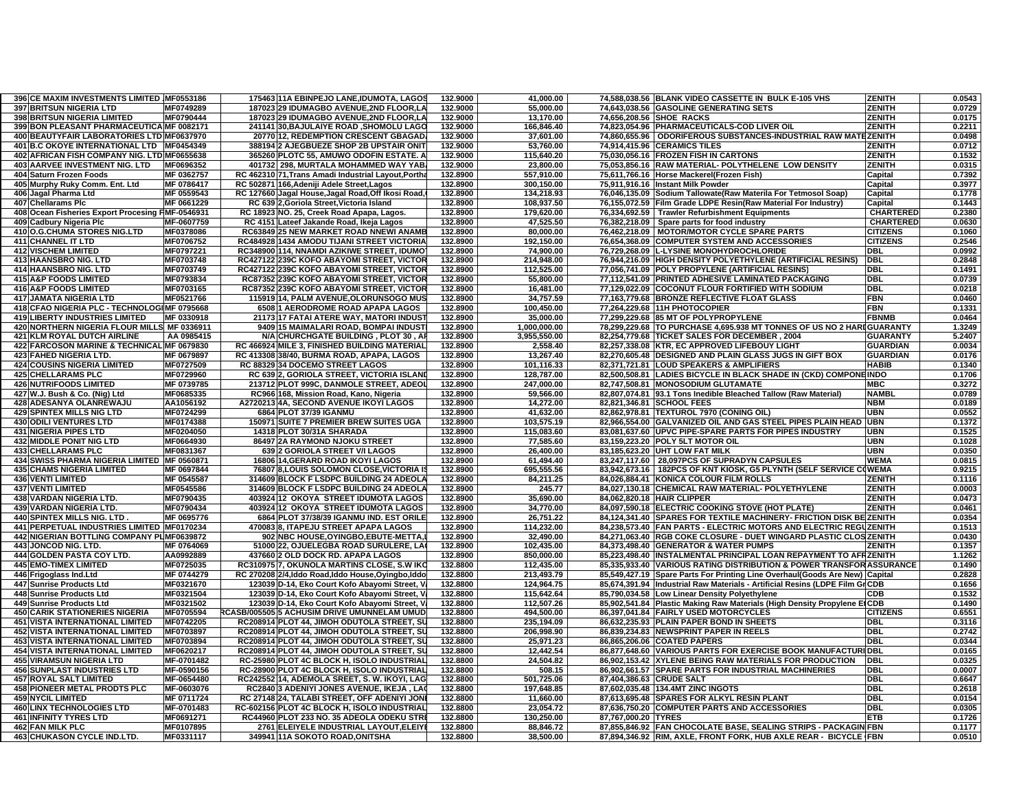| | | | | | | | | | |
|---|---|---|---|---|---|---|---|---|---|
| 396 | CE MAXIM INVESTMENTS LIMITED | MF0553186 | 175463 | 11A EBINPEJO LANE,IDUMOTA, LAGOS | 132.9000 | 41,000.00 | 74,588,038.56 | BLANK VIDEO CASSETTE IN BULK E-105 VHS | ZENITH | 0.0543 |
| 397 | BRITSUN NIGERIA LTD | MF0749289 | 187023 | 29 IDUMAGBO AVENUE,2ND FLOOR,LA | 132.9000 | 55,000.00 | 74,643,038.56 | GASOLINE GENERATING SETS | ZENITH | 0.0729 |
| 398 | BRITSUN NIGERIA LIMITED | MF0790444 | 187023 | 29 IDUMAGBO AVENUE,2ND FLOOR,LA | 132.9000 | 13,170.00 | 74,656,208.56 | SHOE RACKS | ZENITH | 0.0175 |
| 399 | BON PLEASANT PHARMACEUTICA | MF 0082171 | 241141 | 30,BAJULAIYE ROAD ,SHOMOLU LAGO | 132.9000 | 166,846.40 | 74,823,054.96 | PHARMACEUTICALS-COD LIVER OIL | ZENITH | 0.2211 |
| 400 | BEAUTYFAIR LABORATORIES LTD | MF0637970 | 20770 | 12, REDEMPTION CRESCENT GBAGAD | 132.9000 | 37,601.00 | 74,860,655.96 | ODORIFEROUS SUBSTANCES-INDUSTRIAL RAW MATE | ZENITH | 0.0498 |
| 401 | B.C OKOYE INTERNATIONAL LTD | MF0454349 | 388194 | 2 AJEGBUEZE SHOP 2B UPSTAIR ONIT | 132.9000 | 53,760.00 | 74,914,415.96 | CERAMICS TILES | ZENITH | 0.0712 |
| 402 | AFRICAN FISH COMPANY NIG. LTD | MF0655638 | 365260 | PLOTC 55, AMUWO ODOFIN ESTATE. A | 132.9000 | 115,640.20 | 75,030,056.16 | FROZEN FISH IN CARTONS | ZENITH | 0.1532 |
| 403 | AARVEE INVESTMENT NIG. LTD | MF0696352 | 401732 | 298, MURTALA MOHAMMED WAY YAB | 132.9000 | 23,800.00 | 75,053,856.16 | RAW MATERIAL- POLYTHELENE LOW DENSITY | ZENITH | 0.0315 |
| 404 | Saturn Frozen Foods | MF 0362757 | RC 462310 | 71,Trans Amadi Industrial Layout,Portha | 132.8900 | 557,910.00 | 75,611,766.16 | Horse Mackerel(Frozen Fish) | Capital | 0.7392 |
| 405 | Murphy Ruky Comm. Ent. Ltd | MF 0786417 | RC 502871 | 166,Adeniji Adele Street,Lagos | 132.8900 | 300,150.00 | 75,911,916.16 | Instant Milk Powder | Capital | 0.3977 |
| 406 | Jagal Pharma Ltd | MF 0559543 | RC 127660 | Jagal House,Jagal Road,Off Ikosi Road, | 132.8900 | 134,218.93 | 76,046,135.09 | Sodium Tallowate(Raw Materila For Tetmosol Soap) | Capital | 0.1778 |
| 407 | Chellarams Plc | MF 0661229 | RC 639 | 2,Goriola Street,Victoria Island | 132.8900 | 108,937.50 | 76,155,072.59 | Film Grade LDPE Resin(Raw Material For Industry) | Capital | 0.1443 |
| 408 | Ocean Fisheries Export Procesing F | MF-0546931 | RC 18923 | NO. 25, Creek Road Apapa, Lagos. | 132.8900 | 179,620.00 | 76,334,692.59 | Trawler Refurbishment Equipments | CHARTERED | 0.2380 |
| 409 | Cadbury Nigeria Plc | MF-0607759 | RC 4151 | Lateef Jakande Road, Ikeja Lagos | 132.8900 | 47,525.50 | 76,382,218.09 | Spare parts for food industry | CHARTERED | 0.0630 |
| 410 | O.G.CHUMA STORES NIG.LTD | MF0378086 | RC63849 | 25 NEW MARKET ROAD NNEWI ANAMB | 132.8900 | 80,000.00 | 76,462,218.09 | MOTOR/MOTOR CYCLE SPARE PARTS | CITIZENS | 0.1060 |
| 411 | CHANNEL IT LTD | MF0706752 | RC484928 | 1434 AMODU TIJANI STREET VICTORIA | 132.8900 | 192,150.00 | 76,654,368.09 | COMPUTER SYSTEM AND ACCESSORIES | CITIZENS | 0.2546 |
| 412 | VISCHEM LIMITED | MF0797221 | RC348900 | 114, NNAMDI AZIKIWE STREET, IDUMO | 132.8900 | 74,900.00 | 76,729,268.09 | L-LYSINE MONOHYDROCHLORIDE | DBL | 0.0992 |
| 413 | HAANSBRO NIG. LTD | MF0703748 | RC427122 | 239C KOFO ABAYOMI STREET, VICTOR | 132.8900 | 214,948.00 | 76,944,216.09 | HIGH DENSITY POLYETHYLENE (ARTIFICIAL RESINS) | DBL | 0.2848 |
| 414 | HAANSBRO NIG. LTD | MF0703749 | RC427122 | 239C KOFO ABAYOMI STREET, VICTOR | 132.8900 | 112,525.00 | 77,056,741.09 | POLY PROPYLENE (ARTIFICIAL RESINS) | DBL | 0.1491 |
| 415 | A&P FOODS LIMITED | MF0793834 | RC87352 | 239C KOFO ABAYOMI STREET, VICTOR | 132.8900 | 55,800.00 | 77,112,541.09 | PRINTED ADHESIVE LAMINATED PACKAGING | DBL | 0.0739 |
| 416 | A&P FOODS LIMITED | MF0703165 | RC87352 | 239C KOFO ABAYOMI STREET, VICTOR | 132.8900 | 16,481.00 | 77,129,022.09 | COCONUT FLOUR FORTIFIED WITH SODIUM | DBL | 0.0218 |
| 417 | JAMATA NIGERIA LTD | MF0521766 | 115919 | 14, PALM AVENUE,OLORUNSOGO MUS | 132.8900 | 34,757.59 | 77,163,779.68 | BRONZE REFLECTIVE FLOAT GLASS | FBN | 0.0460 |
| 418 | CFAO NIGERIA PLC - TECHNOLOGI | MF 0795668 | 6508 | 1 AERODROME ROAD APAPA LAGOS | 132.8900 | 100,450.00 | 77,264,229.68 | 11H PHOTOCOPIER | FBN | 0.1331 |
| 419 | LIBERTY INDUSTRIES LIMITED | MF 0330918 | 21173 | 17 FATAI ATERE WAY, MATORI INDUST | 132.8900 | 35,000.00 | 77,299,229.68 | 85 MT OF POLYPROPYLENE | FBNMB | 0.0464 |
| 420 | NORTHERN NIGERIA FLOUR MILLS | MF 0336911 | 9409 | 15 MAIMALARI ROAD, BOMPAI INDUST | 132.8900 | 1,000,000.00 | 78,299,229.68 | TO PURCHASE 4,695.938 MT TONNES OF US NO 2 HARI | GUARANTY | 1.3249 |
| 421 | KLM ROYAL DUTCH AIRLINE | AA 0985415 | N/A | CHURCHGATE BUILDING , PLOT 30 , AF | 132.8900 | 3,955,550.00 | 82,254,779.68 | TICKET SALES FOR DECEMBER , 2004 | GUARANTY | 5.2407 |
| 422 | FARCOSON MARINE & TECHNICAL | MF 0679830 | RC 466924 | MILE 3, FINISHED BUILDING MATERIAL | 132.8900 | 2,558.40 | 82,257,338.08 | KTR, EC APPROVED LIFEBOUY LIGHT | GUARDIAN | 0.0034 |
| 423 | FAHED NIGERIA LTD. | MF 0679897 | RC 413308 | 38/40, BURMA ROAD, APAPA, LAGOS | 132.8900 | 13,267.40 | 82,270,605.48 | DESIGNED AND PLAIN GLASS JUGS IN GIFT BOX | GUARDIAN | 0.0176 |
| 424 | COUSINS NIGERIA LIMITED | MF0727509 | RC 88329 | 34 DOCEMO STREET LAGOS | 132.8900 | 101,116.33 | 82,371,721.81 | LOUD SPEAKERS & AMPLIFIERS | HABIB | 0.1340 |
| 425 | CHELLARAMS PLC | MF0729960 | RC 639 | 2, GORIOLA STREET, VICTORIA ISLAND | 132.8900 | 128,787.00 | 82,500,508.81 | LADIES BICYCLE IN BLACK SHADE IN (CKD) COMPONE | INDO | 0.1706 |
| 426 | NUTRIFOODS LIMITED | MF 0739785 | 213712 | PLOT 999C, DANMOLE STREET, ADEOL | 132.8900 | 247,000.00 | 82,747,508.81 | MONOSODIUM GLUTAMATE | MBC | 0.3272 |
| 427 | W.J. Bush & Co. (Nig) Ltd | MF0685335 | RC966 | 168, Mission Road, Kano, Nigeria | 132.8900 | 59,566.00 | 82,807,074.81 | 93.1 Tons Inedible Bleached Tallow (Raw Material) | NAMBL | 0.0789 |
| 428 | ADESANYA OLANREWAJU | AA1056192 | A2720213 | 4A, SECOND AVENUE IKOYI LAGOS | 132.8900 | 14,272.00 | 82,821,346.81 | SCHOOL FEES | NBM | 0.0189 |
| 429 | SPINTEX MILLS NIG LTD | MF0724299 | 6864 | PLOT 37/39 IGANMU | 132.8900 | 41,632.00 | 82,862,978.81 | TEXTUROL 7970 (CONING OIL) | UBN | 0.0552 |
| 430 | ODILI VENTURES LTD | MF0174388 | 150971 | SUITE 7 PREMIER BREW SUITES UGA | 132.8900 | 103,575.19 | 82,966,554.00 | GALVANIZED OIL AND GAS STEEL PIPES PLAIN HEAD | UBN | 0.1372 |
| 431 | NIGERIA PIPES LTD | MF0204050 | 14318 | PLOT 30/31A SHARADA | 132.8900 | 115,083.60 | 83,081,637.60 | UPVC PIPE-SPARE PARTS FOR PIPES INDUSTRY | UBN | 0.1525 |
| 432 | MIDDLE PONIT NIG LTD | MF0664930 | 86497 | 2A RAYMOND NJOKU STREET | 132.8900 | 77,585.60 | 83,159,223.20 | POLY 5LT MOTOR OIL | UBN | 0.1028 |
| 433 | CHELLARAMS PLC | MF0831367 | 639 | 2 GORIOLA STREET V/I LAGOS | 132.8900 | 26,400.00 | 83,185,623.20 | UHT LOW FAT MILK | UBN | 0.0350 |
| 434 | SWISS PHARMA NIGERIA LIMITED | MF 0560871 | 16806 | 14,GERARD ROAD IKOYI LAGOS | 132.8900 | 61,494.40 | 83,247,117.60 | 28,097PCS OF SUPRADYN CAPSULES | WEMA | 0.0815 |
| 435 | CHAMS NIGERIA LIMITED | MF 0697844 | 76807 | 8,LOUIS SOLOMON CLOSE,VICTORIA IS | 132.8900 | 695,555.56 | 83,942,673.16 | 182PCS OF KNT KIOSK, G5 PLYNTH (SELF SERVICE CO | WEMA | 0.9215 |
| 436 | VENTI LIMITED | MF 0545587 | 314609 | BLOCK F LSDPC BUILDING 24 ADEOLA | 132.8900 | 84,211.25 | 84,026,884.41 | KONICA COLOUR FILM ROLLS | ZENITH | 0.1116 |
| 437 | VENTI LIMITED | MF0545586 | 314609 | BLOCK F LSDPC BUILDING 24 ADEOLA | 132.8900 | 245.77 | 84,027,130.18 | CHEMICAL RAW MATERIAL- POLYETHYLENE | ZENITH | 0.0003 |
| 438 | VARDAN NIGERIA LTD. | MF0790435 | 403924 | 12 OKOYA STREET IDUMOTA LAGOS | 132.8900 | 35,690.00 | 84,062,820.18 | HAIR CLIPPER | ZENITH | 0.0473 |
| 439 | VARDAN NIGERIA LTD. | MF0790434 | 403924 | 12 OKOYA STREET IDUMOTA LAGOS | 132.8900 | 34,770.00 | 84,097,590.18 | ELECTRIC COOKING STOVE (HOT PLATE) | ZENITH | 0.0461 |
| 440 | SPINTEX MILLS NIG. LTD . | MF 0695776 | 6864 | PLOT 37/38/39 IGANMU IND. EST ORILE | 132.8900 | 26,751.22 | 84,124,341.40 | SPARES FOR TEXTILE MACHINERY- FRICTION DISK BE | ZENITH | 0.0354 |
| 441 | PERPETUAL INDUSTRIES LIMITED | MF0170234 | 470083 | 8, ITAPEJU STREET APAPA LAGOS | 132.8900 | 114,232.00 | 84,238,573.40 | FAN PARTS - ELECTRIC MOTORS AND ELECTRIC REGU | ZENITH | 0.1513 |
| 442 | NIGERIAN BOTTLING COMPANY PL | MF0639872 | 902 | NBC HOUSE,OYINGBO,EBUTE-METTA,L | 132.8900 | 32,490.00 | 84,271,063.40 | RGB COKE CLOSURE - DUET WINGARD PLASTIC CLOS | ZENITH | 0.0430 |
| 443 | JONCOD NIG. LTD. | MF 0764069 | 51000 | 2, OJUELEGBA ROAD SURULERE, LA | 132.8900 | 102,435.00 | 84,373,498.40 | GENERATOR & WATER PUMPS | ZENITH | 0.1357 |
| 444 | GOLDEN PASTA COY LTD. | AA0992889 | 437660 | 2 OLD DOCK RD. APAPA LAGOS | 132.8900 | 850,000.00 | 85,223,498.40 | INSTALMENTAL PRINCIPAL LOAN REPAYMENT TO AFR | ZENITH | 1.1262 |
| 445 | EMO-TIMEX LIMITED | MF0725035 | RC310975 | 7, OKUNOLA MARTINS CLOSE, S.W IKO | 132.8800 | 112,435.00 | 85,335,933.40 | VARIOUS RATING DISTRIBUTION & POWER TRANSFOR | ASSURANCE | 0.1490 |
| 446 | Frigoglass Ind.Ltd | MF 0744279 | RC 270208 | 2/4,Iddo Road,Iddo House,Oyingbo,Iddo | 132.8800 | 213,493.79 | 85,549,427.19 | Spare Parts For Printing Line Overhaul(Goods Are New) | Capital | 0.2828 |
| 447 | Sunrise Products Ltd | MF0321670 | 123039 | D-14, Eko Court Kofo Abayomi Street, V | 132.8800 | 124,964.75 | 85,674,391.94 | Industrial Raw Materials - Artificial Resins (LDPE Film Gr | CDB | 0.1656 |
| 448 | Sunrise Products Ltd | MF0321504 | 123039 | D-14, Eko Court Kofo Abayomi Street, V | 132.8800 | 115,642.64 | 85,790,034.58 | Low Linear Density Polyethylene | CDB | 0.1532 |
| 449 | Sunrise Products Ltd | MF0321502 | 123039 | D-14, Eko Court Kofo Abayomi Street, V | 132.8800 | 112,507.26 | 85,902,541.84 | Plastic Making Raw Materials (High Density Propylene E | CDB | 0.1490 |
| 450 | CARIK STATIONERIES NIGERIA | MF0705594 | RCASB/005505 | 5 ACHUSIM DRIVE UMUNNELAM UMUD | 132.8800 | 494,500.00 | 86,397,041.84 | FAIRLY USED MOTORCYCLES | CITIZENS | 0.6551 |
| 451 | VISTA INTERNATIONAL LIMITED | MF0742205 | RC208914 | PLOT 44, JIMOH ODUTOLA STREET, SU | 132.8800 | 235,194.09 | 86,632,235.93 | PLAIN PAPER BOND IN SHEETS | DBL | 0.3116 |
| 452 | VISTA INTERNATIONAL LIMITED | MF0703897 | RC208914 | PLOT 44, JIMOH ODUTOLA STREET, SU | 132.8800 | 206,998.90 | 86,839,234.83 | NEWSPRINT PAPER IN REELS | DBL | 0.2742 |
| 453 | VISTA INTERNATIONAL LIMITED | MF0703894 | RC208914 | PLOT 44, JIMOH ODUTOLA STREET, SU | 132.8800 | 25,971.23 | 86,865,206.06 | COATED PAPERS | DBL | 0.0344 |
| 454 | VISTA INTERNATIONAL LIMITED | MF0620217 | RC208914 | PLOT 44, JIMOH ODUTOLA STREET, SU | 132.8800 | 12,442.54 | 86,877,648.60 | VARIOUS PARTS FOR EXERCISE BOOK MANUFACTURI | DBL | 0.0165 |
| 455 | VIRAMSUN NIGERIA LTD | MF-0701482 | RC-25980 | PLOT 4C BLOCK H, ISOLO INDUSTRIAL | 132.8800 | 24,504.82 | 86,902,153.42 | XYLENE BEING RAW MATERIALS FOR PRODUCTION | DBL | 0.0325 |
| 456 | SUNPLAST INDUSTRIES LTD | MF-0590156 | RC-28900 | PLOT 4C BLOCK H, ISOLO INDUSTRIAL | 132.8800 | 508.15 | 86,902,661.57 | SPARE PARTS FOR INDUSTRIAL MACHINERIES | DBL | 0.0007 |
| 457 | ROYAL SALT LIMITED | MF-0654480 | RC242552 | 14, ADEMOLA SREET, S. W. IKOYI, LAG | 132.8800 | 501,725.06 | 87,404,386.63 | CRUDE SALT | DBL | 0.6647 |
| 458 | PIONEER METAL PRODTS PLC | MF-0603076 | RC2840 | 3 ADENIYI JONES AVENUE, IKEJA , LA | 132.8800 | 197,648.85 | 87,602,035.48 | 134.4MT ZINC INGOTS | DBL | 0.2618 |
| 459 | NYCIL LIMITED | MF 0711724 | RC 27148 | 24, TALABI STREET, OFF ADENIYI JONI | 132.8800 | 11,660.00 | 87,613,695.48 | SPARES FOR ALKYL RESIN PLANT | DBL | 0.0154 |
| 460 | LINX TECHNOLOGIES LTD | MF-0701483 | RC-602156 | PLOT 4C BLOCK H, ISOLO INDUSTRIAL | 132.8800 | 23,054.72 | 87,636,750.20 | COMPUTER PARTS AND ACCESSORIES | DBL | 0.0305 |
| 461 | INFINITY TYRES LTD | MF0691271 | RC44960 | PLOT 233 NO. 35 ADEOLA ODEKU STRE | 132.8800 | 130,250.00 | 87,767,000.20 | TYRES | ETB | 0.1726 |
| 462 | FAN MILK PLC | MF0107895 | 2761 | ELEIYELE INDUSTRIAL LAYOUT,ELEIYE | 132.8800 | 88,846.72 | 87,855,846.92 | FAN CHOCOLATE BASE, SEALING STRIPS - PACKAGIN | FBN | 0.1177 |
| 463 | CHUKASON CYCLE IND.LTD. | MF0331117 | 349941 | 11A SOKOTO ROAD,ONITSHA | 132.8800 | 38,500.00 | 87,894,346.92 | RIM, AXLE, FRONT FORK, HUB AXLE REAR - BICYCLE | FBN | 0.0510 |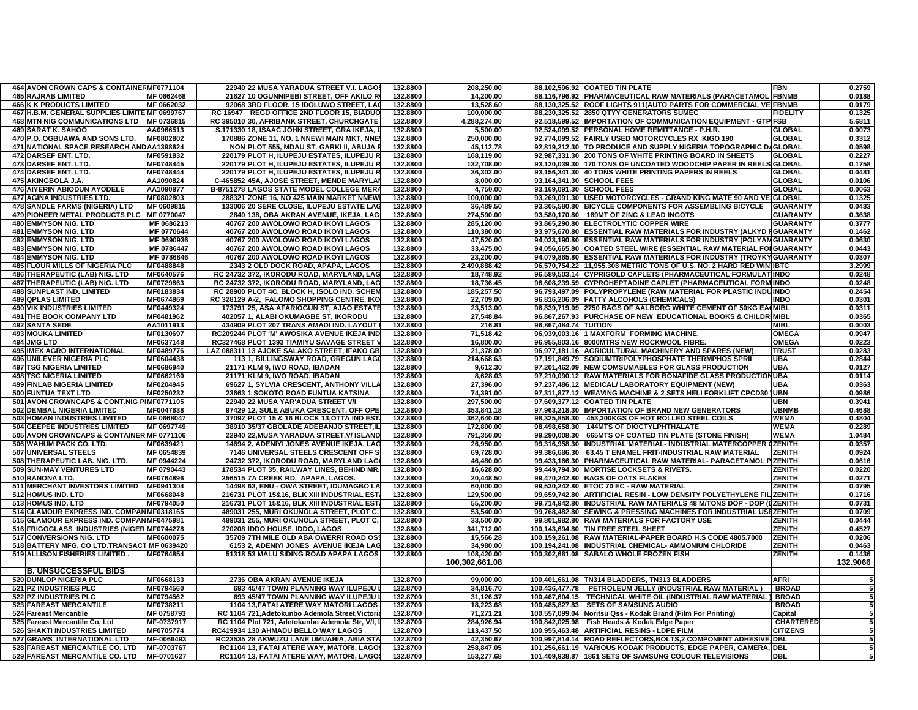| | | | | | | | | | |
|---|---|---|---|---|---|---|---|---|---|
| 464 | AVON CROWN CAPS & CONTAINER | MF0771104 | 22940 | 22 MUSA YARADUA STREET V.I. LAGOS | 132.8800 | 208,250.00 | 88,102,596.92 | COATED TIN PLATE | FBN | 0.2759 |
| 465 | RAJRAB LIMITED | MF 0662468 | 21627 | 10 OGUNNIPEBI STREET, OFF AKILO R | 132.8800 | 14,200.00 | 88,116,796.92 | PHARMACEUTICAL RAW MATERIALS (PARACETAMOL | FBNMB | 0.0188 |
| 466 | K K PRODUCTS LIMITED | MF 0662032 | 92068 | 3RD FLOOR, 15 IDOLUWO STREET, LAG | 132.8800 | 13,528.60 | 88,130,325.52 | ROOF LIGHTS 911(AUTO PARTS FOR COMMERCIAL VE | FBNMB | 0.0179 |
| 467 | H.B.M. GENERAL SUPPLIES LIMITE | MF 0699767 | RC 16947 | REGD OFFICE 2ND FLOOR 15, BIADUO | 132.8800 | 100,000.00 | 88,230,325.52 | 2850 QTYY GENERATORS SUMEC | FIDELITY | 0.1325 |
| 468 | MTN NIG COMMUNICATIONS LTD | MF 0736815 | RC 395010 | 30, AFRIBANK STREET, CHURCHGATE | 132.8800 | 4,288,274.00 | 92,518,599.52 | IMPORTATION OF COMMUNICATION EQUIPMENT - GTP | FSB | 5.6811 |
| 469 | SARAT K. SAHOO | AA0966513 | S.171330 | 18, ISAAC JOHN STREET, GRA IKEJA, L | 132.8800 | 5,500.00 | 92,524,099.52 | PERSONAL HOME REMITTANCE - P.H.R. | GLOBAL | 0.0073 |
| 470 | P.O. OGBUAWA AND SONS LTD. | MF0802802 | 170886 | ZONE 11, NO. 1 NNEWI MAIN MKT, NNE | 132.8800 | 250,000.00 | 92,774,099.52 | FAIRLY USED MOTORCYCLES RX KIGO 190 | GLOBAL | 0.3312 |
| 471 | NATIONAL SPACE RESEARCH AND | AA1398624 | NON | PLOT 555, MDAU ST. GARKI II, ABUJA F | 132.8800 | 45,112.78 | 92,819,212.30 | TO PRODUCE AND SUPPLY NIGERIA TOPOGRAPHIC DA | GLOBAL | 0.0598 |
| 472 | DARSEF ENT. LTD. | MF0591832 | 220179 | PLOT H, ILUPEJU ESTATES, ILUPEJU R | 132.8800 | 168,119.00 | 92,987,331.30 | 200 TONS OF WHITE PRINTING BOARD IN SHEETS | GLOBAL | 0.2227 |
| 473 | DARSEF ENT. LTD. | MF0748445 | 220179 | PLOT H, ILUPEJU ESTATES, ILUPEJU R | 132.8800 | 132,708.00 | 93,120,039.30 | 170 TONS OF UNCOATED WOODCHIP PAPER IN REELS | GLOBAL | 0.1758 |
| 474 | DARSEF ENT. LTD. | MF0748444 | 220179 | PLOT H, ILUPEJU ESTATES, ILUPEJU R | 132.8800 | 36,302.00 | 93,156,341.30 | 40 TONS WHITE PRINTING PAPERS IN REELS | GLOBAL | 0.0481 |
| 475 | AKINGBOLA J.A. | AA1090824 | C-465852 | 45A, AJOSE STREET, MENDE MARYLAN | 132.8800 | 8,000.00 | 93,164,341.30 | SCHOOL FEES | GLOBAL | 0.0106 |
| 476 | AIYERIN ABIODUN AYODELE | AA1090877 | B-8751278 | LAGOS STATE MODEL COLLEGE MERA | 132.8800 | 4,750.00 | 93,169,091.30 | SCHOOL FEES | GLOBAL | 0.0063 |
| 477 | AGINA INDUSTRIES LTD. | MF0802803 | 288321 | ZONE 16, NO 425 MAIN MARKET NNEW | 132.8800 | 100,000.00 | 93,269,091.30 | USED MOTORCYCLES - GRAND KING MATE 90 AND VE | GLOBAL | 0.1325 |
| 478 | SANDLE FARMS (NIGERIA) LTD | MF 0609815 | 133006 | 20 SERE CLOSE, ILUPEJU ESTATE LAG | 132.8800 | 36,489.50 | 93,305,580.80 | BICYCLE COMPONENTS FOR ASSEMBLING BICYCLE | GUARANTY | 0.0483 |
| 479 | PIONEER METAL PRODUCTS PLC | MF 0770047 | 2840 | 138, OBA AKRAN AVENUE, IKEJA, LAG | 132.8800 | 274,590.00 | 93,580,170.80 | 189MT OF ZINC & LEAD INGOTS | GUARANTY | 0.3638 |
| 480 | EMMYSON NIG. LTD | MF 0686213 | 40767 | 200 AWOLOWO ROAD IKOYI LAGOS | 132.8800 | 285,120.00 | 93,865,290.80 | ELECTROLYTIC COPPER WIRE | GUARANTY | 0.3777 |
| 481 | EMMYSON NIG. LTD | MF 0770644 | 40767 | 200 AWOLOWO ROAD IKOYI LAGOS | 132.8800 | 110,380.00 | 93,975,670.80 | ESSENTIAL RAW MATERIALS FOR INDUSTRY (ALKYD F | GUARANTY | 0.1462 |
| 482 | EMMYSON NIG. LTD | MF 0690936 | 40767 | 200 AWOLOWO ROAD IKOYI LAGOS | 132.8800 | 47,520.00 | 94,023,190.80 | ESSENTIAL RAW MATERIALS FOR INDUSTRY (POLYAM | GUARANTY | 0.0630 |
| 483 | EMMYSON NIG. LTD | MF 0786447 | 40767 | 200 AWOLOWO ROAD IKOYI LAGOS | 132.8800 | 33,475.00 | 94,056,665.80 | COATED STEEL WIRE (ESSENTIAL RAW MATERIAL FOR | GUARANTY | 0.0443 |
| 484 | EMMYSON NIG. LTD | MF 0786846 | 40767 | 200 AWOLOWO ROAD IKOYI LAGOS | 132.8800 | 23,200.00 | 94,079,865.80 | ESSENTIAL RAW MATERIALS FOR INDUSTRY (TROYKY | GUARANTY | 0.0307 |
| 485 | FLOUR MILLS OF NIGERIA PLC | MF0488848 | 2343 | 2 OLD DOCK ROAD, APAPA, LAGOS | 132.8800 | 2,490,888.42 | 96,570,754.22 | 11,955.308 METRIC TONS OF U.S. NO. 2 HARD RED WIN | IBTC | 3.2999 |
| 486 | THERAPEUTIC (LAB) NIG. LTD | MF0640576 | RC 24732 | 372, IKORODU ROAD, MARYLAND, LAG | 132.8800 | 18,748.92 | 96,589,503.14 | CYPRIGOLD CAPLETS (PHARMACEUTICAL FORMULAT | INDO | 0.0248 |
| 487 | THERAPEUTIC (LAB) NIG. LTD | MF0729863 | RC 24732 | 372, IKORODU ROAD, MARYLAND, LAG | 132.8800 | 18,736.45 | 96,608,239.59 | CYPROHEPTADINE CAPLET (PHARMACEUTICAL FORM | INDO | 0.0248 |
| 488 | SUNPLAST IND. LIMITED | MF0183834 | RC 28900 | PLOT 4C, BLOCK H, ISOLO IND. SCHEM | 132.8800 | 185,257.50 | 96,793,497.09 | POLYPROPYLENE (RAW MATERIAL FOR PLASTIC INDU | INDO | 0.2454 |
| 489 | QPLAS LIMITED | MF0674869 | RC 328129 | A-2, FALOMO SHOPPING CENTRE, IKO | 132.8800 | 22,709.00 | 96,816,206.09 | FATTY ALCOHOLS (CHEMICALS) | INDO | 0.0301 |
| 490 | VIK INDUSTRIES LIMITED | MF0449324 | 173791 | 25, ASA AFARIOGUN ST, AJAO ESTATE | 132.8800 | 23,513.00 | 96,839,719.09 | 2750 BAGS OF AALBORG WHITE CEMENT OF 50KG EAC | MIBL | 0.0311 |
| 491 | THE BOOK COMPANY LTD | MF0481962 | 402057 | 1, ALABI OKUMAGBE ST, IKORODU | 132.8800 | 27,548.84 | 96,867,267.93 | PURCHASE OF NEW EDUCATIONAL BOOKS & CHILDR | MIBL | 0.0365 |
| 492 | SANTA SEDE | AA1011913 | 434909 | PLOT 207 TRANS AMADI IND. LAYOUT | 132.8800 | 216.81 | 96,867,484.74 | TUITION | MIBL | 0.0003 |
| 493 | MOUKA LIMITED | MF0130697 | RC209244 | PLOT 'M' AWOSIKA AVENUE IKEJA IND | 132.8800 | 71,518.42 | 96,939,003.16 | 1 MAXFORM FORMING MACHINE. | OMEGA | 0.0947 |
| 494 | JMG LTD | MF0637148 | RC327468 | PLOT 1393 TIAMIYU SAVAGE STREET V | 132.8800 | 16,800.00 | 96,955,803.16 | 8000MTRS NEW ROCKWOOL FIBRE. | OMEGA | 0.0223 |
| 495 | IMEX AGRO INTERNATIONAL | MF0489776 | LAZ 088311 | 13 AJOKE SALAKO STREET, IFAKO GB | 132.8800 | 21,378.00 | 96,977,181.16 | AGRICULTURAL MACHINERY AND SPARES (NEW) | TRUST | 0.0283 |
| 496 | UNILEVER NIGERIA PLC | MF0604438 | 113 | 1, BILLINGSWAY ROAD, OREGUN LAGO | 132.8800 | 214,668.63 | 97,191,849.79 | SODIUMTRIPOLYPHOSPHATE THERMPHOS SPRII | UBA | 0.2844 |
| 497 | TSG NIGERIA LIMITED | MF0686940 | 21171 | KLM 9, IWO ROAD, IBADAN | 132.8800 | 9,612.30 | 97,201,462.09 | NEW COMSUMABLES FOR GLASS PRODUCTION | UBA | 0.0127 |
| 498 | TSG NIGERIA LIMITED | MF0662160 | 21171 | KLM 9, IWO ROAD, IBADAN | 132.8800 | 8,628.03 | 97,210,090.12 | RAW MATERIALS FOR BONAFIDE GLASS PRODUCTION | UBA | 0.0114 |
| 499 | FINLAB NIGERIA LIMITED | MF0204945 | 69627 | 1, SYLVIA CRESCENT, ANTHONY VILLA | 132.8800 | 27,396.00 | 97,237,486.12 | MEDICAL/ LABORATORY EQUIPMENT (NEW) | UBA | 0.0363 |
| 500 | FUNTUA TEXT LTD | MF0250232 | 23663 | 1 SOKOTO ROAD FUNTUA KATSINA | 132.8800 | 74,391.00 | 97,311,877.12 | WEAVING MACHINE & 2 SETS HELI FORKLIFT CPCD30 | UBN | 0.0986 |
| 501 | AVON CROWNCAPS & CONT.NIG P | MF0771105 | 22940 | 22 MUSA YAR'ADUA STREET V/I | 132.8800 | 297,500.00 | 97,609,377.12 | COATED TIN PLATE | UBN | 0.3941 |
| 502 | DEMBAL NIGERIA LIMITED | MF0047638 | 97429 | 12, SULE ABUKA CRESCENT, OFF OPE | 132.8800 | 353,841.18 | 97,963,218.30 | IMPORTATION OF BRAND NEW GENERATORS | UBNMB | 0.4688 |
| 503 | HOMAN INDUSTRIES LIMITED | MF 0668047 | 37092 | PLOT 15 & 16 BLOCK 13,OTTA IND EST | 132.8800 | 362,640.00 | 98,325,858.30 | 453,300KGS OF HOT ROLLED STEEL COILS | WEMA | 0.4804 |
| 504 | GEEPEE INDUSTRIES LIMITED | MF 0697749 | 38910 | 35/37 GBOLADE ADEBANJO STREET,IL | 132.8800 | 172,800.00 | 98,498,658.30 | 144MTS OF DIOCTYLPHTHALATE | WEMA | 0.2289 |
| 505 | AVON CROWNCAPS & CONTAINER | MF 0771106 | 22940 | 22,MUSA YARADUA STREET,V/ ISLAND | 132.8800 | 791,350.00 | 99,290,008.30 | 665MTS OF COATED TIN PLATE (STONE FINISH) | WEMA | 1.0484 |
| 506 | WAHUM PACK CO. LTD. | MF0639421 | 14694 | 2, ADENIYI JONES AVENUE IKEJA. LAG | 132.8800 | 26,950.00 | 99,316,958.30 | INDUSTRIAL MATERIAL- INDUSTRIAL MATERCOPPER ( | ZENITH | 0.0357 |
| 507 | UNIVERSAL STEELS | MF 0654839 | 7146 | UNIVERSAL STEELS CRESCENT OFF S | 132.8800 | 69,728.00 | 99,386,686.30 | 63.45 T ENAMEL FRIT-INDUSTRIAL RAW MATERIAL | ZENITH | 0.0924 |
| 508 | THERAPEUTIC LAB. NIG. LTD. | MF 0944224 | 24732 | 372, IKORODU ROAD, MARYLAND LAG | 132.8800 | 46,480.00 | 99,433,166.30 | PHARMACEUTICAL RAW MATERIAL- PARACETAMOL P | ZENITH | 0.0616 |
| 509 | SUN-MAY VENTURES LTD | MF 0790443 | 178534 | PLOT 35, RAILWAY LINES, BEHIND MR. | 132.8800 | 16,628.00 | 99,449,794.30 | MORTISE LOCKSETS & RIVETS. | ZENITH | 0.0220 |
| 510 | RANONA LTD. | MF0764896 | 256515 | 7A CREEK RD, APAPA, LAGOS. | 132.8800 | 20,448.50 | 99,470,242.80 | BAGS OF OATS FLAKES | ZENITH | 0.0271 |
| 511 | MERCHANT INVESTORS LIMITED | MF0941304 | 14498 | 63, ENU - OWA STREET, IDUMAGBO LA | 132.8800 | 60,000.00 | 99,530,242.80 | ETOC 70 EC - RAW MATERIAL | ZENITH | 0.0795 |
| 512 | HOMUS IND. LTD | MF0668048 | 216731 | PLOT 15&16, BLK XIII INDUSTRIAL EST | 132.8800 | 129,500.00 | 99,659,742.80 | ARTIFICIAL RESIN - LOW DENSITY POLYETHYLENE FIL | ZENITH | 0.1716 |
| 513 | HOMUS IND. LTD | MF0794050 | 216731 | PLOT 15&16, BLK XIII INDUSTRIAL EST | 132.8800 | 55,200.00 | 99,714,942.80 | INDUSTRIAL RAW MATERIALS 48 M/TONS DOP - DOP (I | ZENITH | 0.0731 |
| 514 | GLAMOUR EXPRESS IND. COMPAN | MF0318165 | 489031 | 255, MURI OKUNOLA STREET, PLOT C, | 132.8800 | 53,540.00 | 99,768,482.80 | SEWING & PRESSING MACHINES FOR INDUSTRIAL USE | ZENITH | 0.0709 |
| 515 | GLAMOUR EXPRESS IND. COMPAN | MF0475981 | 489031 | 255, MURI OKUNOLA STREET, PLOT C, | 132.8800 | 33,500.00 | 99,801,982.80 | RAW MATERIALS FOR FACTORY USE | ZENITH | 0.0444 |
| 516 | FRIGOGLASS INDUSTRIES (NIGER | MF0744278 | 270208 | IDDO HOUSE, IDDO, LAGOS | 132.8800 | 341,712.00 | 100,143,694.80 | TIN FREE STEEL SHEET | ZENITH | 0.4527 |
| 517 | CONVERSIONS NIG. LTD | MF0600075 | 35709 | 7TH MILE OLD ABA OWERRI ROAD OSS | 132.8800 | 15,566.28 | 100,159,261.08 | RAW MATERIAL-PAPER BOARD H.S CODE 4805.7000 | ZENITH | 0.0206 |
| 518 | BATTERY MFG. CO LTD.TRANSACT | MF 0639420 | 6153 | 2, ADENIYI JONES AVENUE IKEJA LAG | 132.8800 | 34,980.00 | 100,194,241.08 | INDUSTRIAL CHEMICAL- AMMONIUM CHLORIDE | ZENITH | 0.0463 |
| 519 | ALLISON FISHERIES LIMITED . | MF0764854 | 51318 | 53 MALU SIDING ROAD APAPA LAGOS | 132.8800 | 108,420.00 | 100,302,661.08 | SABALO WHOLE FROZEN FISH | ZENITH | 0.1436 |
| | | | | | | **100,302,661.08** | | | | **132.9066** |
| | **B. UNSUCCESSFUL BIDS** | | | | | | | | | |
| 520 | DUNLOP NIGERIA PLC | MF0668133 | 2736 | OBA AKRAN AVENUE IKEJA | 132.8700 | 99,000.00 | 100,401,661.08 | TN314 BLADDERS, TN313 BLADDERS | AFRI | 5 |
| 521 | PZ INDUSTRIES PLC | MF0794560 | 693 | 45/47 TOWN PLANNING WAY ILUPEJU I | 132.8700 | 34,816.70 | 100,436,477.78 | PETROLEUM JELLY (INDUSTRIAL RAW MATERIAL ) | BROAD | 5 |
| 522 | PZ INDUSTRIES PLC | MF0794562 | 693 | 45/47 TOWN PLANNING WAY ILUPEJU I | 132.8700 | 31,126.37 | 100,467,604.15 | TECHNICAL WHITE OIL (INDUSTRIAL RAW MATERIAL ) | BROAD | 5 |
| 523 | FAREAST MERCANTILE | MF0738211 | 1104 | 13,FATAI ATERE WAY MATORI LAGOS | 132.8700 | 18,223.68 | 100,485,827.83 | SETS OF SAMSUNG AUDIO | BROAD | 5 |
| 524 | Fareast Mercantile | MF 0758793 | RC 1104 | 721,Adetokunbo Ademola Street,Victoria | 132.8700 | 71,271.21 | 100,557,099.04 | Noritsu Qss - Kodak Brand (Film For Printing) | Capital | 5 |
| 525 | Fareast Mercantile Co, Ltd | MF-0737917 | RC 1104 | Plot 721, Adetokunbo Ademola Str, V/I, L | 132.8700 | 284,926.94 | 100,842,025.98 | Fish Heads & Kodak Edge Paper | CHARTERED | 5 |
| 526 | SHAKTI INDUSTRIES LIMITED | MF0705774 | RC419934 | 130 AHMADU BELLO WAY LAGOS | 132.8700 | 113,437.50 | 100,955,463.48 | ARTIFICIAL RESINS - LDPE FILM | CITIZENS | 5 |
| 527 | GRAMS INTERNATIONAL LTD | MF-0066493 | RC23535 | 28 AKWUZU LANE UMUAHIA, ABIA STA | 132.8700 | 42,350.67 | 100,997,814.14 | ROAD REFLECTORS,BOLTS,2 COMPONENT ADHESIVE, | DBL | 5 |
| 528 | FAREAST MERCANTILE CO. LTD | MF-0703767 | RC1104 | 13, FATAI ATERE WAY, MATORI, LAGOS | 132.8700 | 258,847.05 | 101,256,661.19 | VARIOUS KODAK PRODUCTS, EDGE PAPER, CAMERA, | DBL | 5 |
| 529 | FAREAST MERCANTILE CO. LTD | MF-0701627 | RC1104 | 13, FATAI ATERE WAY, MATORI, LAGOS | 132.8700 | 153,277.68 | 101,409,938.87 | 1861 SETS OF SAMSUNG COLOUR TELEVISIONS | DBL | 5 |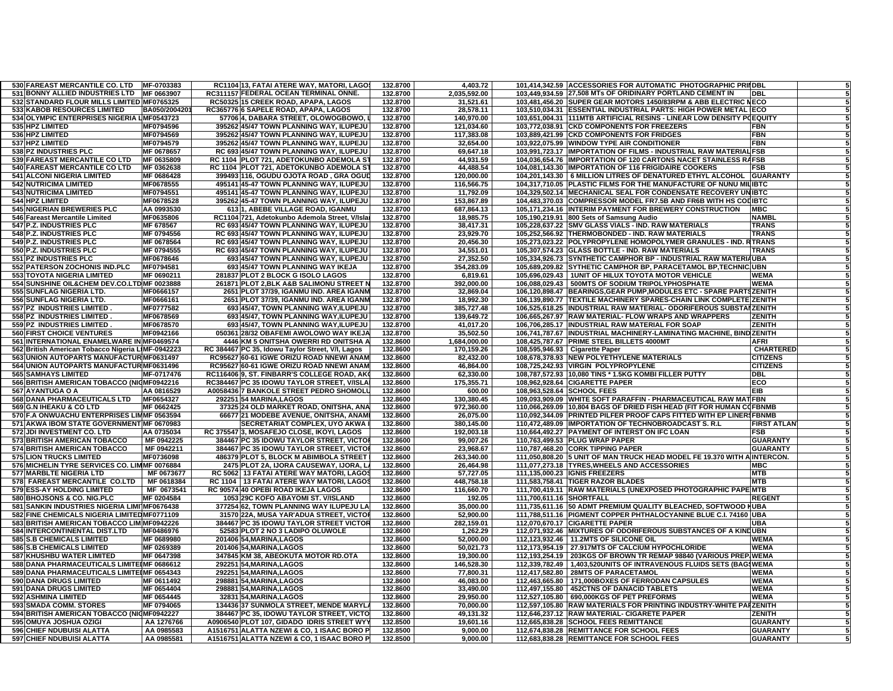| | | | | | | | | | |
|---|---|---|---|---|---|---|---|---|---|
| 530 | FAREAST MERCANTILE CO. LTD | MF-0703383 | RC1104 13, FATAI ATERE WAY, MATORI, LAGOS | 132.8700 | 4,403.72 | 101,414,342.59 | ACCESSORIES FOR AUTOMATIC PHOTOGRAPHIC PRI | DBL | 5 |
| 531 | BONNY ALLIED INDUSTRIES LTD | MF 0663907 | RC311157 FEDERAL OCEAN TERMINAL ONNE. | 132.8700 | 2,035,592.00 | 103,449,934.59 | 27,508 MTs OF ORIDINARY PORTLAND CEMENT IN | DBL | 5 |
| 532 | STANDARD FLOUR MILLS LIMITED | MF0765325 | RC50325 15 CREEK ROAD, APAPA, LAGOS | 132.8700 | 31,521.61 | 103,481,456.20 | SUPER GEAR MOTORS 1450/83RPM & ABB ELECTRIC M | ECO | 5 |
| 533 | KABOB RESOURCES LIMITED | BA050/2004201 | RC365776 6 SAPELE ROAD, APAPA, LAGOS | 132.8700 | 28,578.11 | 103,510,034.31 | ESSENTIAL INDUSTRIAL PARTS: HIGH POWER METAL | ECO | 5 |
| 534 | OLYMPIC ENTERPRISES NIGERIA L | MF0543723 | 57706 4, DABARA STREET, OLOWOGBOWO, L | 132.8700 | 140,970.00 | 103,651,004.31 | 111MTB ARTIFICIAL RESINS - LINEAR LOW DENSITY PO | EQUITY | 5 |
| 535 | HPZ LIMITED | MF0794596 | 395262 45/47 TOWN PLANNING WAY, ILUPEJU | 132.8700 | 121,034.60 | 103,772,038.91 | CKD COMPONENTS FOR FREEZERS | FBN | 5 |
| 536 | HPZ LIMITED | MF0794569 | 395262 45/47 TOWN PLANNING WAY, ILUPEJU | 132.8700 | 117,383.08 | 103,889,421.99 | CKD COMPONENTS FOR FRIDGES | FBN | 5 |
| 537 | HPZ LIMITED | MF0794579 | 395262 45/47 TOWN PLANNING WAY, ILUPEJU | 132.8700 | 32,654.00 | 103,922,075.99 | WINDOW TYPE AIR CONDITIONER | FBN | 5 |
| 538 | PZ INDUSTRIES PLC | MF 0678657 | RC 693 45/47 TOWN PLANNING WAY, ILUPEJU | 132.8700 | 69,647.18 | 103,991,723.17 | IMPORTATION OF FILMS - INDUSTRIAL RAW MATERIAL | FSB | 5 |
| 539 | FAREAST MERCANTILE CO LTD | MF 0635809 | RC 1104 PLOT 721, ADETOKUNBO ADEMOLA ST | 132.8700 | 44,931.59 | 104,036,654.76 | IMPORTATION OF 120 CARTONS NACET STAINLESS RA | FSB | 5 |
| 540 | FAREAST MERCANTILE CO LTD | MF 0362638 | RC 1104 PLOT 721, ADETOKUNBO ADEMOLA ST | 132.8700 | 44,488.54 | 104,081,143.30 | IMPORTATION OF 116 FRIGIDAIRE COOKERS | FSB | 5 |
| 541 | ALCONI NIGERIA LIMITED | MF 0686428 | 399493 116, OGUDU OJOTA ROAD , GRA OGUD | 132.8700 | 120,000.00 | 104,201,143.30 | 6 MILLION LITRES OF DENATURED ETHYL ALCOHOL | GUARANTY | 5 |
| 542 | NUTRICIMA LIMITED | MF0678555 | 495141 45-47 TOWN PLANNING WAY, ILUPEJU | 132.8700 | 116,566.75 | 104,317,710.05 | PLASTIC FILMS FOR THE MANUFACTURE OF NUNU MIL | IBTC | 5 |
| 543 | NUTRICIMA LIMITED | MF0794551 | 495141 45-47 TOWN PLANNING WAY, ILUPEJU | 132.8700 | 11,792.09 | 104,329,502.14 | MECHANICAL SEAL FOR CONDENSATE RECOVERY UN | IBTC | 5 |
| 544 | HPZ LIMITED | MF0678528 | 395262 45-47 TOWN PLANNING WAY, ILUPEJU | 132.8700 | 153,867.89 | 104,483,370.03 | COMPRESSOR MODEL FR7.5B AND FR6B WITH HS COD | IBTC | 5 |
| 545 | NIGERIAN BREWERIES PLC | AA 0993530 | 613 1, ABEBE VILLAGE ROAD, IGANMU | 132.8700 | 687,864.13 | 105,171,234.16 | INTERIM PAYMENT FOR BREWERY CONSTRUCTION | MBC | 5 |
| 546 | Fareast Mercantile Limited | MF0635806 | RC1104 721, Adetokunbo Ademola Street, V/Islan | 132.8700 | 18,985.75 | 105,190,219.91 | 800 Sets of Samsung Audio | NAMBL | 5 |
| 547 | P.Z. INDUSTRIES PLC | MF 678567 | RC 693 45/47 TOWN PLANNING WAY, ILUPEJU | 132.8700 | 38,417.31 | 105,228,637.22 | SMV GLASS VIALS - IND. RAW MATERIALS | TRANS | 5 |
| 548 | P.Z. INDUSTRIES PLC | MF 0794556 | RC 693 45/47 TOWN PLANNING WAY, ILUPEJU | 132.8700 | 23,929.70 | 105,252,566.92 | THERMOBONDED - IND. RAW MATERIALS | TRANS | 5 |
| 549 | P.Z. INDUSTRIES PLC | MF 0678564 | RC 693 45/47 TOWN PLANNING WAY, ILUPEJU | 132.8700 | 20,456.30 | 105,273,023.22 | POLYPROPYLENE HOMOPOLYMER GRANULES - IND. R | TRANS | 5 |
| 550 | P.Z. INDUSTRIES PLC | MF 0794555 | RC 693 45/47 TOWN PLANNING WAY, ILUPEJU | 132.8700 | 34,551.01 | 105,307,574.23 | GLASS BOTTLE - IND. RAW MATERIALS | TRANS | 5 |
| 551 | PZ INDUSTRIES PLC | MF0678646 | 693 45/47 TOWN PLANNING WAY, ILUPEJU | 132.8700 | 27,352.50 | 105,334,926.73 | SYNTHETIC CAMPHOR BP - INDUSTRIAL RAW MATERIA | UBA | 5 |
| 552 | PATERSON ZOCHONIS IND.PLC | MF0794581 | 693 45/47 TOWN PLANNING WAY IKEJA | 132.8700 | 354,283.09 | 105,689,209.82 | SYTHETIC CAMPHOR BP, PARACETAMOL BP,TECHNIC | UBN | 5 |
| 553 | TOYOTA NIGERIA LIMITED | MF 0690211 | 281837 PLOT 2 BLOCK G ISOLO LAGOS | 132.8700 | 6,819.61 | 105,696,029.43 | 1UNIT OF HILUX TOYOTA MOTOR VEHICLE | WEMA | 5 |
| 554 | SUNSHINE OIL&CHEM DEV.CO.LTD | MF 0023888 | 261871 PLOT 2,BLK A&B SALIMONU STREET N | 132.8700 | 392,000.00 | 106,088,029.43 | 500MTS OF SODIUM TRIPOLYPHOSPHATE | WEMA | 5 |
| 555 | SUNFLAG NIGERIA LTD. | MF0666157 | 2651 PLOT 37/39, IGANMU IND. AREA IGANM | 132.8700 | 32,869.04 | 106,120,898.47 | BEARINGS,GEAR PUMP,MODULES ETC - SPARE PARTS | ZENITH | 5 |
| 556 | SUNFLAG NIGERIA LTD. | MF0666161 | 2651 PLOT 37/39, IGANMU IND. AREA IGANM | 132.8700 | 18,992.30 | 106,139,890.77 | TEXTILE MACHINERY SPARES-CHAIN LINK COMPLETE | ZENITH | 5 |
| 557 | PZ INDUSTRIES LIMITED . | MF0777582 | 693 45/47, TOWN PLANNING WAY,ILUPEJU | 132.8700 | 385,727.48 | 106,525,618.25 | INDUSTRIAL RAW MATERIAL- ODORIFEROUS SUBSTA | ZENITH | 5 |
| 558 | PZ INDUSTRIES LIMITED . | MF0678569 | 693 45/47, TOWN PLANNING WAY,ILUPEJU | 132.8700 | 139,649.72 | 106,665,267.97 | RAW MATERIAL- FLOW WRAPS AND WRAPPERS | ZENITH | 5 |
| 559 | PZ INDUSTRIES LIMITED . | MF0678570 | 693 45/47, TOWN PLANNING WAY,ILUPEJU | 132.8700 | 41,017.20 | 106,706,285.17 | INDUSTRIAL RAW MATERIAL FOR SOAP | ZENITH | 5 |
| 560 | FIRST CHOICE VENTURES | MF0942166 | 050361 28/32 OBAFEMI AWOLOWO WAY IKEJA | 132.8700 | 35,502.50 | 106,741,787.67 | INDUSTRIAL MACHINERY-LAMINATING MACHINE, BIND | ZENITH | 5 |
| 561 | INTERNATIONAL ENAMELWARE IN | MF0469574 | 4446 KM 5 ONITSHA OWERRI RD ONITSHA A | 132.8600 | 1,684,000.00 | 108,425,787.67 | PRIME STEEL BILLETS 4000MT | AFRI | 5 |
| 562 | British American Tobacco Nigeria L | MF-0942223 | RC 384467 PC 35, Idowu Taylor Street, V/I, Lagos | 132.8600 | 170,159.26 | 108,595,946.93 | Cigarette Paper | CHARTERED | 5 |
| 563 | UNION AUTOPARTS MANUFACTUR | MF0631497 | RC95627 60-61 IGWE ORIZU ROAD NNEWI ANAM | 132.8600 | 82,432.00 | 108,678,378.93 | NEW POLYETHYLENE MATERIALS | CITIZENS | 5 |
| 564 | UNION AUTOPARTS MANUFACTUR | MF0631496 | RC95627 60-61 IGWE ORIZU ROAD NNEWI ANAM | 132.8600 | 46,864.00 | 108,725,242.93 | VIRGIN POLYPROPYLENE | CITIZENS | 5 |
| 565 | SAMHAYS LIMITED | MF-0717476 | RC116406 9, ST. FINBARR'S COLLEGE ROAD, AKO | 132.8600 | 62,330.00 | 108,787,572.93 | 10,080 TINS * 1.5KG KOMBI FILLER PUTTY | DBL | 5 |
| 566 | BRITISH AMERICAN TOBACCO (NIG | MF0942216 | RC384467 PC 35 IDOWU TAYLOR STREET, V/ISLA | 132.8600 | 175,355.71 | 108,962,928.64 | CIGARETTE PAPER | ECO | 5 |
| 567 | AYANTUGA O A | AA 0816529 | A0058436 7 BANKOLE STREET PEDRO SHOMOLU | 132.8600 | 600.00 | 108,963,528.64 | SCHOOL FEES | EIB | 5 |
| 568 | DANA PHARMACEUTICALS LTD | MF0654327 | 292251 54 MARINA,LAGOS | 132.8600 | 130,380.45 | 109,093,909.09 | WHITE SOFT PARAFFIN - PHARMACEUTICAL RAW MAT | FBN | 5 |
| 569 | G.N IHEAKU & CO LTD | MF 0662425 | 37325 24 OLD MARKET ROAD, ONITSHA, ANA | 132.8600 | 972,360.00 | 110,066,269.09 | 10,804 BAGS OF DRIED FISH HEAD (FIT FOR HUMAN CO | FBNMB | 5 |
| 570 | F.A ONWUACHU ENTERPRISES LIM | MF 0563594 | 66677 21 MODEBE AVENUE, ONITSHA, ANAMI | 132.8600 | 26,075.00 | 110,092,344.09 | PRINTED PILFER PROOF CAPS FITTED WITH EP LINERS | FBNMB | 5 |
| 571 | AKWA IBOM STATE GOVERNMENT | MF 0670983 | SECRETARIAT COMPLEX, UYO AKWA I | 132.8600 | 380,145.00 | 110,472,489.09 | IMPORTATION OF TECHNOBROADCAST S. R.L | FIRST ATLAN | 5 |
| 572 | JDI INVESTMENT CO. LTD | AA 0735034 | RC 375547 3, MOSAFEJO CLOSE, IKOYI, LAGOS | 132.8600 | 192,003.18 | 110,664,492.27 | PAYMENT OF INTERST ON IFC LOAN | FSB | 5 |
| 573 | BRITISH AMERICAN TOBACCO | MF 0942225 | 384467 PC 35 IDOWU TAYLOR STREET, VICTOR | 132.8600 | 99,007.26 | 110,763,499.53 | PLUG WRAP PAPER | GUARANTY | 5 |
| 574 | BRITISH AMERICAN TOBACCO | MF 0942211 | 384467 PC 35 IDOWU TAYLOR STREET, VICTOR | 132.8600 | 23,968.67 | 110,787,468.20 | CORK TIPPING PAPER | GUARANTY | 5 |
| 575 | LION TRUCKS LIMITED | MF0736098 | 486379 PLOT 5, BLOCK M ABIMBOLA STREET | 132.8600 | 263,340.00 | 111,050,808.20 | 5 UNIT OF MAN TRUCK HEAD MODEL FE 19.370 WITH A | INTERCON. | 5 |
| 576 | MICHELIN TYRE SERVICES CO. LIM | MF 0076884 | 2475 PLOT 2A, IJORA CAUSEWAY, IJORA, LA | 132.8600 | 26,464.98 | 111,077,273.18 | TYRES,WHEELS AND ACCESSORIES | MBC | 5 |
| 577 | MARBLTE NIGERIA LTD | MF 0673677 | RC 5062 13 FATAI ATERE WAY MATORI, LAGOS | 132.8600 | 57,727.05 | 111,135,000.23 | IGNIS FREEZERS | MTB | 5 |
| 578 | FAREAST MERCANTILE CO.LTD | MF 0618384 | RC 1104 13 FATAI ATERE WAY MATORI, LAGOS | 132.8600 | 448,758.18 | 111,583,758.41 | TIGER RAZOR BLADES | MTB | 5 |
| 579 | ESS-AY HOLDING LIMITED | MF 0673541 | RC 90574 40 OPEBI ROAD IKEJA LAGOS | 132.8600 | 116,660.70 | 111,700,419.11 | RAW MATERIALS (UNEXPOSED PHOTOGRAPHIC PAPE | MTB | 5 |
| 580 | BHOJSONS & CO. NIG.PLC | MF 0204584 | 1053 29C KOFO ABAYOMI ST. V/ISLAND | 132.8600 | 192.05 | 111,700,611.16 | SHORTFALL | REGENT | 5 |
| 581 | SANKIN INDUSTRIES NIGERIA LIMI | MF0676438 | 377254 62, TOWN PLANNING WAY ILUPEJU LA | 132.8600 | 35,000.00 | 111,735,611.16 | 50 ADMT PREMIUM QUALITY BLEACHED, SOFTWOOD K | UBA | 5 |
| 582 | FINE CHEMICALS NIGERIA LIMITED | MF0771109 | 31570 22A, MUSA YAR'ADUA STREET, VICTOR | 132.8600 | 52,900.00 | 111,788,511.16 | PIGMENT COPPER PHTHALOCYANINE BLUE C.I. 74160 | UBA | 5 |
| 583 | BRITISH AMERICAN TOBACCO LIM | MF0942226 | 384467 PC 35 IDOWU TAYLOR STREET VICTOR | 132.8600 | 282,159.01 | 112,070,670.17 | CIGARETTE PAPER | UBA | 5 |
| 584 | INTERCONTINENTAL DIST.LTD | MF0486976 | 52583 PLOT 2 NO 3 LADIPO OLUWOLE | 132.8600 | 1,262.29 | 112,071,932.46 | MIXTURES OF ODORIFEROUS SUBSTANCES OF A KIND | UBN | 5 |
| 585 | S.B CHEMICALS LIMITED | MF 0689980 | 201406 54,MARINA,LAGOS | 132.8600 | 52,000.00 | 112,123,932.46 | 11.2MTS OF SILICONE OIL | WEMA | 5 |
| 586 | S.B CHEMICALS LIMITED | MF 0269389 | 201406 54,MARINA,LAGOS | 132.8600 | 50,021.73 | 112,173,954.19 | 27.917MTS OF CALCIUM HYPOCHLORIDE | WEMA | 5 |
| 587 | KHUSHBU WATER LIMITED | MF 0647398 | 347845 KM 38, ABEOKUTA MOTOR RD.OTA | 132.8600 | 19,300.00 | 112,193,254.19 | 203KGS OF BROWN TR REMAP 98840 (VARIOUS PREP | WEMA | 5 |
| 588 | DANA PHARMACEUTICALS LIMITE | MF 0686612 | 292251 54,MARINA,LAGOS | 132.8600 | 146,528.30 | 112,339,782.49 | 1,403,520UNITS OF INTRAVENOUS FLUIDS SETS (BAGS | WEMA | 5 |
| 589 | DANA PHARMACEUTICALS LIMITE | MF 0654343 | 292251 54,MARINA,LAGOS | 132.8600 | 77,800.31 | 112,417,582.80 | 28MTS OF PARACETAMOL | WEMA | 5 |
| 590 | DANA DRUGS LIMITED | MF 0611492 | 298881 54,MARINA,LAGOS | 132.8600 | 46,083.00 | 112,463,665.80 | 171,000BOXES OF FERRODAN CAPSULES | WEMA | 5 |
| 591 | DANA DRUGS LIMITED | MF 0654404 | 298881 54,MARINA,LAGOS | 132.8600 | 33,490.00 | 112,497,155.80 | 452CTNS OF DANACID TABLETS | WEMA | 5 |
| 592 | ASHMINA LIMITED | MF 0654445 | 32831 54,MARINA,LAGOS | 132.8600 | 29,950.00 | 112,527,105.80 | 690,000KGS OF PET PREFORMS | WEMA | 5 |
| 593 | SMADA COMM. STORES | MF 0794065 | 134436 37 SUNMOLA STREET, MENDE MARYLA | 132.8600 | 70,000.00 | 112,597,105.80 | RAW MATERIALS FOR PRINTING INDUSTRY-WHITE PAP | ZENITH | 5 |
| 594 | BRITISH AMERICAN TOBACCO (NIG | MF0942227 | 384467 PC 35, IDOWU TAYLOR STREET, VICTO | 132.8600 | 49,131.32 | 112,646,237.12 | RAW MATERIAL- CIGARETE PAPER | ZENITH | 5 |
| 595 | OMUYA JOSHUA OZIGI | AA 1276766 | A0906540 PLOT 107, GIDADO IDRIS STREET WYY | 132.8500 | 19,601.16 | 112,665,838.28 | SCHOOL FEES REMITTANCE | GUARANTY | 5 |
| 596 | CHIEF NDUBUISI ALATTA | AA 0985583 | A1516751 ALATTA NZEWI & CO, 1 ISAAC BORO P | 132.8500 | 9,000.00 | 112,674,838.28 | REMITTANCE FOR SCHOOL FEES | GUARANTY | 5 |
| 597 | CHIEF NDUBUISI ALATTA | AA 0985581 | A1516751 ALATTA NZEWI & CO, 1 ISAAC BORO P | 132.8500 | 9,000.00 | 112,683,838.28 | REMITTANCE FOR SCHOOL FEES | GUARANTY | 5 |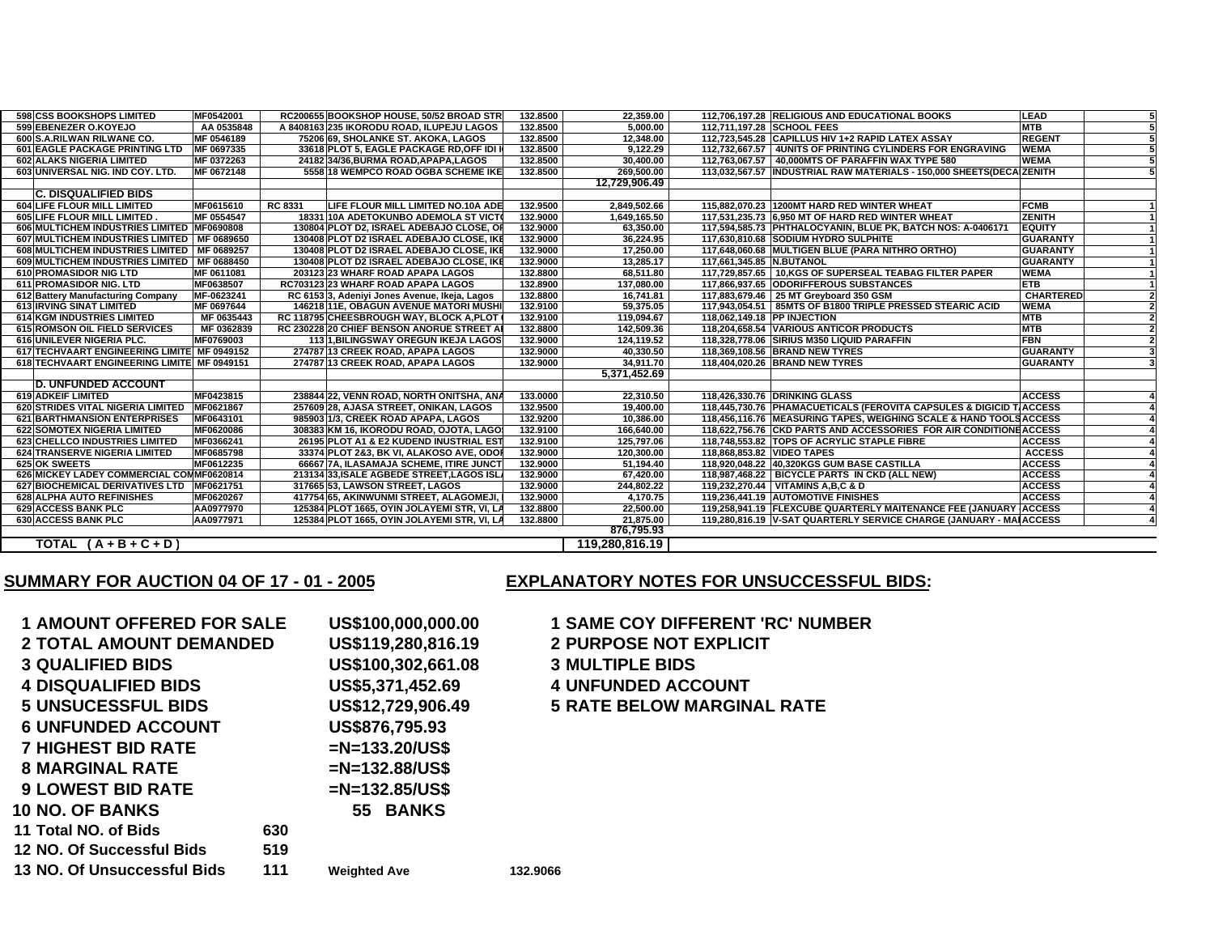| | | | | | | | | | | |
|---|---|---|---|---|---|---|---|---|---|---|
| 598 | CSS BOOKSHOPS LIMITED | MF0542001 | RC200655 | BOOKSHOP HOUSE, 50/52 BROAD STR | 132.8500 | 22,359.00 | 112,706,197.28 | RELIGIOUS AND EDUCATIONAL BOOKS | LEAD | 5 |
| 599 | EBENEZER O.KOYEJO | AA 0535848 | A 8408163 | 235 IKORODU ROAD, ILUPEJU LAGOS | 132.8500 | 5,000.00 | 112,711,197.28 | SCHOOL FEES | MTB | 5 |
| 600 | S.A.RILWAN RILWANE CO. | MF 0546189 | 75206 | 69, SHOLANKE ST. AKOKA, LAGOS | 132.8500 | 12,348.00 | 112,723,545.28 | CAPILLUS HIV 1+2 RAPID LATEX ASSAY | REGENT | 5 |
| 601 | EAGLE PACKAGE PRINTING LTD | MF 0697335 | 33618 | PLOT 5, EAGLE PACKAGE RD,OFF IDI I | 132.8500 | 9,122.29 | 112,732,667.57 | 4UNITS OF PRINTING CYLINDERS FOR ENGRAVING | WEMA | 5 |
| 602 | ALAKS NIGERIA LIMITED | MF 0372263 | 24182 | 34/36,BURMA ROAD,APAPA,LAGOS | 132.8500 | 30,400.00 | 112,763,067.57 | 40,000MTS OF PARAFFIN WAX TYPE 580 | WEMA | 5 |
| 603 | UNIVERSAL NIG. IND COY. LTD. | MF 0672148 | 5558 | 18 WEMPCO ROAD OGBA SCHEME IKE | 132.8500 | 269,500.00 | 113,032,567.57 | INDUSTRIAL RAW MATERIALS - 150,000 SHEETS(DECA | ZENITH | 5 |
| | | | | | | 12,729,906.49 | | | | |
| | C. DISQUALIFIED BIDS | | | | | | | | | |
| 604 | LIFE FLOUR MILL LIMITED | MF0615610 | RC 8331 | LIFE FLOUR MILL LIMITED NO.10A ADE | 132.9500 | 2,849,502.66 | 115,882,070.23 | 1200MT HARD RED WINTER WHEAT | FCMB | 1 |
| 605 | LIFE FLOUR MILL LIMITED . | MF 0554547 | 18331 | 10A ADETOKUNBO ADEMOLA ST VICT | 132.9000 | 1,649,165.50 | 117,531,235.73 | 6,950 MT OF HARD RED WINTER WHEAT | ZENITH | 1 |
| 606 | MULTICHEM INDUSTRIES LIMITED | MF0690808 | 130804 | PLOT D2, ISRAEL ADEBAJO CLOSE, OF | 132.9000 | 63,350.00 | 117,594,585.73 | PHTHALOCYANIN, BLUE PK, BATCH NOS: A-0406171 | EQUITY | 1 |
| 607 | MULTICHEM INDUSTRIES LIMITED | MF 0689650 | 130408 | PLOT D2 ISRAEL ADEBAJO CLOSE, IKE | 132.9000 | 36,224.95 | 117,630,810.68 | SODIUM HYDRO SULPHITE | GUARANTY | 1 |
| 608 | MULTICHEM INDUSTRIES LIMITED | MF 0689257 | 130408 | PLOT D2 ISRAEL ADEBAJO CLOSE, IKE | 132.9000 | 17,250.00 | 117,648,060.68 | MULTIGEN BLUE (PARA NITHRO ORTHO) | GUARANTY | 1 |
| 609 | MULTICHEM INDUSTRIES LIMITED | MF 0688450 | 130408 | PLOT D2 ISRAEL ADEBAJO CLOSE, IKE | 132.9000 | 13,285.17 | 117,661,345.85 | N.BUTANOL | GUARANTY | 1 |
| 610 | PROMASIDOR NIG LTD | MF 0611081 | 203123 | 23 WHARF ROAD APAPA LAGOS | 132.8800 | 68,511.80 | 117,729,857.65 | 10,KGS OF SUPERSEAL TEABAG FILTER PAPER | WEMA | 1 |
| 611 | PROMASIDOR NIG. LTD | MF0638507 | RC703123 | 23 WHARF ROAD APAPA LAGOS | 132.8900 | 137,080.00 | 117,866,937.65 | ODORIFFEROUS SUBSTANCES | ETB | 1 |
| 612 | Battery Manufacturing Company | MF-0623241 | RC 6153 | 3, Adeniyi Jones Avenue, Ikeja, Lagos | 132.8800 | 16,741.81 | 117,883,679.46 | 25 MT Greyboard 350 GSM | CHARTERED | 2 |
| 613 | IRVING SINAT LIMITED | MF 0697644 | 146218 | 11E, OBAGUN AVENUE MATORI MUSHI | 132.9100 | 59,375.05 | 117,943,054.51 | 85MTS OF B1800 TRIPLE PRESSED STEARIC ACID | WEMA | 2 |
| 614 | KGM INDUSTRIES LIMITED | MF 0635443 | RC 118795 | CHEESBROUGH WAY, BLOCK A,PLOT | 132.9100 | 119,094.67 | 118,062,149.18 | PP INJECTION | MTB | 2 |
| 615 | ROMSON OIL FIELD SERVICES | MF 0362839 | RC 230228 | 20 CHIEF BENSON ANORUE STREET A | 132.8800 | 142,509.36 | 118,204,658.54 | VARIOUS ANTICOR PRODUCTS | MTB | 2 |
| 616 | UNILEVER NIGERIA PLC. | MF0769003 | 113 | 1,BILINGSWAY OREGUN IKEJA LAGOS | 132.9000 | 124,119.52 | 118,328,778.06 | SIRIUS M350 LIQUID PARAFFIN | FBN | 2 |
| 617 | TECHVAART ENGINEERING LIMITE | MF 0949152 | 274787 | 13 CREEK ROAD, APAPA LAGOS | 132.9000 | 40,330.50 | 118,369,108.56 | BRAND NEW TYRES | GUARANTY | 3 |
| 618 | TECHVAART ENGINEERING LIMITE | MF 0949151 | 274787 | 13 CREEK ROAD, APAPA LAGOS | 132.9000 | 34,911.70 | 118,404,020.26 | BRAND NEW TYRES | GUARANTY | 3 |
| | | | | | | 5,371,452.69 | | | | |
| | D. UNFUNDED ACCOUNT | | | | | | | | | |
| 619 | ADKEIF LIMITED | MF0423815 | 238844 | 22, VENN ROAD, NORTH ONITSHA, ANA | 133.0000 | 22,310.50 | 118,426,330.76 | DRINKING GLASS | ACCESS | 4 |
| 620 | STRIDES VITAL NIGERIA LIMITED | MF0621867 | 257609 | 28, AJASA STREET, ONIKAN, LAGOS | 132.9500 | 19,400.00 | 118,445,730.76 | PHAMACUETICALS (FEROVITA CAPSULES & DIGICID T | ACCESS | 4 |
| 621 | BARTHMANSION ENTERPRISES | MF0643101 | 985903 | 1/3, CREEK ROAD APAPA, LAGOS | 132.9200 | 10,386.00 | 118,456,116.76 | MEASURING TAPES, WEIGHING SCALE & HAND TOOLS | ACCESS | 4 |
| 622 | SOMOTEX NIGERIA LIMITED | MF0620086 | 308383 | KM 16, IKORODU ROAD, OJOTA, LAGO | 132.9100 | 166,640.00 | 118,622,756.76 | CKD PARTS AND ACCESSORIES FOR AIR CONDITIONE | ACCESS | 4 |
| 623 | CHELLCO INDUSTRIES LIMITED | MF0366241 | 26195 | PLOT A1 & E2 KUDEND INUSTRIAL EST | 132.9100 | 125,797.06 | 118,748,553.82 | TOPS OF ACRYLIC STAPLE FIBRE | ACCESS | 4 |
| 624 | TRANSERVE NIGERIA LIMITED | MF0685798 | 33374 | PLOT 2&3, BK VI, ALAKOSO AVE, ODO | 132.9000 | 120,300.00 | 118,868,853.82 | VIDEO TAPES | ACCESS | 4 |
| 625 | OK SWEETS | MF0612235 | 66667 | 7A, ILASAMAJA SCHEME, ITIRE JUNCT | 132.9000 | 51,194.40 | 118,920,048.22 | 40,320KGS GUM BASE CASTILLA | ACCESS | 4 |
| 626 | MICKEY LADEY COMMERCIAL COM | MF0620814 | 213134 | 33,ISALE AGBEDE STREET,LAGOS ISL | 132.9000 | 67,420.00 | 118,987,468.22 | BICYCLE PARTS IN CKD (ALL NEW) | ACCESS | 4 |
| 627 | BIOCHEMICAL DERIVATIVES LTD | MF0621751 | 317665 | 53, LAWSON STREET, LAGOS | 132.9000 | 244,802.22 | 119,232,270.44 | VITAMINS A,B,C & D | ACCESS | 4 |
| 628 | ALPHA AUTO REFINISHES | MF0620267 | 417754 | 65, AKINWUNMI STREET, ALAGOMEJI, | 132.9000 | 4,170.75 | 119,236,441.19 | AUTOMOTIVE FINISHES | ACCESS | 4 |
| 629 | ACCESS BANK PLC | AA0977970 | 125384 | PLOT 1665, OYIN JOLAYEMI STR, VI, LA | 132.8800 | 22,500.00 | 119,258,941.19 | FLEXCUBE QUARTERLY MAITENANCE FEE (JANUARY | ACCESS | 4 |
| 630 | ACCESS BANK PLC | AA0977971 | 125384 | PLOT 1665, OYIN JOLAYEMI STR, VI, LA | 132.8800 | 21,875.00 | 119,280,816.19 | V-SAT QUARTERLY SERVICE CHARGE (JANUARY - MA | ACCESS | 4 |
| | | | | | | 876,795.93 | | | | |
| | TOTAL ( A + B + C + D ) | | | | | 119,280,816.19 | | | | |

## SUMMARY FOR AUCTION 04 OF 17 - 01 - 2005

| | | | |
|---|---|---|---|
| 1 | AMOUNT OFFERED FOR SALE | | US$100,000,000.00 |
| 2 | TOTAL AMOUNT DEMANDED | | US$119,280,816.19 |
| 3 | QUALIFIED BIDS | | US$100,302,661.08 |
| 4 | DISQUALIFIED BIDS | | US$5,371,452.69 |
| 5 | UNSUCESSFUL BIDS | | US$12,729,906.49 |
| 6 | UNFUNDED ACCOUNT | | US$876,795.93 |
| 7 | HIGHEST BID RATE | | =N=133.20/US$ |
| 8 | MARGINAL RATE | | =N=132.88/US$ |
| 9 | LOWEST BID RATE | | =N=132.85/US$ |
| 10 | NO. OF BANKS | | 55 BANKS |
| 11 | Total NO. of Bids | 630 | |
| 12 | NO. Of Successful Bids | 519 | |
| 13 | NO. Of Unsuccessful Bids | 111 | Weighted Ave 132.9066 |

## EXPLANATORY NOTES FOR UNSUCCESSFUL BIDS:

1 SAME COY DIFFERENT 'RC' NUMBER
2 PURPOSE NOT EXPLICIT
3 MULTIPLE BIDS
4 UNFUNDED ACCOUNT
5 RATE BELOW MARGINAL RATE